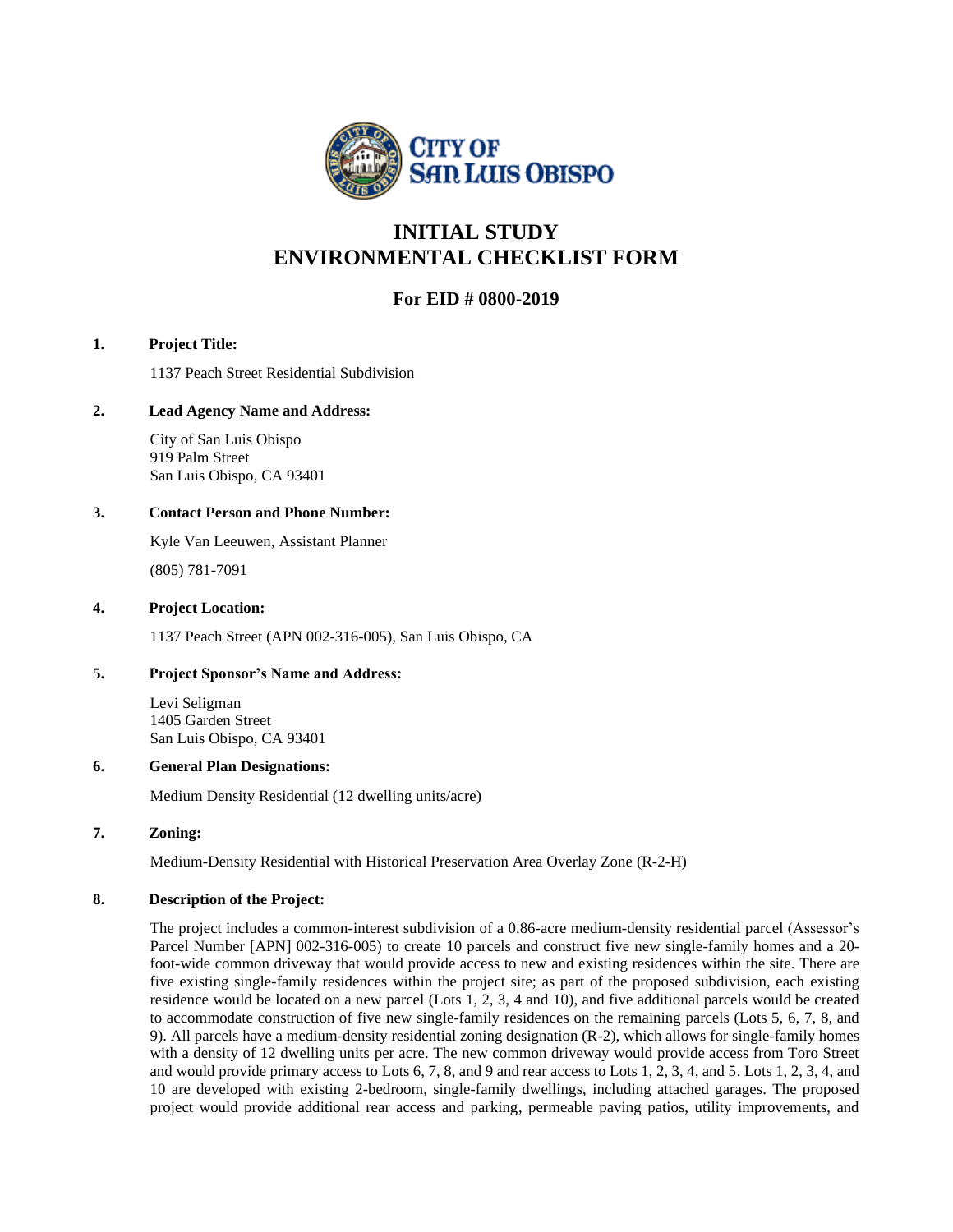# INITIAL STUDY
# ENVIRONMENTAL CHECKLIST FORM

## For EID # 0800-2019

**1. Project Title:**

1137 Peach Street Residential Subdivision

**2. Lead Agency Name and Address:**

City of San Luis Obispo
919 Palm Street
San Luis Obispo, CA 93401

**3. Contact Person and Phone Number:**

Kyle Van Leeuwen, Assistant Planner

(805) 781-7091

**4. Project Location:**

1137 Peach Street (APN 002-316-005), San Luis Obispo, CA

**5. Project Sponsor's Name and Address:**

Levi Seligman
1405 Garden Street
San Luis Obispo, CA 93401

**6. General Plan Designations:**

Medium Density Residential (12 dwelling units/acre)

**7. Zoning:**

Medium-Density Residential with Historical Preservation Area Overlay Zone (R-2-H)

**8. Description of the Project:**

The project includes a common-interest subdivision of a 0.86-acre medium-density residential parcel (Assessor's Parcel Number [APN] 002-316-005) to create 10 parcels and construct five new single-family homes and a 20-foot-wide common driveway that would provide access to new and existing residences within the site. There are five existing single-family residences within the project site; as part of the proposed subdivision, each existing residence would be located on a new parcel (Lots 1, 2, 3, 4 and 10), and five additional parcels would be created to accommodate construction of five new single-family residences on the remaining parcels (Lots 5, 6, 7, 8, and 9). All parcels have a medium-density residential zoning designation (R-2), which allows for single-family homes with a density of 12 dwelling units per acre. The new common driveway would provide access from Toro Street and would provide primary access to Lots 6, 7, 8, and 9 and rear access to Lots 1, 2, 3, 4, and 5. Lots 1, 2, 3, 4, and 10 are developed with existing 2-bedroom, single-family dwellings, including attached garages. The proposed project would provide additional rear access and parking, permeable paving patios, utility improvements, and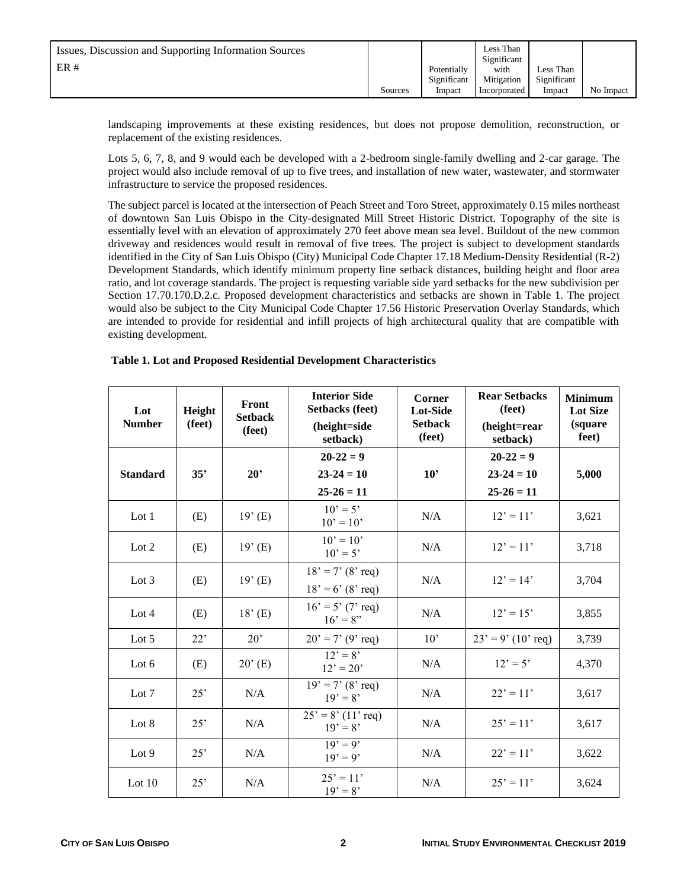landscaping improvements at these existing residences, but does not propose demolition, reconstruction, or replacement of the existing residences.

Lots 5, 6, 7, 8, and 9 would each be developed with a 2-bedroom single-family dwelling and 2-car garage. The project would also include removal of up to five trees, and installation of new water, wastewater, and stormwater infrastructure to service the proposed residences.

The subject parcel is located at the intersection of Peach Street and Toro Street, approximately 0.15 miles northeast of downtown San Luis Obispo in the City-designated Mill Street Historic District. Topography of the site is essentially level with an elevation of approximately 270 feet above mean sea level. Buildout of the new common driveway and residences would result in removal of five trees. The project is subject to development standards identified in the City of San Luis Obispo (City) Municipal Code Chapter 17.18 Medium-Density Residential (R-2) Development Standards, which identify minimum property line setback distances, building height and floor area ratio, and lot coverage standards. The project is requesting variable side yard setbacks for the new subdivision per Section 17.70.170.D.2.c. Proposed development characteristics and setbacks are shown in Table 1. The project would also be subject to the City Municipal Code Chapter 17.56 Historic Preservation Overlay Standards, which are intended to provide for residential and infill projects of high architectural quality that are compatible with existing development.

**Table 1. Lot and Proposed Residential Development Characteristics**

| Lot Number | Height (feet) | Front Setback (feet) | Interior Side Setbacks (feet) (height=side setback) | Corner Lot-Side Setback (feet) | Rear Setbacks (feet) (height=rear setback) | Minimum Lot Size (square feet) |
|---|---|---|---|---|---|---|
| **Standard** | **35’** | **20’** | **20-22 = 9**<br>**23-24 = 10**<br>**25-26 = 11** | **10’** | **20-22 = 9**<br>**23-24 = 10**<br>**25-26 = 11** | **5,000** |
| Lot 1 | (E) | 19’ (E) | 10’ = 5’<br>10’ = 10’ | N/A | 12’ = 11’ | 3,621 |
| Lot 2 | (E) | 19’ (E) | 10’ = 10’<br>10’ = 5’ | N/A | 12’ = 11’ | 3,718 |
| Lot 3 | (E) | 19’ (E) | 18’ = 7’ (8’ req)<br>18’ = 6’ (8’ req) | N/A | 12’ = 14’ | 3,704 |
| Lot 4 | (E) | 18’ (E) | 16’ = 5’ (7’ req)<br>16’ = 8” | N/A | 12’ = 15’ | 3,855 |
| Lot 5 | 22’ | 20’ | 20’ = 7’ (9’ req) | 10’ | 23’ = 9’ (10’ req) | 3,739 |
| Lot 6 | (E) | 20’ (E) | 12’ = 8’<br>12’ = 20’ | N/A | 12’ = 5’ | 4,370 |
| Lot 7 | 25’ | N/A | 19’ = 7’ (8’ req)<br>19’ = 8’ | N/A | 22’ = 11’ | 3,617 |
| Lot 8 | 25’ | N/A | 25’ = 8’ (11’ req)<br>19’ = 8’ | N/A | 25’ = 11’ | 3,617 |
| Lot 9 | 25’ | N/A | 19’ = 9’<br>19’ = 9’ | N/A | 22’ = 11’ | 3,622 |
| Lot 10 | 25’ | N/A | 25’ = 11’<br>19’ = 8’ | N/A | 25’ = 11’ | 3,624 |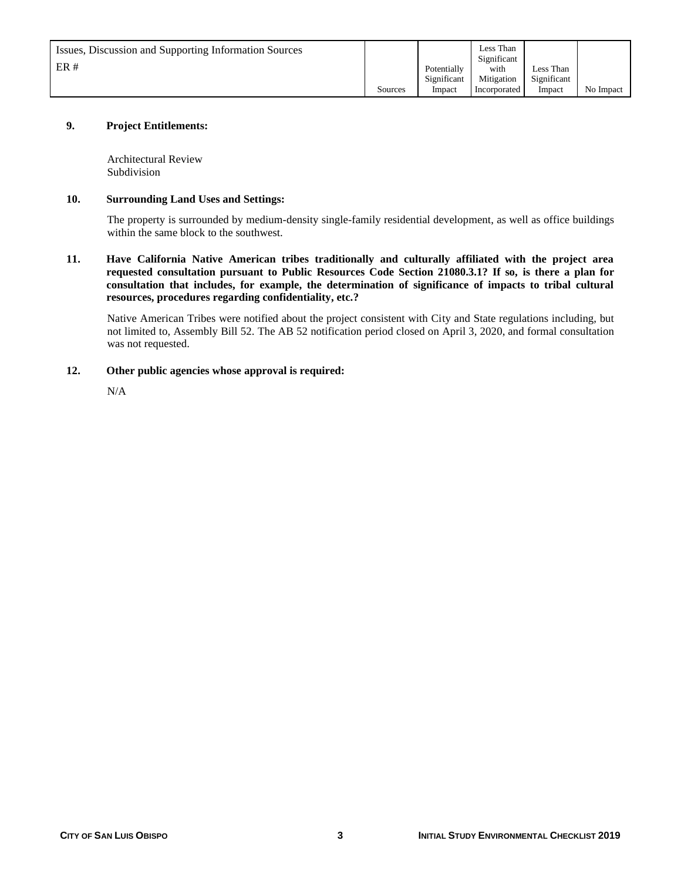| Issues, Discussion and Supporting Information Sources<br>ER # | Sources | Potentially Significant Impact | Less Than Significant with Mitigation Incorporated | Less Than Significant Impact | No Impact |
|---|---|---|---|---|---|

**9. Project Entitlements:**

Architectural Review
Subdivision

**10. Surrounding Land Uses and Settings:**

The property is surrounded by medium-density single-family residential development, as well as office buildings within the same block to the southwest.

**11. Have California Native American tribes traditionally and culturally affiliated with the project area requested consultation pursuant to Public Resources Code Section 21080.3.1? If so, is there a plan for consultation that includes, for example, the determination of significance of impacts to tribal cultural resources, procedures regarding confidentiality, etc.?**

Native American Tribes were notified about the project consistent with City and State regulations including, but not limited to, Assembly Bill 52. The AB 52 notification period closed on April 3, 2020, and formal consultation was not requested.

**12. Other public agencies whose approval is required:**

N/A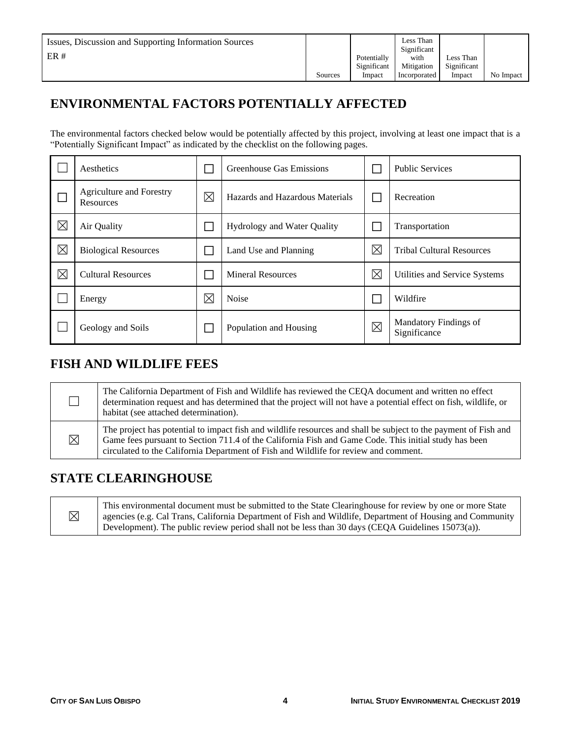## ENVIRONMENTAL FACTORS POTENTIALLY AFFECTED

The environmental factors checked below would be potentially affected by this project, involving at least one impact that is a "Potentially Significant Impact" as indicated by the checklist on the following pages.

| | | | | | |
|---|---|---|---|---|---|
| ☐ | Aesthetics | ☐ | Greenhouse Gas Emissions | ☐ | Public Services |
| ☐ | Agriculture and Forestry Resources | ☒ | Hazards and Hazardous Materials | ☐ | Recreation |
| ☒ | Air Quality | ☐ | Hydrology and Water Quality | ☐ | Transportation |
| ☒ | Biological Resources | ☐ | Land Use and Planning | ☒ | Tribal Cultural Resources |
| ☒ | Cultural Resources | ☐ | Mineral Resources | ☒ | Utilities and Service Systems |
| ☐ | Energy | ☒ | Noise | ☐ | Wildfire |
| ☐ | Geology and Soils | ☐ | Population and Housing | ☒ | Mandatory Findings of Significance |

## FISH AND WILDLIFE FEES

| | |
|---|---|
| ☐ | The California Department of Fish and Wildlife has reviewed the CEQA document and written no effect determination request and has determined that the project will not have a potential effect on fish, wildlife, or habitat (see attached determination). |
| ☒ | The project has potential to impact fish and wildlife resources and shall be subject to the payment of Fish and Game fees pursuant to Section 711.4 of the California Fish and Game Code. This initial study has been circulated to the California Department of Fish and Wildlife for review and comment. |

## STATE CLEARINGHOUSE

| | |
|---|---|
| ☒ | This environmental document must be submitted to the State Clearinghouse for review by one or more State agencies (e.g. Cal Trans, California Department of Fish and Wildlife, Department of Housing and Community Development). The public review period shall not be less than 30 days (CEQA Guidelines 15073(a)). |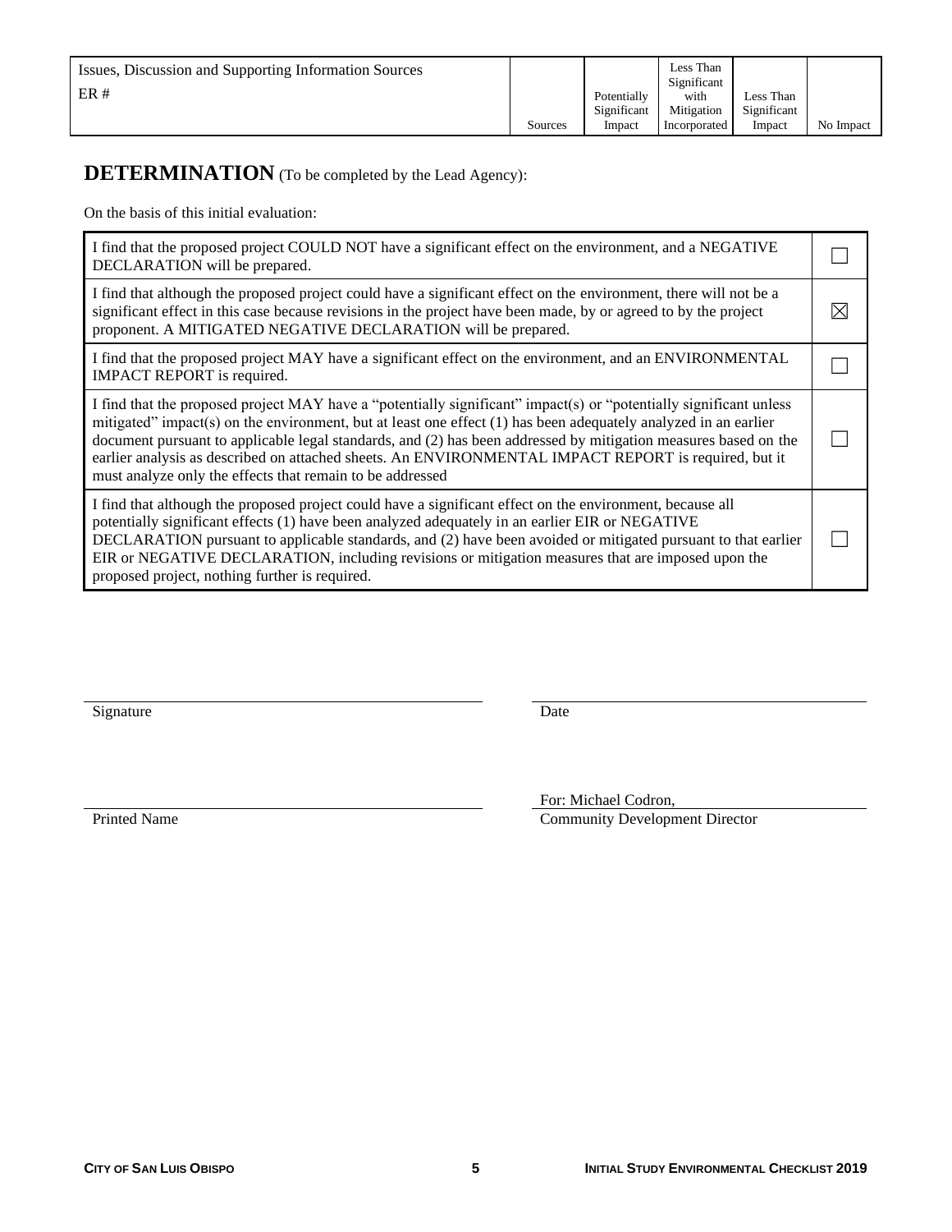| Issues, Discussion and Supporting Information Sources<br>ER # | Sources | Potentially Significant Impact | Less Than Significant with Mitigation Incorporated | Less Than Significant Impact | No Impact |
|---|---|---|---|---|---|

## DETERMINATION (To be completed by the Lead Agency):

On the basis of this initial evaluation:

| | |
|---|---|
| I find that the proposed project COULD NOT have a significant effect on the environment, and a NEGATIVE DECLARATION will be prepared. | ☐ |
| I find that although the proposed project could have a significant effect on the environment, there will not be a significant effect in this case because revisions in the project have been made, by or agreed to by the project proponent. A MITIGATED NEGATIVE DECLARATION will be prepared. | ☒ |
| I find that the proposed project MAY have a significant effect on the environment, and an ENVIRONMENTAL IMPACT REPORT is required. | ☐ |
| I find that the proposed project MAY have a "potentially significant" impact(s) or "potentially significant unless mitigated" impact(s) on the environment, but at least one effect (1) has been adequately analyzed in an earlier document pursuant to applicable legal standards, and (2) has been addressed by mitigation measures based on the earlier analysis as described on attached sheets. An ENVIRONMENTAL IMPACT REPORT is required, but it must analyze only the effects that remain to be addressed | ☐ |
| I find that although the proposed project could have a significant effect on the environment, because all potentially significant effects (1) have been analyzed adequately in an earlier EIR or NEGATIVE DECLARATION pursuant to applicable standards, and (2) have been avoided or mitigated pursuant to that earlier EIR or NEGATIVE DECLARATION, including revisions or mitigation measures that are imposed upon the proposed project, nothing further is required. | ☐ |

Signature

Date

Printed Name

For: Michael Codron,
Community Development Director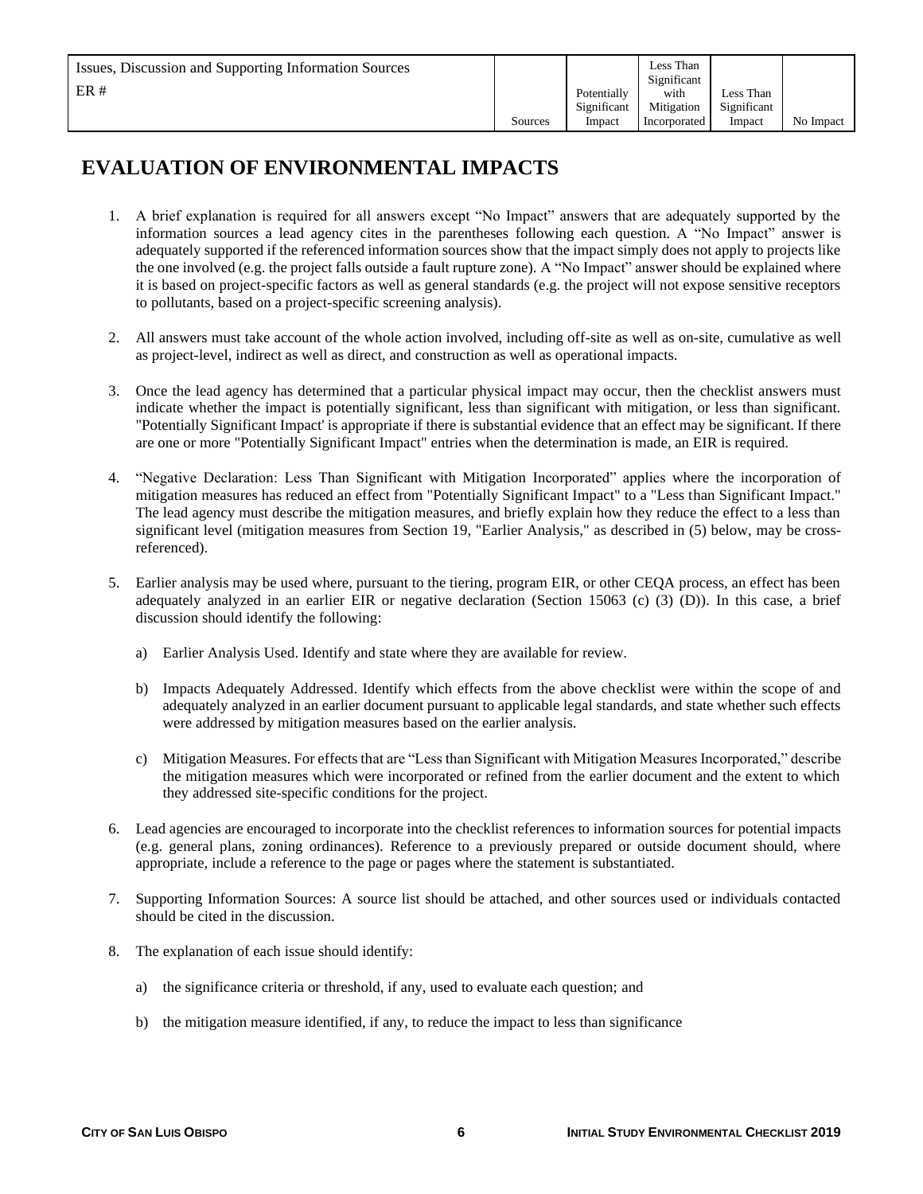| Issues, Discussion and Supporting Information Sources<br>ER # | Sources | Potentially Significant Impact | Less Than Significant with Mitigation Incorporated | Less Than Significant Impact | No Impact |
|---|---|---|---|---|---|

# EVALUATION OF ENVIRONMENTAL IMPACTS

1. A brief explanation is required for all answers except "No Impact" answers that are adequately supported by the information sources a lead agency cites in the parentheses following each question. A "No Impact" answer is adequately supported if the referenced information sources show that the impact simply does not apply to projects like the one involved (e.g. the project falls outside a fault rupture zone). A "No Impact" answer should be explained where it is based on project-specific factors as well as general standards (e.g. the project will not expose sensitive receptors to pollutants, based on a project-specific screening analysis).

2. All answers must take account of the whole action involved, including off-site as well as on-site, cumulative as well as project-level, indirect as well as direct, and construction as well as operational impacts.

3. Once the lead agency has determined that a particular physical impact may occur, then the checklist answers must indicate whether the impact is potentially significant, less than significant with mitigation, or less than significant. "Potentially Significant Impact' is appropriate if there is substantial evidence that an effect may be significant. If there are one or more "Potentially Significant Impact" entries when the determination is made, an EIR is required.

4. "Negative Declaration: Less Than Significant with Mitigation Incorporated" applies where the incorporation of mitigation measures has reduced an effect from "Potentially Significant Impact" to a "Less than Significant Impact." The lead agency must describe the mitigation measures, and briefly explain how they reduce the effect to a less than significant level (mitigation measures from Section 19, "Earlier Analysis," as described in (5) below, may be cross-referenced).

5. Earlier analysis may be used where, pursuant to the tiering, program EIR, or other CEQA process, an effect has been adequately analyzed in an earlier EIR or negative declaration (Section 15063 (c) (3) (D)). In this case, a brief discussion should identify the following:

   a) Earlier Analysis Used. Identify and state where they are available for review.

   b) Impacts Adequately Addressed. Identify which effects from the above checklist were within the scope of and adequately analyzed in an earlier document pursuant to applicable legal standards, and state whether such effects were addressed by mitigation measures based on the earlier analysis.

   c) Mitigation Measures. For effects that are "Less than Significant with Mitigation Measures Incorporated," describe the mitigation measures which were incorporated or refined from the earlier document and the extent to which they addressed site-specific conditions for the project.

6. Lead agencies are encouraged to incorporate into the checklist references to information sources for potential impacts (e.g. general plans, zoning ordinances). Reference to a previously prepared or outside document should, where appropriate, include a reference to the page or pages where the statement is substantiated.

7. Supporting Information Sources: A source list should be attached, and other sources used or individuals contacted should be cited in the discussion.

8. The explanation of each issue should identify:

   a) the significance criteria or threshold, if any, used to evaluate each question; and

   b) the mitigation measure identified, if any, to reduce the impact to less than significance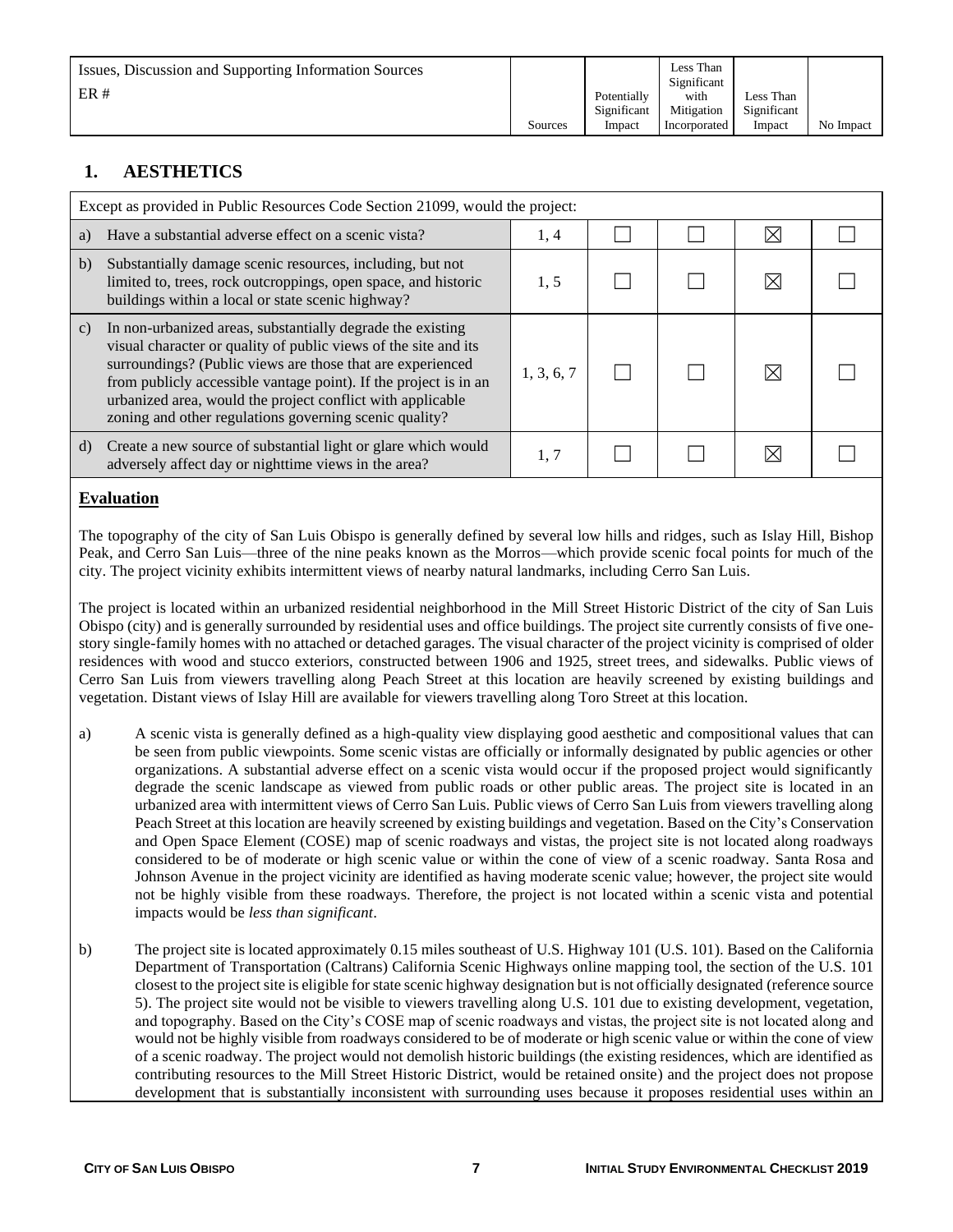| Issues, Discussion and Supporting Information Sources<br>ER # | Sources | Potentially Significant Impact | Less Than Significant with Mitigation Incorporated | Less Than Significant Impact | No Impact |
|---|---|---|---|---|---|

## 1. AESTHETICS

| Except as provided in Public Resources Code Section 21099, would the project: | | | | | |
|---|---|---|---|---|---|
| a) Have a substantial adverse effect on a scenic vista? | 1, 4 | ☐ | ☐ | ☒ | ☐ |
| b) Substantially damage scenic resources, including, but not limited to, trees, rock outcroppings, open space, and historic buildings within a local or state scenic highway? | 1, 5 | ☐ | ☐ | ☒ | ☐ |
| c) In non-urbanized areas, substantially degrade the existing visual character or quality of public views of the site and its surroundings? (Public views are those that are experienced from publicly accessible vantage point). If the project is in an urbanized area, would the project conflict with applicable zoning and other regulations governing scenic quality? | 1, 3, 6, 7 | ☐ | ☐ | ☒ | ☐ |
| d) Create a new source of substantial light or glare which would adversely affect day or nighttime views in the area? | 1, 7 | ☐ | ☐ | ☒ | ☐ |

**Evaluation**

The topography of the city of San Luis Obispo is generally defined by several low hills and ridges, such as Islay Hill, Bishop Peak, and Cerro San Luis—three of the nine peaks known as the Morros—which provide scenic focal points for much of the city. The project vicinity exhibits intermittent views of nearby natural landmarks, including Cerro San Luis.

The project is located within an urbanized residential neighborhood in the Mill Street Historic District of the city of San Luis Obispo (city) and is generally surrounded by residential uses and office buildings. The project site currently consists of five one-story single-family homes with no attached or detached garages. The visual character of the project vicinity is comprised of older residences with wood and stucco exteriors, constructed between 1906 and 1925, street trees, and sidewalks. Public views of Cerro San Luis from viewers travelling along Peach Street at this location are heavily screened by existing buildings and vegetation. Distant views of Islay Hill are available for viewers travelling along Toro Street at this location.

a) A scenic vista is generally defined as a high-quality view displaying good aesthetic and compositional values that can be seen from public viewpoints. Some scenic vistas are officially or informally designated by public agencies or other organizations. A substantial adverse effect on a scenic vista would occur if the proposed project would significantly degrade the scenic landscape as viewed from public roads or other public areas. The project site is located in an urbanized area with intermittent views of Cerro San Luis. Public views of Cerro San Luis from viewers travelling along Peach Street at this location are heavily screened by existing buildings and vegetation. Based on the City's Conservation and Open Space Element (COSE) map of scenic roadways and vistas, the project site is not located along roadways considered to be of moderate or high scenic value or within the cone of view of a scenic roadway. Santa Rosa and Johnson Avenue in the project vicinity are identified as having moderate scenic value; however, the project site would not be highly visible from these roadways. Therefore, the project is not located within a scenic vista and potential impacts would be *less than significant*.

b) The project site is located approximately 0.15 miles southeast of U.S. Highway 101 (U.S. 101). Based on the California Department of Transportation (Caltrans) California Scenic Highways online mapping tool, the section of the U.S. 101 closest to the project site is eligible for state scenic highway designation but is not officially designated (reference source 5). The project site would not be visible to viewers travelling along U.S. 101 due to existing development, vegetation, and topography. Based on the City's COSE map of scenic roadways and vistas, the project site is not located along and would not be highly visible from roadways considered to be of moderate or high scenic value or within the cone of view of a scenic roadway. The project would not demolish historic buildings (the existing residences, which are identified as contributing resources to the Mill Street Historic District, would be retained onsite) and the project does not propose development that is substantially inconsistent with surrounding uses because it proposes residential uses within an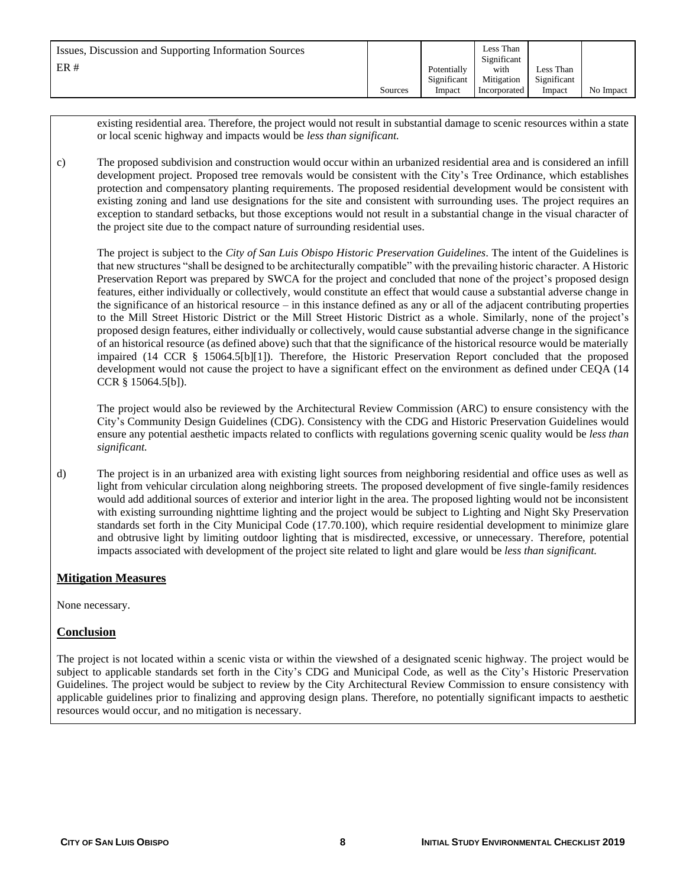| Issues, Discussion and Supporting Information Sources<br>ER # | Sources | Potentially Significant Impact | Less Than Significant with Mitigation Incorporated | Less Than Significant Impact | No Impact |
|---|---|---|---|---|---|

existing residential area. Therefore, the project would not result in substantial damage to scenic resources within a state or local scenic highway and impacts would be *less than significant.*

c) The proposed subdivision and construction would occur within an urbanized residential area and is considered an infill development project. Proposed tree removals would be consistent with the City's Tree Ordinance, which establishes protection and compensatory planting requirements. The proposed residential development would be consistent with existing zoning and land use designations for the site and consistent with surrounding uses. The project requires an exception to standard setbacks, but those exceptions would not result in a substantial change in the visual character of the project site due to the compact nature of surrounding residential uses.

The project is subject to the *City of San Luis Obispo Historic Preservation Guidelines*. The intent of the Guidelines is that new structures "shall be designed to be architecturally compatible" with the prevailing historic character. A Historic Preservation Report was prepared by SWCA for the project and concluded that none of the project's proposed design features, either individually or collectively, would constitute an effect that would cause a substantial adverse change in the significance of an historical resource – in this instance defined as any or all of the adjacent contributing properties to the Mill Street Historic District or the Mill Street Historic District as a whole. Similarly, none of the project's proposed design features, either individually or collectively, would cause substantial adverse change in the significance of an historical resource (as defined above) such that that the significance of the historical resource would be materially impaired (14 CCR § 15064.5[b][1]). Therefore, the Historic Preservation Report concluded that the proposed development would not cause the project to have a significant effect on the environment as defined under CEQA (14 CCR § 15064.5[b]).

The project would also be reviewed by the Architectural Review Commission (ARC) to ensure consistency with the City's Community Design Guidelines (CDG). Consistency with the CDG and Historic Preservation Guidelines would ensure any potential aesthetic impacts related to conflicts with regulations governing scenic quality would be *less than significant.*

d) The project is in an urbanized area with existing light sources from neighboring residential and office uses as well as light from vehicular circulation along neighboring streets. The proposed development of five single-family residences would add additional sources of exterior and interior light in the area. The proposed lighting would not be inconsistent with existing surrounding nighttime lighting and the project would be subject to Lighting and Night Sky Preservation standards set forth in the City Municipal Code (17.70.100), which require residential development to minimize glare and obtrusive light by limiting outdoor lighting that is misdirected, excessive, or unnecessary. Therefore, potential impacts associated with development of the project site related to light and glare would be *less than significant.*

## Mitigation Measures

None necessary.

## Conclusion

The project is not located within a scenic vista or within the viewshed of a designated scenic highway. The project would be subject to applicable standards set forth in the City's CDG and Municipal Code, as well as the City's Historic Preservation Guidelines. The project would be subject to review by the City Architectural Review Commission to ensure consistency with applicable guidelines prior to finalizing and approving design plans. Therefore, no potentially significant impacts to aesthetic resources would occur, and no mitigation is necessary.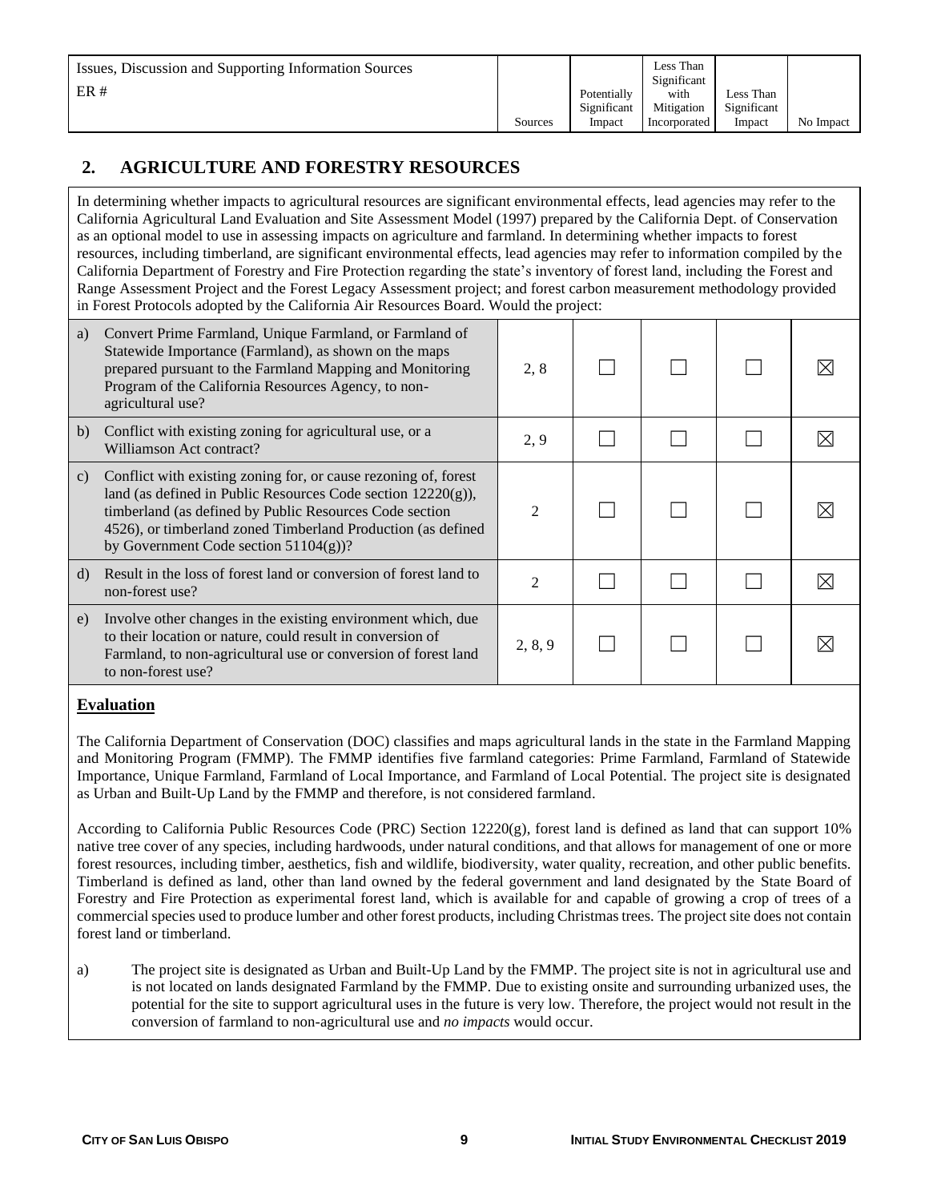| Issues, Discussion and Supporting Information Sources<br>ER # | Sources | Potentially Significant Impact | Less Than Significant with Mitigation Incorporated | Less Than Significant Impact | No Impact |
|---|---|---|---|---|---|

## 2. AGRICULTURE AND FORESTRY RESOURCES

In determining whether impacts to agricultural resources are significant environmental effects, lead agencies may refer to the California Agricultural Land Evaluation and Site Assessment Model (1997) prepared by the California Dept. of Conservation as an optional model to use in assessing impacts on agriculture and farmland. In determining whether impacts to forest resources, including timberland, are significant environmental effects, lead agencies may refer to information compiled by the California Department of Forestry and Fire Protection regarding the state's inventory of forest land, including the Forest and Range Assessment Project and the Forest Legacy Assessment project; and forest carbon measurement methodology provided in Forest Protocols adopted by the California Air Resources Board. Would the project:

| | Sources | Potentially Significant Impact | Less Than Significant with Mitigation Incorporated | Less Than Significant Impact | No Impact |
|---|---|---|---|---|---|
| a) Convert Prime Farmland, Unique Farmland, or Farmland of Statewide Importance (Farmland), as shown on the maps prepared pursuant to the Farmland Mapping and Monitoring Program of the California Resources Agency, to non-agricultural use? | 2, 8 | ☐ | ☐ | ☐ | ☒ |
| b) Conflict with existing zoning for agricultural use, or a Williamson Act contract? | 2, 9 | ☐ | ☐ | ☐ | ☒ |
| c) Conflict with existing zoning for, or cause rezoning of, forest land (as defined in Public Resources Code section 12220(g)), timberland (as defined by Public Resources Code section 4526), or timberland zoned Timberland Production (as defined by Government Code section 51104(g))? | 2 | ☐ | ☐ | ☐ | ☒ |
| d) Result in the loss of forest land or conversion of forest land to non-forest use? | 2 | ☐ | ☐ | ☐ | ☒ |
| e) Involve other changes in the existing environment which, due to their location or nature, could result in conversion of Farmland, to non-agricultural use or conversion of forest land to non-forest use? | 2, 8, 9 | ☐ | ☐ | ☐ | ☒ |

### Evaluation

The California Department of Conservation (DOC) classifies and maps agricultural lands in the state in the Farmland Mapping and Monitoring Program (FMMP). The FMMP identifies five farmland categories: Prime Farmland, Farmland of Statewide Importance, Unique Farmland, Farmland of Local Importance, and Farmland of Local Potential. The project site is designated as Urban and Built-Up Land by the FMMP and therefore, is not considered farmland.

According to California Public Resources Code (PRC) Section 12220(g), forest land is defined as land that can support 10% native tree cover of any species, including hardwoods, under natural conditions, and that allows for management of one or more forest resources, including timber, aesthetics, fish and wildlife, biodiversity, water quality, recreation, and other public benefits. Timberland is defined as land, other than land owned by the federal government and land designated by the State Board of Forestry and Fire Protection as experimental forest land, which is available for and capable of growing a crop of trees of a commercial species used to produce lumber and other forest products, including Christmas trees. The project site does not contain forest land or timberland.

a) The project site is designated as Urban and Built-Up Land by the FMMP. The project site is not in agricultural use and is not located on lands designated Farmland by the FMMP. Due to existing onsite and surrounding urbanized uses, the potential for the site to support agricultural uses in the future is very low. Therefore, the project would not result in the conversion of farmland to non-agricultural use and *no impacts* would occur.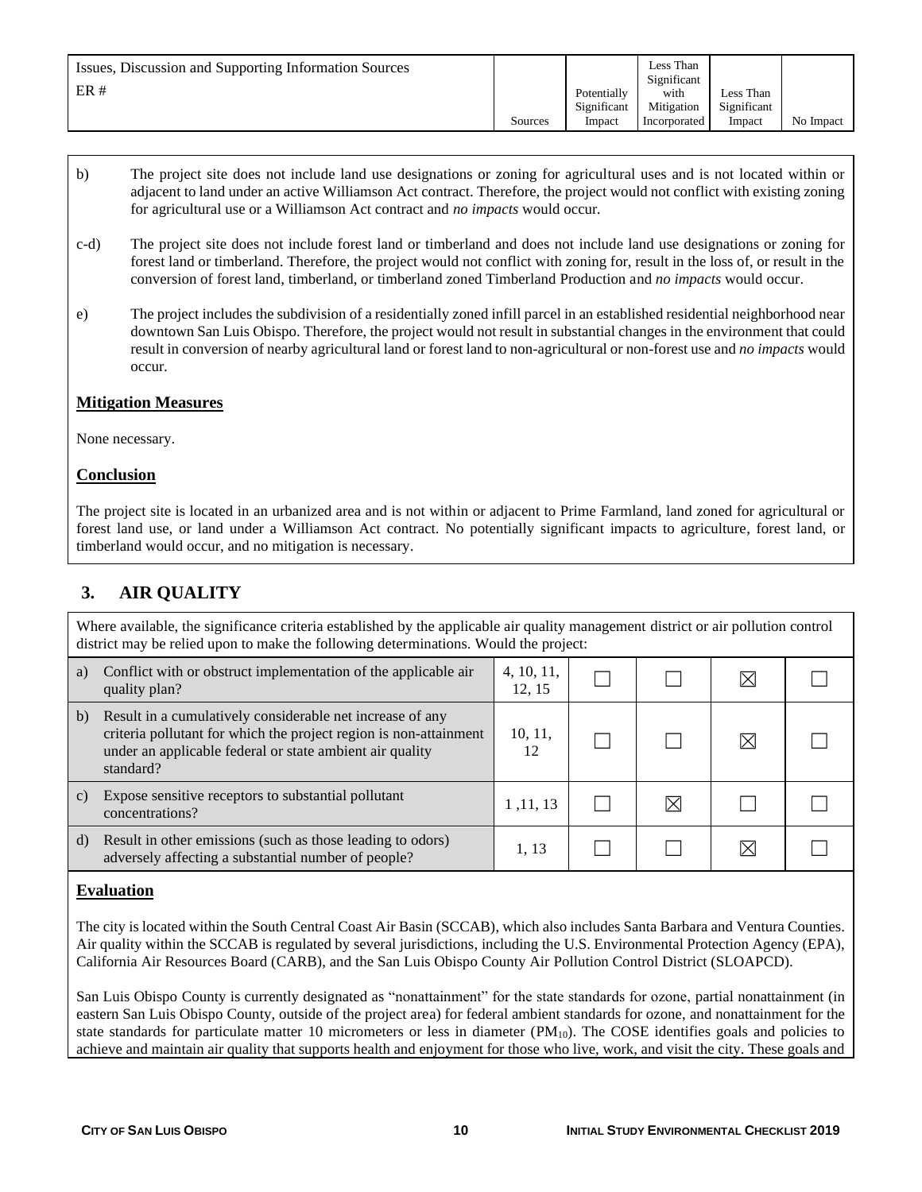| Issues, Discussion and Supporting Information Sources ER # | Sources | Potentially Significant Impact | Less Than Significant with Mitigation Incorporated | Less Than Significant Impact | No Impact |
|---|---|---|---|---|---|

b) The project site does not include land use designations or zoning for agricultural uses and is not located within or adjacent to land under an active Williamson Act contract. Therefore, the project would not conflict with existing zoning for agricultural use or a Williamson Act contract and *no impacts* would occur.

c-d) The project site does not include forest land or timberland and does not include land use designations or zoning for forest land or timberland. Therefore, the project would not conflict with zoning for, result in the loss of, or result in the conversion of forest land, timberland, or timberland zoned Timberland Production and *no impacts* would occur.

e) The project includes the subdivision of a residentially zoned infill parcel in an established residential neighborhood near downtown San Luis Obispo. Therefore, the project would not result in substantial changes in the environment that could result in conversion of nearby agricultural land or forest land to non-agricultural or non-forest use and *no impacts* would occur.

**Mitigation Measures**

None necessary.

**Conclusion**

The project site is located in an urbanized area and is not within or adjacent to Prime Farmland, land zoned for agricultural or forest land use, or land under a Williamson Act contract. No potentially significant impacts to agriculture, forest land, or timberland would occur, and no mitigation is necessary.

## 3. AIR QUALITY

Where available, the significance criteria established by the applicable air quality management district or air pollution control district may be relied upon to make the following determinations. Would the project:

| | Sources | Potentially Significant Impact | Less Than Significant with Mitigation Incorporated | Less Than Significant Impact | No Impact |
|---|---|---|---|---|---|
| a) Conflict with or obstruct implementation of the applicable air quality plan? | 4, 10, 11, 12, 15 | ☐ | ☐ | ☒ | ☐ |
| b) Result in a cumulatively considerable net increase of any criteria pollutant for which the project region is non-attainment under an applicable federal or state ambient air quality standard? | 10, 11, 12 | ☐ | ☐ | ☒ | ☐ |
| c) Expose sensitive receptors to substantial pollutant concentrations? | 1 ,11, 13 | ☐ | ☒ | ☐ | ☐ |
| d) Result in other emissions (such as those leading to odors) adversely affecting a substantial number of people? | 1, 13 | ☐ | ☐ | ☒ | ☐ |

**Evaluation**

The city is located within the South Central Coast Air Basin (SCCAB), which also includes Santa Barbara and Ventura Counties. Air quality within the SCCAB is regulated by several jurisdictions, including the U.S. Environmental Protection Agency (EPA), California Air Resources Board (CARB), and the San Luis Obispo County Air Pollution Control District (SLOAPCD).

San Luis Obispo County is currently designated as "nonattainment" for the state standards for ozone, partial nonattainment (in eastern San Luis Obispo County, outside of the project area) for federal ambient standards for ozone, and nonattainment for the state standards for particulate matter 10 micrometers or less in diameter ($PM_{10}$). The COSE identifies goals and policies to achieve and maintain air quality that supports health and enjoyment for those who live, work, and visit the city. These goals and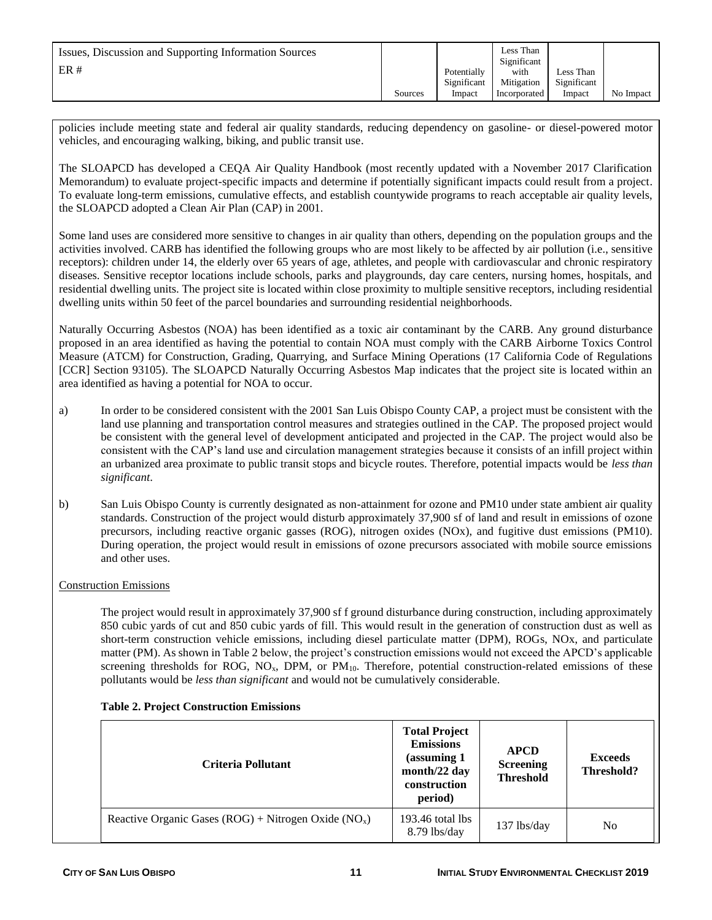| Issues, Discussion and Supporting Information Sources ER # | Sources | Potentially Significant Impact | Less Than Significant with Mitigation Incorporated | Less Than Significant Impact | No Impact |
|---|---|---|---|---|---|

policies include meeting state and federal air quality standards, reducing dependency on gasoline- or diesel-powered motor vehicles, and encouraging walking, biking, and public transit use.

The SLOAPCD has developed a CEQA Air Quality Handbook (most recently updated with a November 2017 Clarification Memorandum) to evaluate project-specific impacts and determine if potentially significant impacts could result from a project. To evaluate long-term emissions, cumulative effects, and establish countywide programs to reach acceptable air quality levels, the SLOAPCD adopted a Clean Air Plan (CAP) in 2001.

Some land uses are considered more sensitive to changes in air quality than others, depending on the population groups and the activities involved. CARB has identified the following groups who are most likely to be affected by air pollution (i.e., sensitive receptors): children under 14, the elderly over 65 years of age, athletes, and people with cardiovascular and chronic respiratory diseases. Sensitive receptor locations include schools, parks and playgrounds, day care centers, nursing homes, hospitals, and residential dwelling units. The project site is located within close proximity to multiple sensitive receptors, including residential dwelling units within 50 feet of the parcel boundaries and surrounding residential neighborhoods.

Naturally Occurring Asbestos (NOA) has been identified as a toxic air contaminant by the CARB. Any ground disturbance proposed in an area identified as having the potential to contain NOA must comply with the CARB Airborne Toxics Control Measure (ATCM) for Construction, Grading, Quarrying, and Surface Mining Operations (17 California Code of Regulations [CCR] Section 93105). The SLOAPCD Naturally Occurring Asbestos Map indicates that the project site is located within an area identified as having a potential for NOA to occur.

a) In order to be considered consistent with the 2001 San Luis Obispo County CAP, a project must be consistent with the land use planning and transportation control measures and strategies outlined in the CAP. The proposed project would be consistent with the general level of development anticipated and projected in the CAP. The project would also be consistent with the CAP's land use and circulation management strategies because it consists of an infill project within an urbanized area proximate to public transit stops and bicycle routes. Therefore, potential impacts would be *less than significant*.

b) San Luis Obispo County is currently designated as non-attainment for ozone and PM10 under state ambient air quality standards. Construction of the project would disturb approximately 37,900 sf of land and result in emissions of ozone precursors, including reactive organic gasses (ROG), nitrogen oxides (NOx), and fugitive dust emissions (PM10). During operation, the project would result in emissions of ozone precursors associated with mobile source emissions and other uses.

Construction Emissions

The project would result in approximately 37,900 sf f ground disturbance during construction, including approximately 850 cubic yards of cut and 850 cubic yards of fill. This would result in the generation of construction dust as well as short-term construction vehicle emissions, including diesel particulate matter (DPM), ROGs, NOx, and particulate matter (PM). As shown in Table 2 below, the project's construction emissions would not exceed the APCD's applicable screening thresholds for ROG, $NO_x$, DPM, or $PM_{10}$. Therefore, potential construction-related emissions of these pollutants would be *less than significant* and would not be cumulatively considerable.

**Table 2. Project Construction Emissions**

| Criteria Pollutant | Total Project Emissions (assuming 1 month/22 day construction period) | APCD Screening Threshold | Exceeds Threshold? |
|---|---|---|---|
| Reactive Organic Gases (ROG) + Nitrogen Oxide ($NO_x$) | 193.46 total lbs 8.79 lbs/day | 137 lbs/day | No |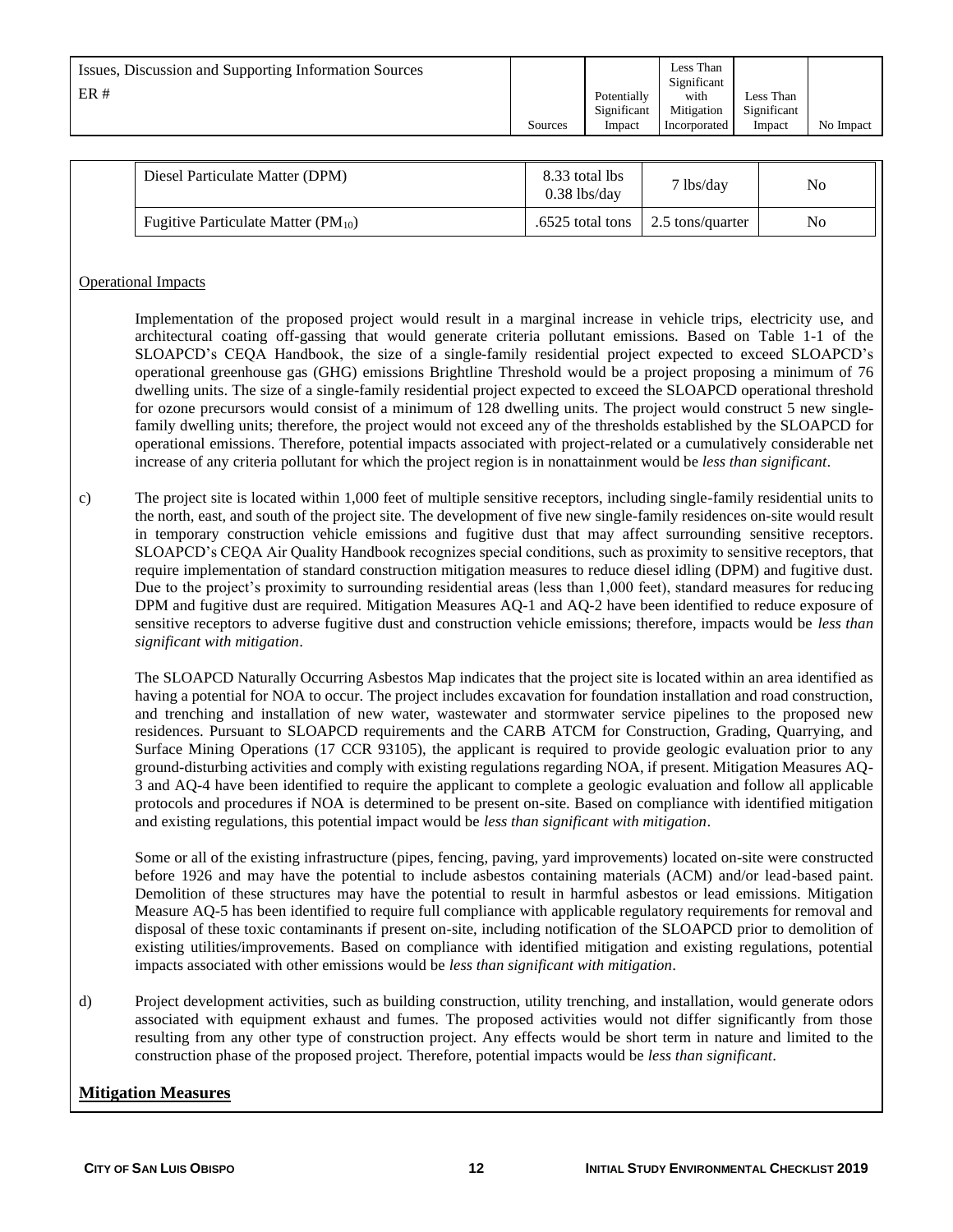| Issues, Discussion and Supporting Information Sources ER # | Sources | Potentially Significant Impact | Less Than Significant with Mitigation Incorporated | Less Than Significant Impact | No Impact |
|---|---|---|---|---|---|

| | | | |
|---|---|---|---|
| Diesel Particulate Matter (DPM) | 8.33 total lbs 0.38 lbs/day | 7 lbs/day | No |
| Fugitive Particulate Matter ($PM_{10}$) | .6525 total tons | 2.5 tons/quarter | No |

Operational Impacts

Implementation of the proposed project would result in a marginal increase in vehicle trips, electricity use, and architectural coating off-gassing that would generate criteria pollutant emissions. Based on Table 1-1 of the SLOAPCD's CEQA Handbook, the size of a single-family residential project expected to exceed SLOAPCD's operational greenhouse gas (GHG) emissions Brightline Threshold would be a project proposing a minimum of 76 dwelling units. The size of a single-family residential project expected to exceed the SLOAPCD operational threshold for ozone precursors would consist of a minimum of 128 dwelling units. The project would construct 5 new single-family dwelling units; therefore, the project would not exceed any of the thresholds established by the SLOAPCD for operational emissions. Therefore, potential impacts associated with project-related or a cumulatively considerable net increase of any criteria pollutant for which the project region is in nonattainment would be *less than significant*.

c) The project site is located within 1,000 feet of multiple sensitive receptors, including single-family residential units to the north, east, and south of the project site. The development of five new single-family residences on-site would result in temporary construction vehicle emissions and fugitive dust that may affect surrounding sensitive receptors. SLOAPCD's CEQA Air Quality Handbook recognizes special conditions, such as proximity to sensitive receptors, that require implementation of standard construction mitigation measures to reduce diesel idling (DPM) and fugitive dust. Due to the project's proximity to surrounding residential areas (less than 1,000 feet), standard measures for reducing DPM and fugitive dust are required. Mitigation Measures AQ-1 and AQ-2 have been identified to reduce exposure of sensitive receptors to adverse fugitive dust and construction vehicle emissions; therefore, impacts would be *less than significant with mitigation*.

The SLOAPCD Naturally Occurring Asbestos Map indicates that the project site is located within an area identified as having a potential for NOA to occur. The project includes excavation for foundation installation and road construction, and trenching and installation of new water, wastewater and stormwater service pipelines to the proposed new residences. Pursuant to SLOAPCD requirements and the CARB ATCM for Construction, Grading, Quarrying, and Surface Mining Operations (17 CCR 93105), the applicant is required to provide geologic evaluation prior to any ground-disturbing activities and comply with existing regulations regarding NOA, if present. Mitigation Measures AQ-3 and AQ-4 have been identified to require the applicant to complete a geologic evaluation and follow all applicable protocols and procedures if NOA is determined to be present on-site. Based on compliance with identified mitigation and existing regulations, this potential impact would be *less than significant with mitigation*.

Some or all of the existing infrastructure (pipes, fencing, paving, yard improvements) located on-site were constructed before 1926 and may have the potential to include asbestos containing materials (ACM) and/or lead-based paint. Demolition of these structures may have the potential to result in harmful asbestos or lead emissions. Mitigation Measure AQ-5 has been identified to require full compliance with applicable regulatory requirements for removal and disposal of these toxic contaminants if present on-site, including notification of the SLOAPCD prior to demolition of existing utilities/improvements. Based on compliance with identified mitigation and existing regulations, potential impacts associated with other emissions would be *less than significant with mitigation*.

d) Project development activities, such as building construction, utility trenching, and installation, would generate odors associated with equipment exhaust and fumes. The proposed activities would not differ significantly from those resulting from any other type of construction project. Any effects would be short term in nature and limited to the construction phase of the proposed project. Therefore, potential impacts would be *less than significant*.

## Mitigation Measures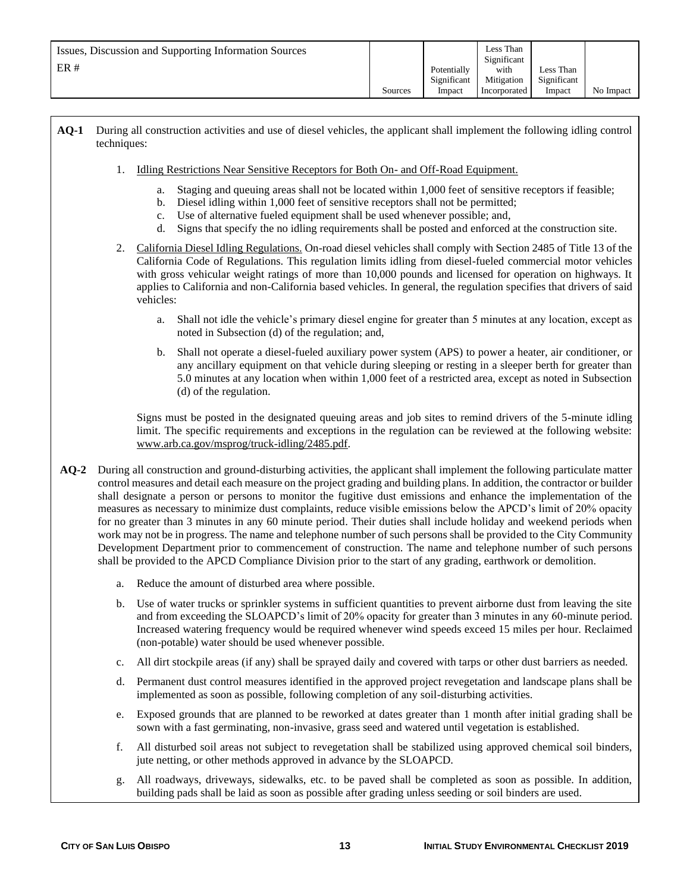| Issues, Discussion and Supporting Information Sources<br>ER # | Sources | Potentially Significant Impact | Less Than Significant with Mitigation Incorporated | Less Than Significant Impact | No Impact |
|---|---|---|---|---|---|

**AQ-1** During all construction activities and use of diesel vehicles, the applicant shall implement the following idling control techniques:

1. Idling Restrictions Near Sensitive Receptors for Both On- and Off-Road Equipment.
   a. Staging and queuing areas shall not be located within 1,000 feet of sensitive receptors if feasible;
   b. Diesel idling within 1,000 feet of sensitive receptors shall not be permitted;
   c. Use of alternative fueled equipment shall be used whenever possible; and,
   d. Signs that specify the no idling requirements shall be posted and enforced at the construction site.

2. California Diesel Idling Regulations. On-road diesel vehicles shall comply with Section 2485 of Title 13 of the California Code of Regulations. This regulation limits idling from diesel-fueled commercial motor vehicles with gross vehicular weight ratings of more than 10,000 pounds and licensed for operation on highways. It applies to California and non-California based vehicles. In general, the regulation specifies that drivers of said vehicles:

   a. Shall not idle the vehicle's primary diesel engine for greater than 5 minutes at any location, except as noted in Subsection (d) of the regulation; and,

   b. Shall not operate a diesel-fueled auxiliary power system (APS) to power a heater, air conditioner, or any ancillary equipment on that vehicle during sleeping or resting in a sleeper berth for greater than 5.0 minutes at any location when within 1,000 feet of a restricted area, except as noted in Subsection (d) of the regulation.

   Signs must be posted in the designated queuing areas and job sites to remind drivers of the 5-minute idling limit. The specific requirements and exceptions in the regulation can be reviewed at the following website: www.arb.ca.gov/msprog/truck-idling/2485.pdf.

**AQ-2** During all construction and ground-disturbing activities, the applicant shall implement the following particulate matter control measures and detail each measure on the project grading and building plans. In addition, the contractor or builder shall designate a person or persons to monitor the fugitive dust emissions and enhance the implementation of the measures as necessary to minimize dust complaints, reduce visible emissions below the APCD's limit of 20% opacity for no greater than 3 minutes in any 60 minute period. Their duties shall include holiday and weekend periods when work may not be in progress. The name and telephone number of such persons shall be provided to the City Community Development Department prior to commencement of construction. The name and telephone number of such persons shall be provided to the APCD Compliance Division prior to the start of any grading, earthwork or demolition.

a. Reduce the amount of disturbed area where possible.

b. Use of water trucks or sprinkler systems in sufficient quantities to prevent airborne dust from leaving the site and from exceeding the SLOAPCD's limit of 20% opacity for greater than 3 minutes in any 60-minute period. Increased watering frequency would be required whenever wind speeds exceed 15 miles per hour. Reclaimed (non-potable) water should be used whenever possible.

c. All dirt stockpile areas (if any) shall be sprayed daily and covered with tarps or other dust barriers as needed.

d. Permanent dust control measures identified in the approved project revegetation and landscape plans shall be implemented as soon as possible, following completion of any soil-disturbing activities.

e. Exposed grounds that are planned to be reworked at dates greater than 1 month after initial grading shall be sown with a fast germinating, non-invasive, grass seed and watered until vegetation is established.

f. All disturbed soil areas not subject to revegetation shall be stabilized using approved chemical soil binders, jute netting, or other methods approved in advance by the SLOAPCD.

g. All roadways, driveways, sidewalks, etc. to be paved shall be completed as soon as possible. In addition, building pads shall be laid as soon as possible after grading unless seeding or soil binders are used.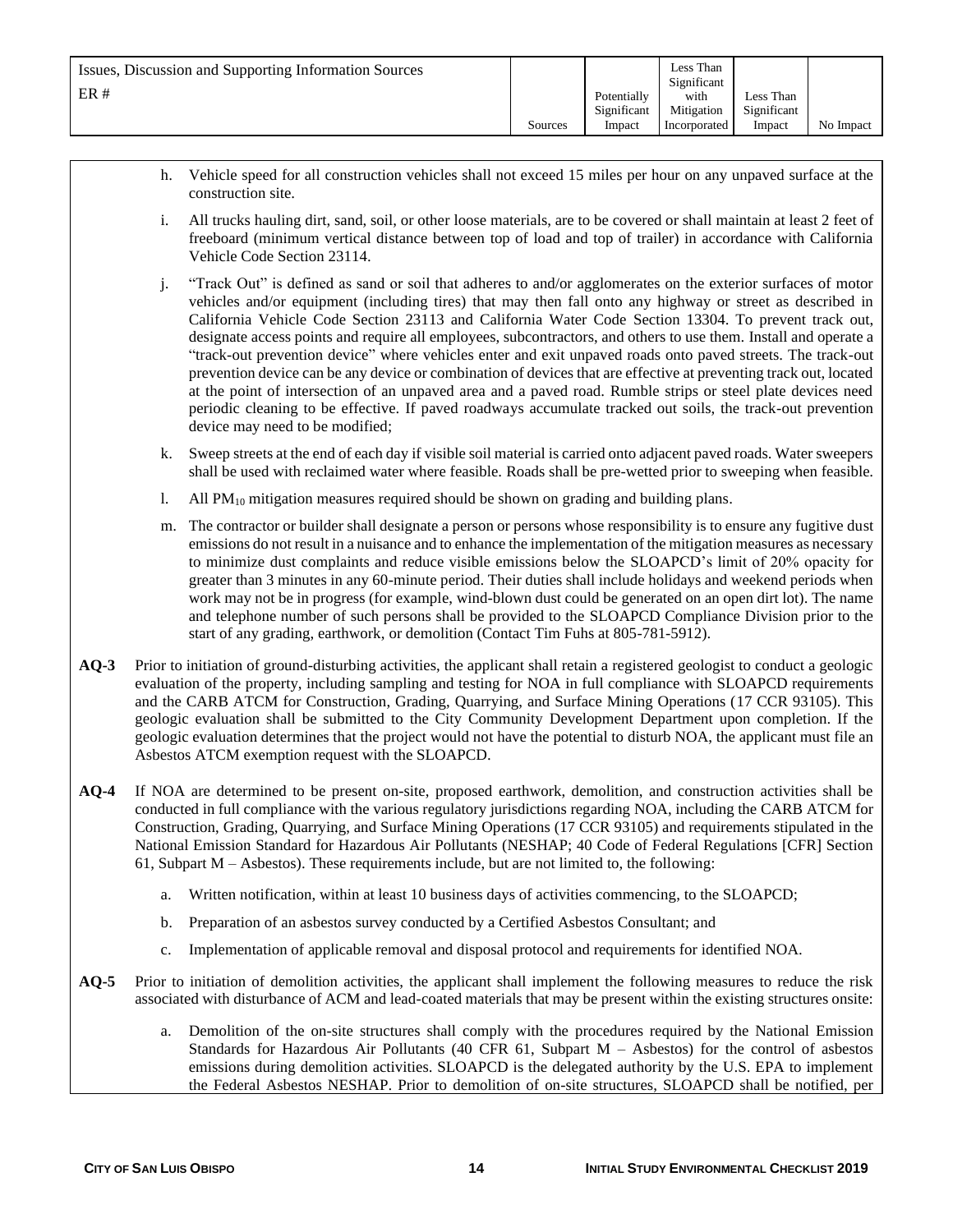| Issues, Discussion and Supporting Information Sources<br>ER # | Sources | Potentially Significant Impact | Less Than Significant with Mitigation Incorporated | Less Than Significant Impact | No Impact |
|---|---|---|---|---|---|

h. Vehicle speed for all construction vehicles shall not exceed 15 miles per hour on any unpaved surface at the construction site.

i. All trucks hauling dirt, sand, soil, or other loose materials, are to be covered or shall maintain at least 2 feet of freeboard (minimum vertical distance between top of load and top of trailer) in accordance with California Vehicle Code Section 23114.

j. "Track Out" is defined as sand or soil that adheres to and/or agglomerates on the exterior surfaces of motor vehicles and/or equipment (including tires) that may then fall onto any highway or street as described in California Vehicle Code Section 23113 and California Water Code Section 13304. To prevent track out, designate access points and require all employees, subcontractors, and others to use them. Install and operate a "track-out prevention device" where vehicles enter and exit unpaved roads onto paved streets. The track-out prevention device can be any device or combination of devices that are effective at preventing track out, located at the point of intersection of an unpaved area and a paved road. Rumble strips or steel plate devices need periodic cleaning to be effective. If paved roadways accumulate tracked out soils, the track-out prevention device may need to be modified;

k. Sweep streets at the end of each day if visible soil material is carried onto adjacent paved roads. Water sweepers shall be used with reclaimed water where feasible. Roads shall be pre-wetted prior to sweeping when feasible.

l. All $PM_{10}$ mitigation measures required should be shown on grading and building plans.

m. The contractor or builder shall designate a person or persons whose responsibility is to ensure any fugitive dust emissions do not result in a nuisance and to enhance the implementation of the mitigation measures as necessary to minimize dust complaints and reduce visible emissions below the SLOAPCD's limit of 20% opacity for greater than 3 minutes in any 60-minute period. Their duties shall include holidays and weekend periods when work may not be in progress (for example, wind-blown dust could be generated on an open dirt lot). The name and telephone number of such persons shall be provided to the SLOAPCD Compliance Division prior to the start of any grading, earthwork, or demolition (Contact Tim Fuhs at 805-781-5912).

**AQ-3** Prior to initiation of ground-disturbing activities, the applicant shall retain a registered geologist to conduct a geologic evaluation of the property, including sampling and testing for NOA in full compliance with SLOAPCD requirements and the CARB ATCM for Construction, Grading, Quarrying, and Surface Mining Operations (17 CCR 93105). This geologic evaluation shall be submitted to the City Community Development Department upon completion. If the geologic evaluation determines that the project would not have the potential to disturb NOA, the applicant must file an Asbestos ATCM exemption request with the SLOAPCD.

**AQ-4** If NOA are determined to be present on-site, proposed earthwork, demolition, and construction activities shall be conducted in full compliance with the various regulatory jurisdictions regarding NOA, including the CARB ATCM for Construction, Grading, Quarrying, and Surface Mining Operations (17 CCR 93105) and requirements stipulated in the National Emission Standard for Hazardous Air Pollutants (NESHAP; 40 Code of Federal Regulations [CFR] Section 61, Subpart M – Asbestos). These requirements include, but are not limited to, the following:

a. Written notification, within at least 10 business days of activities commencing, to the SLOAPCD;

b. Preparation of an asbestos survey conducted by a Certified Asbestos Consultant; and

c. Implementation of applicable removal and disposal protocol and requirements for identified NOA.

**AQ-5** Prior to initiation of demolition activities, the applicant shall implement the following measures to reduce the risk associated with disturbance of ACM and lead-coated materials that may be present within the existing structures onsite:

a. Demolition of the on-site structures shall comply with the procedures required by the National Emission Standards for Hazardous Air Pollutants (40 CFR 61, Subpart M – Asbestos) for the control of asbestos emissions during demolition activities. SLOAPCD is the delegated authority by the U.S. EPA to implement the Federal Asbestos NESHAP. Prior to demolition of on-site structures, SLOAPCD shall be notified, per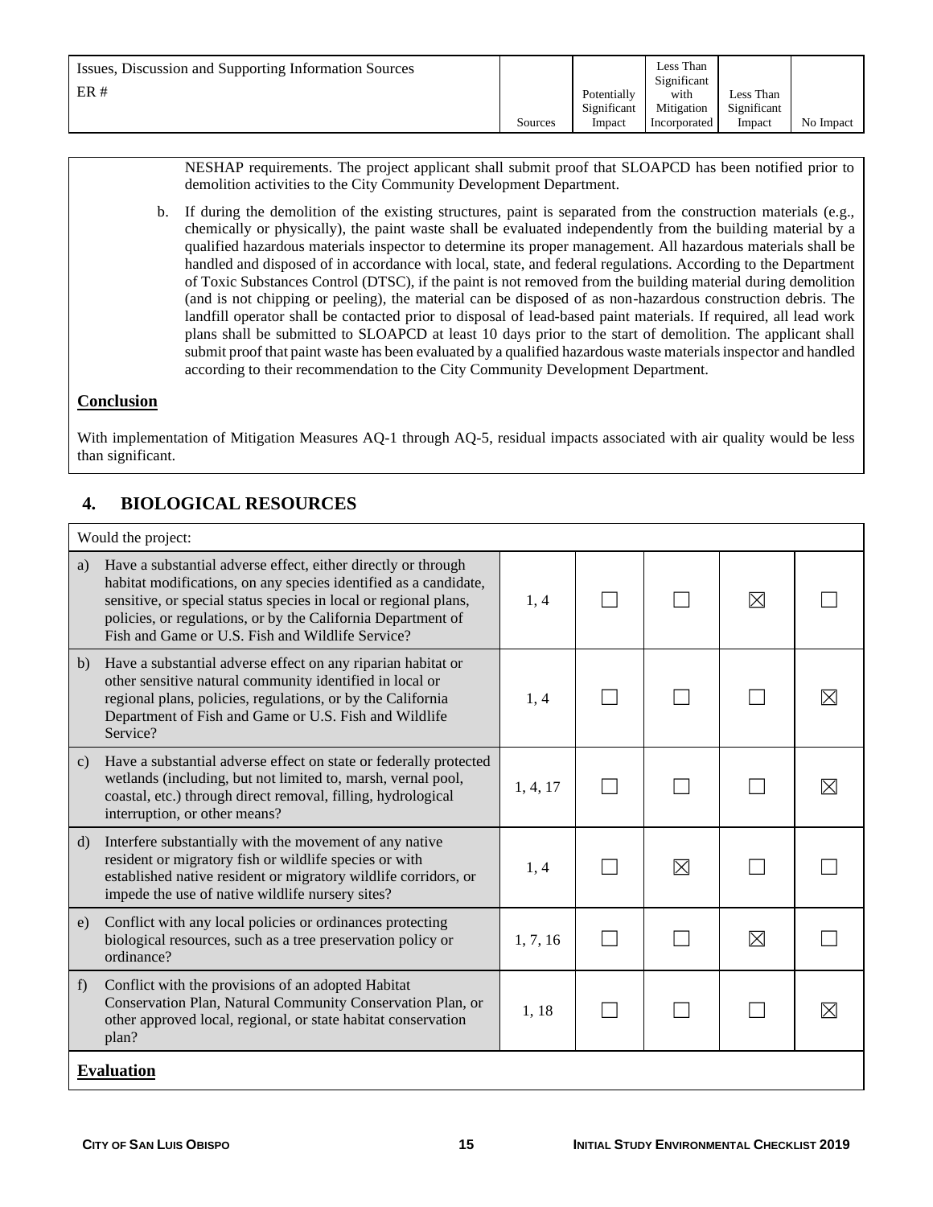| Issues, Discussion and Supporting Information Sources ER # | Sources | Potentially Significant Impact | Less Than Significant with Mitigation Incorporated | Less Than Significant Impact | No Impact |
|---|---|---|---|---|---|

NESHAP requirements. The project applicant shall submit proof that SLOAPCD has been notified prior to demolition activities to the City Community Development Department.

b. If during the demolition of the existing structures, paint is separated from the construction materials (e.g., chemically or physically), the paint waste shall be evaluated independently from the building material by a qualified hazardous materials inspector to determine its proper management. All hazardous materials shall be handled and disposed of in accordance with local, state, and federal regulations. According to the Department of Toxic Substances Control (DTSC), if the paint is not removed from the building material during demolition (and is not chipping or peeling), the material can be disposed of as non-hazardous construction debris. The landfill operator shall be contacted prior to disposal of lead-based paint materials. If required, all lead work plans shall be submitted to SLOAPCD at least 10 days prior to the start of demolition. The applicant shall submit proof that paint waste has been evaluated by a qualified hazardous waste materials inspector and handled according to their recommendation to the City Community Development Department.

**Conclusion**

With implementation of Mitigation Measures AQ-1 through AQ-5, residual impacts associated with air quality would be less than significant.

## 4. BIOLOGICAL RESOURCES

| Would the project: | Sources | Potentially Significant Impact | Less Than Significant with Mitigation Incorporated | Less Than Significant Impact | No Impact |
|---|---|---|---|---|---|
| a) Have a substantial adverse effect, either directly or through habitat modifications, on any species identified as a candidate, sensitive, or special status species in local or regional plans, policies, or regulations, or by the California Department of Fish and Game or U.S. Fish and Wildlife Service? | 1, 4 | ☐ | ☐ | ☒ | ☐ |
| b) Have a substantial adverse effect on any riparian habitat or other sensitive natural community identified in local or regional plans, policies, regulations, or by the California Department of Fish and Game or U.S. Fish and Wildlife Service? | 1, 4 | ☐ | ☐ | ☐ | ☒ |
| c) Have a substantial adverse effect on state or federally protected wetlands (including, but not limited to, marsh, vernal pool, coastal, etc.) through direct removal, filling, hydrological interruption, or other means? | 1, 4, 17 | ☐ | ☐ | ☐ | ☒ |
| d) Interfere substantially with the movement of any native resident or migratory fish or wildlife species or with established native resident or migratory wildlife corridors, or impede the use of native wildlife nursery sites? | 1, 4 | ☐ | ☒ | ☐ | ☐ |
| e) Conflict with any local policies or ordinances protecting biological resources, such as a tree preservation policy or ordinance? | 1, 7, 16 | ☐ | ☐ | ☒ | ☐ |
| f) Conflict with the provisions of an adopted Habitat Conservation Plan, Natural Community Conservation Plan, or other approved local, regional, or state habitat conservation plan? | 1, 18 | ☐ | ☐ | ☐ | ☒ |

**Evaluation**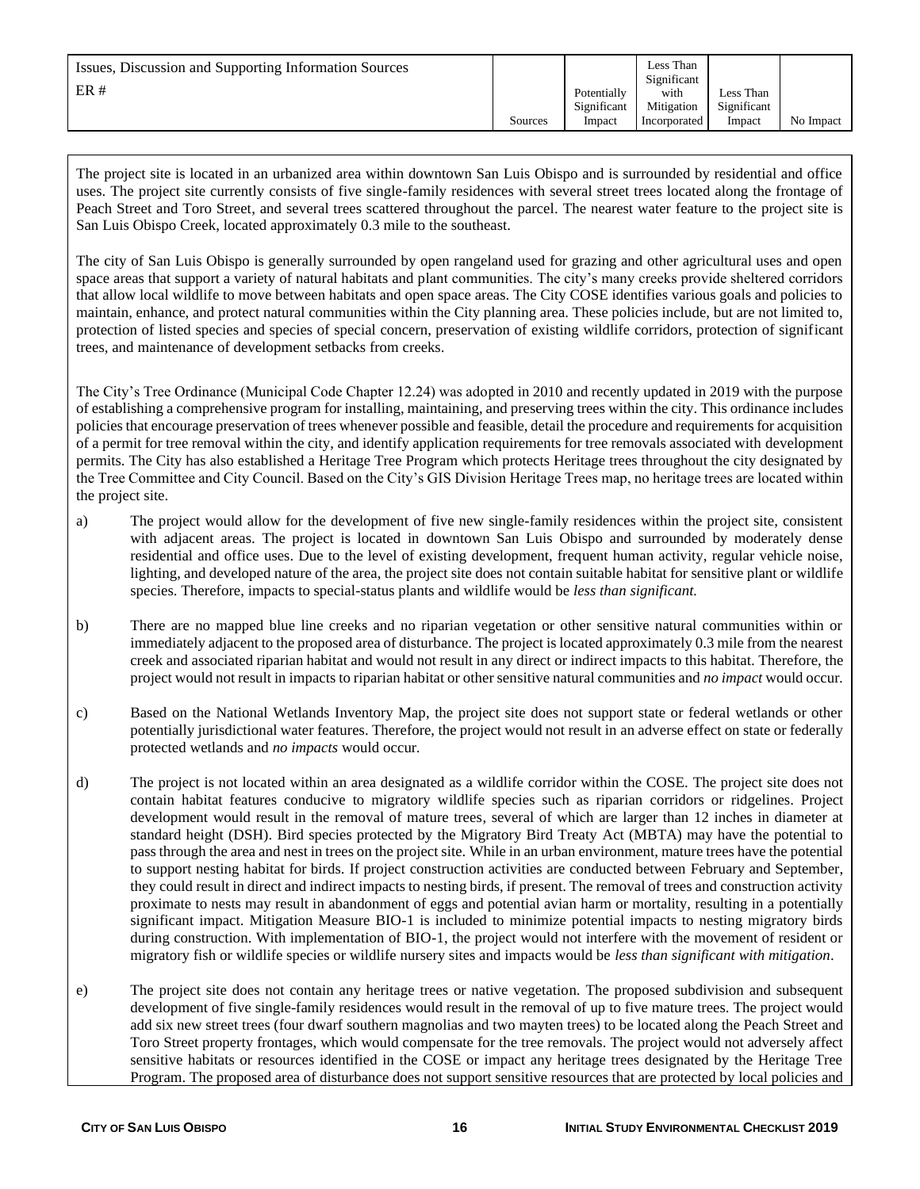| Issues, Discussion and Supporting Information Sources<br>ER # | Sources | Potentially Significant Impact | Less Than Significant with Mitigation Incorporated | Less Than Significant Impact | No Impact |
|---|---|---|---|---|---|

The project site is located in an urbanized area within downtown San Luis Obispo and is surrounded by residential and office uses. The project site currently consists of five single-family residences with several street trees located along the frontage of Peach Street and Toro Street, and several trees scattered throughout the parcel. The nearest water feature to the project site is San Luis Obispo Creek, located approximately 0.3 mile to the southeast.

The city of San Luis Obispo is generally surrounded by open rangeland used for grazing and other agricultural uses and open space areas that support a variety of natural habitats and plant communities. The city's many creeks provide sheltered corridors that allow local wildlife to move between habitats and open space areas. The City COSE identifies various goals and policies to maintain, enhance, and protect natural communities within the City planning area. These policies include, but are not limited to, protection of listed species and species of special concern, preservation of existing wildlife corridors, protection of significant trees, and maintenance of development setbacks from creeks.

The City's Tree Ordinance (Municipal Code Chapter 12.24) was adopted in 2010 and recently updated in 2019 with the purpose of establishing a comprehensive program for installing, maintaining, and preserving trees within the city. This ordinance includes policies that encourage preservation of trees whenever possible and feasible, detail the procedure and requirements for acquisition of a permit for tree removal within the city, and identify application requirements for tree removals associated with development permits. The City has also established a Heritage Tree Program which protects Heritage trees throughout the city designated by the Tree Committee and City Council. Based on the City's GIS Division Heritage Trees map, no heritage trees are located within the project site.

a) The project would allow for the development of five new single-family residences within the project site, consistent with adjacent areas. The project is located in downtown San Luis Obispo and surrounded by moderately dense residential and office uses. Due to the level of existing development, frequent human activity, regular vehicle noise, lighting, and developed nature of the area, the project site does not contain suitable habitat for sensitive plant or wildlife species. Therefore, impacts to special-status plants and wildlife would be *less than significant.*

b) There are no mapped blue line creeks and no riparian vegetation or other sensitive natural communities within or immediately adjacent to the proposed area of disturbance. The project is located approximately 0.3 mile from the nearest creek and associated riparian habitat and would not result in any direct or indirect impacts to this habitat. Therefore, the project would not result in impacts to riparian habitat or other sensitive natural communities and *no impact* would occur.

c) Based on the National Wetlands Inventory Map, the project site does not support state or federal wetlands or other potentially jurisdictional water features. Therefore, the project would not result in an adverse effect on state or federally protected wetlands and *no impacts* would occur.

d) The project is not located within an area designated as a wildlife corridor within the COSE. The project site does not contain habitat features conducive to migratory wildlife species such as riparian corridors or ridgelines. Project development would result in the removal of mature trees, several of which are larger than 12 inches in diameter at standard height (DSH). Bird species protected by the Migratory Bird Treaty Act (MBTA) may have the potential to pass through the area and nest in trees on the project site. While in an urban environment, mature trees have the potential to support nesting habitat for birds. If project construction activities are conducted between February and September, they could result in direct and indirect impacts to nesting birds, if present. The removal of trees and construction activity proximate to nests may result in abandonment of eggs and potential avian harm or mortality, resulting in a potentially significant impact. Mitigation Measure BIO-1 is included to minimize potential impacts to nesting migratory birds during construction. With implementation of BIO-1, the project would not interfere with the movement of resident or migratory fish or wildlife species or wildlife nursery sites and impacts would be *less than significant with mitigation*.

e) The project site does not contain any heritage trees or native vegetation. The proposed subdivision and subsequent development of five single-family residences would result in the removal of up to five mature trees. The project would add six new street trees (four dwarf southern magnolias and two mayten trees) to be located along the Peach Street and Toro Street property frontages, which would compensate for the tree removals. The project would not adversely affect sensitive habitats or resources identified in the COSE or impact any heritage trees designated by the Heritage Tree Program. The proposed area of disturbance does not support sensitive resources that are protected by local policies and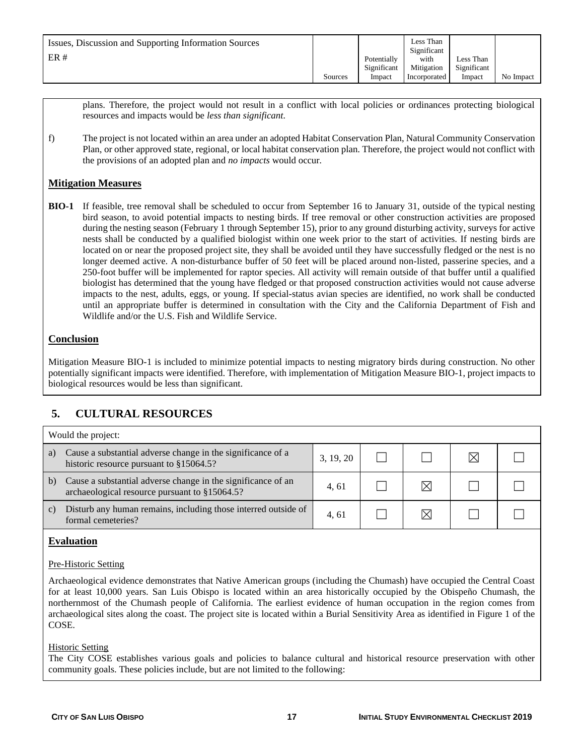| Issues, Discussion and Supporting Information Sources<br>ER # | Sources | Potentially Significant Impact | Less Than Significant with Mitigation Incorporated | Less Than Significant Impact | No Impact |
|---|---|---|---|---|---|

plans. Therefore, the project would not result in a conflict with local policies or ordinances protecting biological resources and impacts would be *less than significant*.

f) The project is not located within an area under an adopted Habitat Conservation Plan, Natural Community Conservation Plan, or other approved state, regional, or local habitat conservation plan. Therefore, the project would not conflict with the provisions of an adopted plan and *no impacts* would occur.

**Mitigation Measures**

**BIO-1** If feasible, tree removal shall be scheduled to occur from September 16 to January 31, outside of the typical nesting bird season, to avoid potential impacts to nesting birds. If tree removal or other construction activities are proposed during the nesting season (February 1 through September 15), prior to any ground disturbing activity, surveys for active nests shall be conducted by a qualified biologist within one week prior to the start of activities. If nesting birds are located on or near the proposed project site, they shall be avoided until they have successfully fledged or the nest is no longer deemed active. A non-disturbance buffer of 50 feet will be placed around non-listed, passerine species, and a 250-foot buffer will be implemented for raptor species. All activity will remain outside of that buffer until a qualified biologist has determined that the young have fledged or that proposed construction activities would not cause adverse impacts to the nest, adults, eggs, or young. If special-status avian species are identified, no work shall be conducted until an appropriate buffer is determined in consultation with the City and the California Department of Fish and Wildlife and/or the U.S. Fish and Wildlife Service.

**Conclusion**

Mitigation Measure BIO-1 is included to minimize potential impacts to nesting migratory birds during construction. No other potentially significant impacts were identified. Therefore, with implementation of Mitigation Measure BIO-1, project impacts to biological resources would be less than significant.

## 5. CULTURAL RESOURCES

| Would the project: | Sources | Potentially Significant Impact | Less Than Significant with Mitigation Incorporated | Less Than Significant Impact | No Impact |
|---|---|---|---|---|---|
| a) Cause a substantial adverse change in the significance of a historic resource pursuant to §15064.5? | 3, 19, 20 | ☐ | ☐ | ☒ | ☐ |
| b) Cause a substantial adverse change in the significance of an archaeological resource pursuant to §15064.5? | 4, 61 | ☐ | ☒ | ☐ | ☐ |
| c) Disturb any human remains, including those interred outside of formal cemeteries? | 4, 61 | ☐ | ☒ | ☐ | ☐ |

**Evaluation**

Pre-Historic Setting

Archaeological evidence demonstrates that Native American groups (including the Chumash) have occupied the Central Coast for at least 10,000 years. San Luis Obispo is located within an area historically occupied by the Obispeño Chumash, the northernmost of the Chumash people of California. The earliest evidence of human occupation in the region comes from archaeological sites along the coast. The project site is located within a Burial Sensitivity Area as identified in Figure 1 of the COSE.

Historic Setting

The City COSE establishes various goals and policies to balance cultural and historical resource preservation with other community goals. These policies include, but are not limited to the following: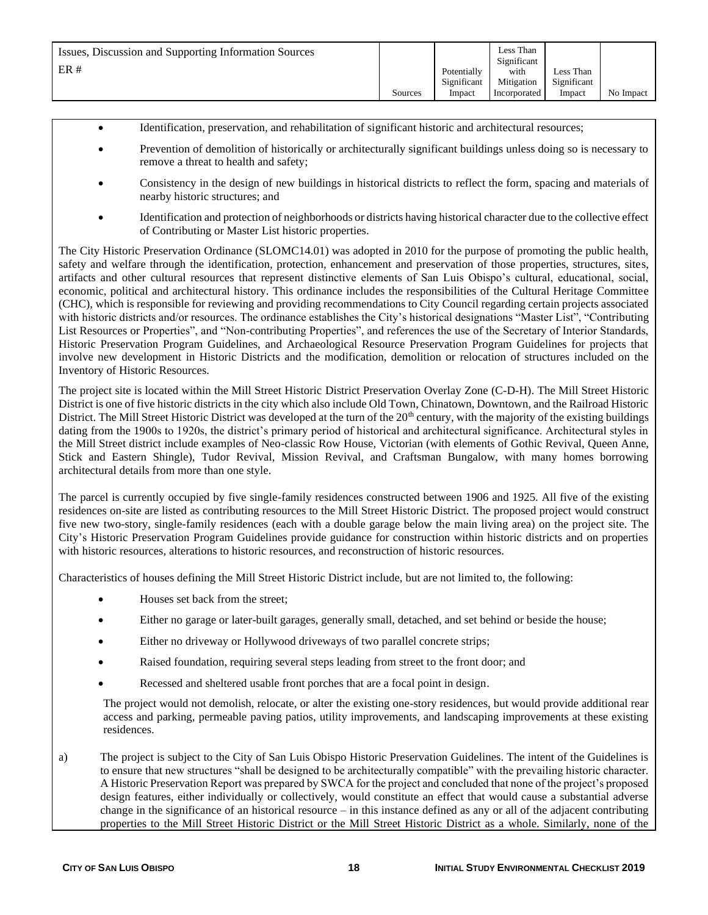| Issues, Discussion and Supporting Information Sources<br>ER # | Sources | Potentially Significant Impact | Less Than Significant with Mitigation Incorporated | Less Than Significant Impact | No Impact |
|---|---|---|---|---|---|

- Identification, preservation, and rehabilitation of significant historic and architectural resources;
- Prevention of demolition of historically or architecturally significant buildings unless doing so is necessary to remove a threat to health and safety;
- Consistency in the design of new buildings in historical districts to reflect the form, spacing and materials of nearby historic structures; and
- Identification and protection of neighborhoods or districts having historical character due to the collective effect of Contributing or Master List historic properties.

The City Historic Preservation Ordinance (SLOMC14.01) was adopted in 2010 for the purpose of promoting the public health, safety and welfare through the identification, protection, enhancement and preservation of those properties, structures, sites, artifacts and other cultural resources that represent distinctive elements of San Luis Obispo's cultural, educational, social, economic, political and architectural history. This ordinance includes the responsibilities of the Cultural Heritage Committee (CHC), which is responsible for reviewing and providing recommendations to City Council regarding certain projects associated with historic districts and/or resources. The ordinance establishes the City's historical designations "Master List", "Contributing List Resources or Properties", and "Non-contributing Properties", and references the use of the Secretary of Interior Standards, Historic Preservation Program Guidelines, and Archaeological Resource Preservation Program Guidelines for projects that involve new development in Historic Districts and the modification, demolition or relocation of structures included on the Inventory of Historic Resources.

The project site is located within the Mill Street Historic District Preservation Overlay Zone (C-D-H). The Mill Street Historic District is one of five historic districts in the city which also include Old Town, Chinatown, Downtown, and the Railroad Historic District. The Mill Street Historic District was developed at the turn of the 20th century, with the majority of the existing buildings dating from the 1900s to 1920s, the district's primary period of historical and architectural significance. Architectural styles in the Mill Street district include examples of Neo-classic Row House, Victorian (with elements of Gothic Revival, Queen Anne, Stick and Eastern Shingle), Tudor Revival, Mission Revival, and Craftsman Bungalow, with many homes borrowing architectural details from more than one style.

The parcel is currently occupied by five single-family residences constructed between 1906 and 1925. All five of the existing residences on-site are listed as contributing resources to the Mill Street Historic District. The proposed project would construct five new two-story, single-family residences (each with a double garage below the main living area) on the project site. The City's Historic Preservation Program Guidelines provide guidance for construction within historic districts and on properties with historic resources, alterations to historic resources, and reconstruction of historic resources.

Characteristics of houses defining the Mill Street Historic District include, but are not limited to, the following:

- Houses set back from the street;
- Either no garage or later-built garages, generally small, detached, and set behind or beside the house;
- Either no driveway or Hollywood driveways of two parallel concrete strips;
- Raised foundation, requiring several steps leading from street to the front door; and
- Recessed and sheltered usable front porches that are a focal point in design.

The project would not demolish, relocate, or alter the existing one-story residences, but would provide additional rear access and parking, permeable paving patios, utility improvements, and landscaping improvements at these existing residences.

a) The project is subject to the City of San Luis Obispo Historic Preservation Guidelines. The intent of the Guidelines is to ensure that new structures "shall be designed to be architecturally compatible" with the prevailing historic character. A Historic Preservation Report was prepared by SWCA for the project and concluded that none of the project's proposed design features, either individually or collectively, would constitute an effect that would cause a substantial adverse change in the significance of an historical resource – in this instance defined as any or all of the adjacent contributing properties to the Mill Street Historic District or the Mill Street Historic District as a whole. Similarly, none of the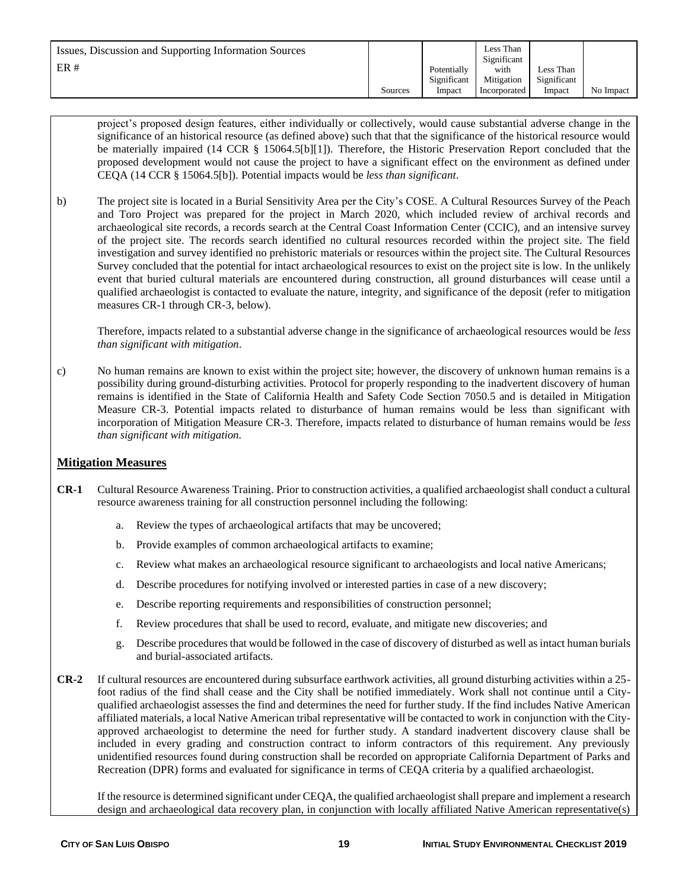| Issues, Discussion and Supporting Information Sources<br>ER # | Sources | Potentially Significant Impact | Less Than Significant with Mitigation Incorporated | Less Than Significant Impact | No Impact |
|---|---|---|---|---|---|

project's proposed design features, either individually or collectively, would cause substantial adverse change in the significance of an historical resource (as defined above) such that that the significance of the historical resource would be materially impaired (14 CCR § 15064.5[b][1]). Therefore, the Historic Preservation Report concluded that the proposed development would not cause the project to have a significant effect on the environment as defined under CEQA (14 CCR § 15064.5[b]). Potential impacts would be *less than significant*.

b) The project site is located in a Burial Sensitivity Area per the City's COSE. A Cultural Resources Survey of the Peach and Toro Project was prepared for the project in March 2020, which included review of archival records and archaeological site records, a records search at the Central Coast Information Center (CCIC), and an intensive survey of the project site. The records search identified no cultural resources recorded within the project site. The field investigation and survey identified no prehistoric materials or resources within the project site. The Cultural Resources Survey concluded that the potential for intact archaeological resources to exist on the project site is low. In the unlikely event that buried cultural materials are encountered during construction, all ground disturbances will cease until a qualified archaeologist is contacted to evaluate the nature, integrity, and significance of the deposit (refer to mitigation measures CR-1 through CR-3, below).

Therefore, impacts related to a substantial adverse change in the significance of archaeological resources would be *less than significant with mitigation*.

c) No human remains are known to exist within the project site; however, the discovery of unknown human remains is a possibility during ground-disturbing activities. Protocol for properly responding to the inadvertent discovery of human remains is identified in the State of California Health and Safety Code Section 7050.5 and is detailed in Mitigation Measure CR-3. Potential impacts related to disturbance of human remains would be less than significant with incorporation of Mitigation Measure CR-3. Therefore, impacts related to disturbance of human remains would be *less than significant with mitigation.*

## Mitigation Measures

**CR-1** Cultural Resource Awareness Training. Prior to construction activities, a qualified archaeologist shall conduct a cultural resource awareness training for all construction personnel including the following:

a. Review the types of archaeological artifacts that may be uncovered;

b. Provide examples of common archaeological artifacts to examine;

c. Review what makes an archaeological resource significant to archaeologists and local native Americans;

d. Describe procedures for notifying involved or interested parties in case of a new discovery;

e. Describe reporting requirements and responsibilities of construction personnel;

f. Review procedures that shall be used to record, evaluate, and mitigate new discoveries; and

g. Describe procedures that would be followed in the case of discovery of disturbed as well as intact human burials and burial-associated artifacts.

**CR-2** If cultural resources are encountered during subsurface earthwork activities, all ground disturbing activities within a 25-foot radius of the find shall cease and the City shall be notified immediately. Work shall not continue until a City-qualified archaeologist assesses the find and determines the need for further study. If the find includes Native American affiliated materials, a local Native American tribal representative will be contacted to work in conjunction with the City-approved archaeologist to determine the need for further study. A standard inadvertent discovery clause shall be included in every grading and construction contract to inform contractors of this requirement. Any previously unidentified resources found during construction shall be recorded on appropriate California Department of Parks and Recreation (DPR) forms and evaluated for significance in terms of CEQA criteria by a qualified archaeologist.

If the resource is determined significant under CEQA, the qualified archaeologist shall prepare and implement a research design and archaeological data recovery plan, in conjunction with locally affiliated Native American representative(s)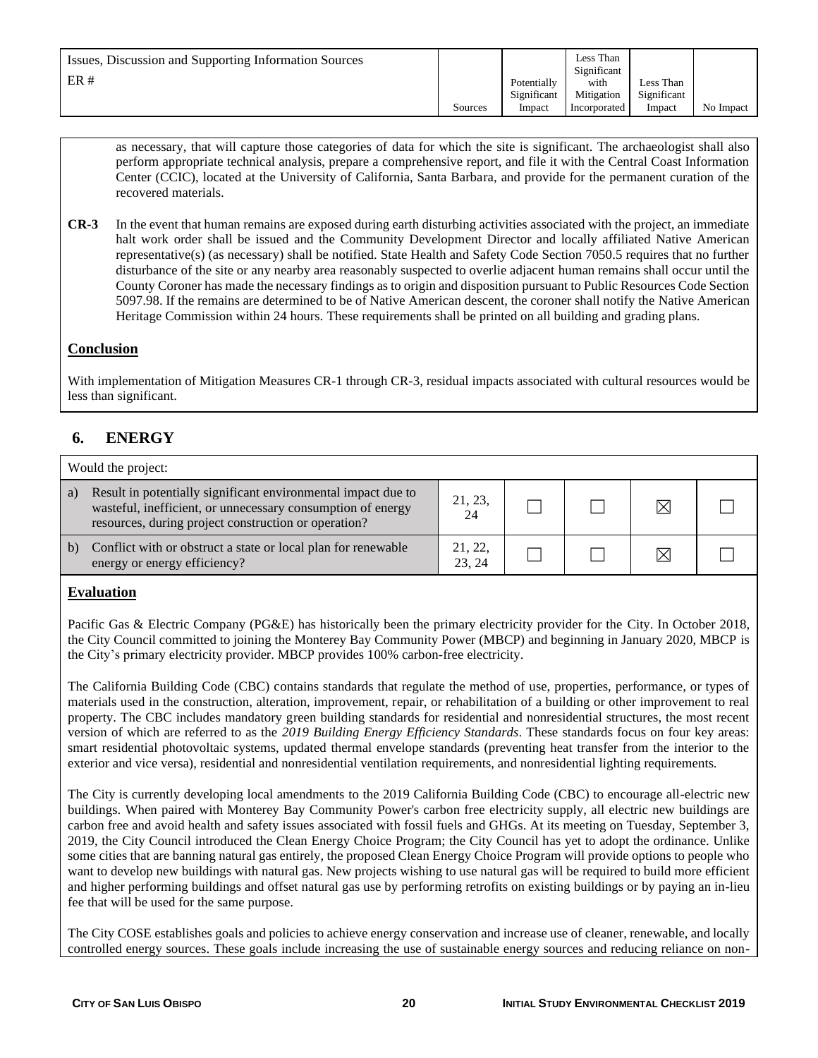| Issues, Discussion and Supporting Information Sources ER # | Sources | Potentially Significant Impact | Less Than Significant with Mitigation Incorporated | Less Than Significant Impact | No Impact |
|---|---|---|---|---|---|

as necessary, that will capture those categories of data for which the site is significant. The archaeologist shall also perform appropriate technical analysis, prepare a comprehensive report, and file it with the Central Coast Information Center (CCIC), located at the University of California, Santa Barbara, and provide for the permanent curation of the recovered materials.

**CR-3** In the event that human remains are exposed during earth disturbing activities associated with the project, an immediate halt work order shall be issued and the Community Development Director and locally affiliated Native American representative(s) (as necessary) shall be notified. State Health and Safety Code Section 7050.5 requires that no further disturbance of the site or any nearby area reasonably suspected to overlie adjacent human remains shall occur until the County Coroner has made the necessary findings as to origin and disposition pursuant to Public Resources Code Section 5097.98. If the remains are determined to be of Native American descent, the coroner shall notify the Native American Heritage Commission within 24 hours. These requirements shall be printed on all building and grading plans.

**Conclusion**

With implementation of Mitigation Measures CR-1 through CR-3, residual impacts associated with cultural resources would be less than significant.

## 6. ENERGY

| Would the project: | | | | | |
|---|---|---|---|---|---|
| a) Result in potentially significant environmental impact due to wasteful, inefficient, or unnecessary consumption of energy resources, during project construction or operation? | 21, 23, 24 | ☐ | ☐ | ☒ | ☐ |
| b) Conflict with or obstruct a state or local plan for renewable energy or energy efficiency? | 21, 22, 23, 24 | ☐ | ☐ | ☒ | ☐ |

**Evaluation**

Pacific Gas & Electric Company (PG&E) has historically been the primary electricity provider for the City. In October 2018, the City Council committed to joining the Monterey Bay Community Power (MBCP) and beginning in January 2020, MBCP is the City's primary electricity provider. MBCP provides 100% carbon-free electricity.

The California Building Code (CBC) contains standards that regulate the method of use, properties, performance, or types of materials used in the construction, alteration, improvement, repair, or rehabilitation of a building or other improvement to real property. The CBC includes mandatory green building standards for residential and nonresidential structures, the most recent version of which are referred to as the *2019 Building Energy Efficiency Standards*. These standards focus on four key areas: smart residential photovoltaic systems, updated thermal envelope standards (preventing heat transfer from the interior to the exterior and vice versa), residential and nonresidential ventilation requirements, and nonresidential lighting requirements.

The City is currently developing local amendments to the 2019 California Building Code (CBC) to encourage all-electric new buildings. When paired with Monterey Bay Community Power's carbon free electricity supply, all electric new buildings are carbon free and avoid health and safety issues associated with fossil fuels and GHGs. At its meeting on Tuesday, September 3, 2019, the City Council introduced the Clean Energy Choice Program; the City Council has yet to adopt the ordinance. Unlike some cities that are banning natural gas entirely, the proposed Clean Energy Choice Program will provide options to people who want to develop new buildings with natural gas. New projects wishing to use natural gas will be required to build more efficient and higher performing buildings and offset natural gas use by performing retrofits on existing buildings or by paying an in-lieu fee that will be used for the same purpose.

The City COSE establishes goals and policies to achieve energy conservation and increase use of cleaner, renewable, and locally controlled energy sources. These goals include increasing the use of sustainable energy sources and reducing reliance on non-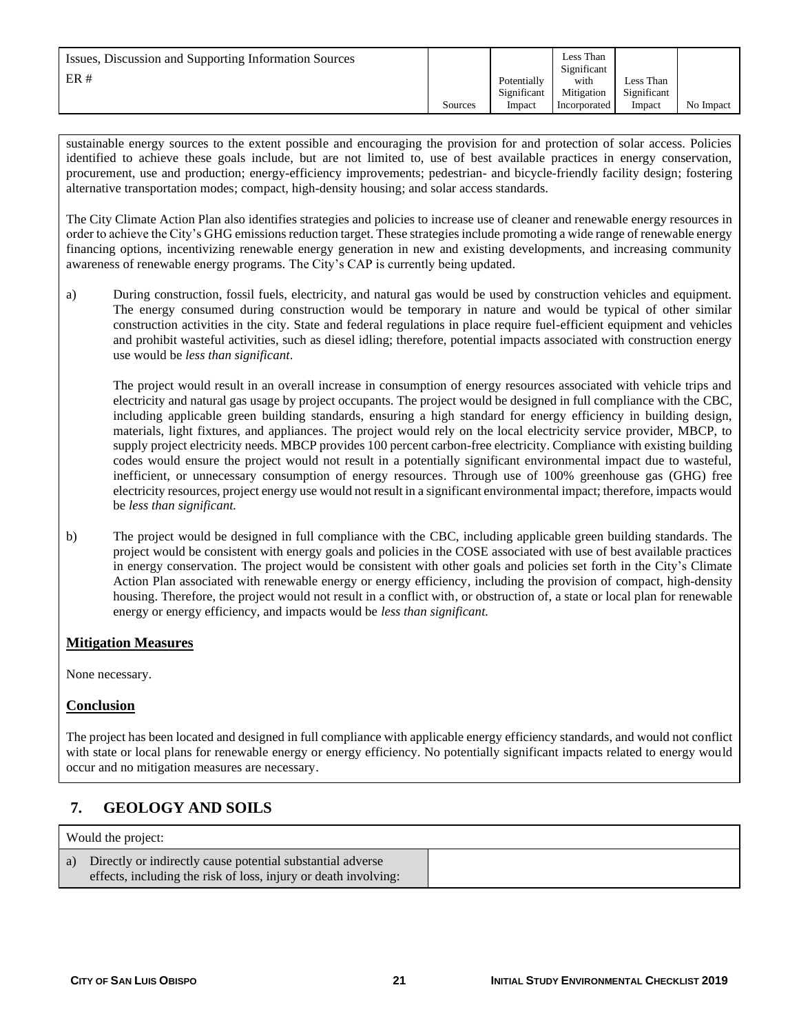| Issues, Discussion and Supporting Information Sources ER # | Sources | Potentially Significant Impact | Less Than Significant with Mitigation Incorporated | Less Than Significant Impact | No Impact |
|---|---|---|---|---|---|

sustainable energy sources to the extent possible and encouraging the provision for and protection of solar access. Policies identified to achieve these goals include, but are not limited to, use of best available practices in energy conservation, procurement, use and production; energy-efficiency improvements; pedestrian- and bicycle-friendly facility design; fostering alternative transportation modes; compact, high-density housing; and solar access standards.

The City Climate Action Plan also identifies strategies and policies to increase use of cleaner and renewable energy resources in order to achieve the City's GHG emissions reduction target. These strategies include promoting a wide range of renewable energy financing options, incentivizing renewable energy generation in new and existing developments, and increasing community awareness of renewable energy programs. The City's CAP is currently being updated.

a) During construction, fossil fuels, electricity, and natural gas would be used by construction vehicles and equipment. The energy consumed during construction would be temporary in nature and would be typical of other similar construction activities in the city. State and federal regulations in place require fuel-efficient equipment and vehicles and prohibit wasteful activities, such as diesel idling; therefore, potential impacts associated with construction energy use would be *less than significant*.

   The project would result in an overall increase in consumption of energy resources associated with vehicle trips and electricity and natural gas usage by project occupants. The project would be designed in full compliance with the CBC, including applicable green building standards, ensuring a high standard for energy efficiency in building design, materials, light fixtures, and appliances. The project would rely on the local electricity service provider, MBCP, to supply project electricity needs. MBCP provides 100 percent carbon-free electricity. Compliance with existing building codes would ensure the project would not result in a potentially significant environmental impact due to wasteful, inefficient, or unnecessary consumption of energy resources. Through use of 100% greenhouse gas (GHG) free electricity resources, project energy use would not result in a significant environmental impact; therefore, impacts would be *less than significant.*

b) The project would be designed in full compliance with the CBC, including applicable green building standards. The project would be consistent with energy goals and policies in the COSE associated with use of best available practices in energy conservation. The project would be consistent with other goals and policies set forth in the City's Climate Action Plan associated with renewable energy or energy efficiency, including the provision of compact, high-density housing. Therefore, the project would not result in a conflict with, or obstruction of, a state or local plan for renewable energy or energy efficiency, and impacts would be *less than significant.*

**Mitigation Measures**

None necessary.

**Conclusion**

The project has been located and designed in full compliance with applicable energy efficiency standards, and would not conflict with state or local plans for renewable energy or energy efficiency. No potentially significant impacts related to energy would occur and no mitigation measures are necessary.

## 7. GEOLOGY AND SOILS

| Would the project: | |
|---|---|
| a) Directly or indirectly cause potential substantial adverse effects, including the risk of loss, injury or death involving: | |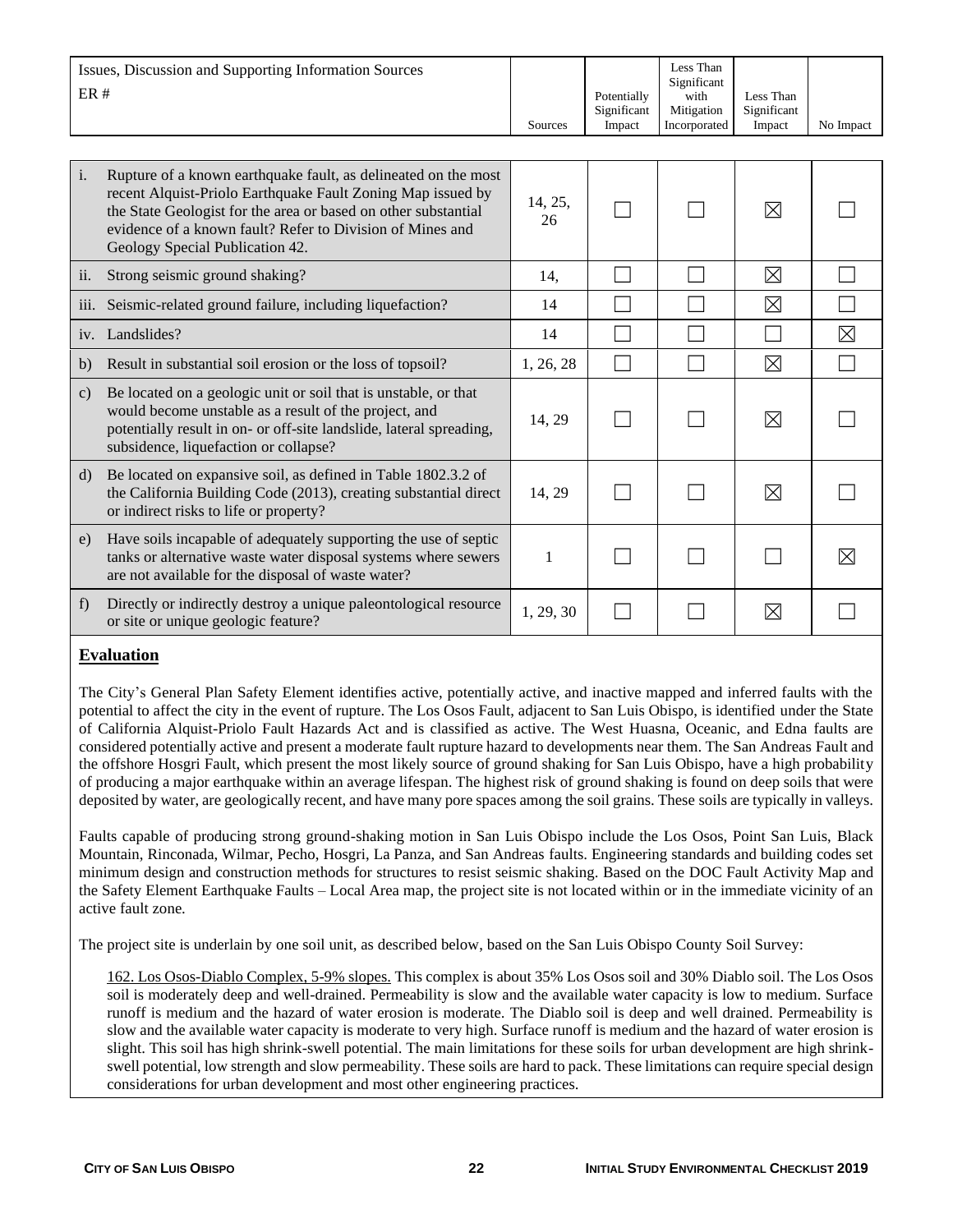| Issues, Discussion and Supporting Information Sources ER # | Sources | Potentially Significant Impact | Less Than Significant with Mitigation Incorporated | Less Than Significant Impact | No Impact |
|---|---|---|---|---|---|
| i. Rupture of a known earthquake fault, as delineated on the most recent Alquist-Priolo Earthquake Fault Zoning Map issued by the State Geologist for the area or based on other substantial evidence of a known fault? Refer to Division of Mines and Geology Special Publication 42. | 14, 25, 26 | ☐ | ☐ | ☒ | ☐ |
| ii. Strong seismic ground shaking? | 14, | ☐ | ☐ | ☒ | ☐ |
| iii. Seismic-related ground failure, including liquefaction? | 14 | ☐ | ☐ | ☒ | ☐ |
| iv. Landslides? | 14 | ☐ | ☐ | ☐ | ☒ |
| b) Result in substantial soil erosion or the loss of topsoil? | 1, 26, 28 | ☐ | ☐ | ☒ | ☐ |
| c) Be located on a geologic unit or soil that is unstable, or that would become unstable as a result of the project, and potentially result in on- or off-site landslide, lateral spreading, subsidence, liquefaction or collapse? | 14, 29 | ☐ | ☐ | ☒ | ☐ |
| d) Be located on expansive soil, as defined in Table 1802.3.2 of the California Building Code (2013), creating substantial direct or indirect risks to life or property? | 14, 29 | ☐ | ☐ | ☒ | ☐ |
| e) Have soils incapable of adequately supporting the use of septic tanks or alternative waste water disposal systems where sewers are not available for the disposal of waste water? | 1 | ☐ | ☐ | ☐ | ☒ |
| f) Directly or indirectly destroy a unique paleontological resource or site or unique geologic feature? | 1, 29, 30 | ☐ | ☐ | ☒ | ☐ |

## Evaluation

The City's General Plan Safety Element identifies active, potentially active, and inactive mapped and inferred faults with the potential to affect the city in the event of rupture. The Los Osos Fault, adjacent to San Luis Obispo, is identified under the State of California Alquist-Priolo Fault Hazards Act and is classified as active. The West Huasna, Oceanic, and Edna faults are considered potentially active and present a moderate fault rupture hazard to developments near them. The San Andreas Fault and the offshore Hosgri Fault, which present the most likely source of ground shaking for San Luis Obispo, have a high probability of producing a major earthquake within an average lifespan. The highest risk of ground shaking is found on deep soils that were deposited by water, are geologically recent, and have many pore spaces among the soil grains. These soils are typically in valleys.

Faults capable of producing strong ground-shaking motion in San Luis Obispo include the Los Osos, Point San Luis, Black Mountain, Rinconada, Wilmar, Pecho, Hosgri, La Panza, and San Andreas faults. Engineering standards and building codes set minimum design and construction methods for structures to resist seismic shaking. Based on the DOC Fault Activity Map and the Safety Element Earthquake Faults – Local Area map, the project site is not located within or in the immediate vicinity of an active fault zone.

The project site is underlain by one soil unit, as described below, based on the San Luis Obispo County Soil Survey:

162. Los Osos-Diablo Complex, 5-9% slopes. This complex is about 35% Los Osos soil and 30% Diablo soil. The Los Osos soil is moderately deep and well-drained. Permeability is slow and the available water capacity is low to medium. Surface runoff is medium and the hazard of water erosion is moderate. The Diablo soil is deep and well drained. Permeability is slow and the available water capacity is moderate to very high. Surface runoff is medium and the hazard of water erosion is slight. This soil has high shrink-swell potential. The main limitations for these soils for urban development are high shrink-swell potential, low strength and slow permeability. These soils are hard to pack. These limitations can require special design considerations for urban development and most other engineering practices.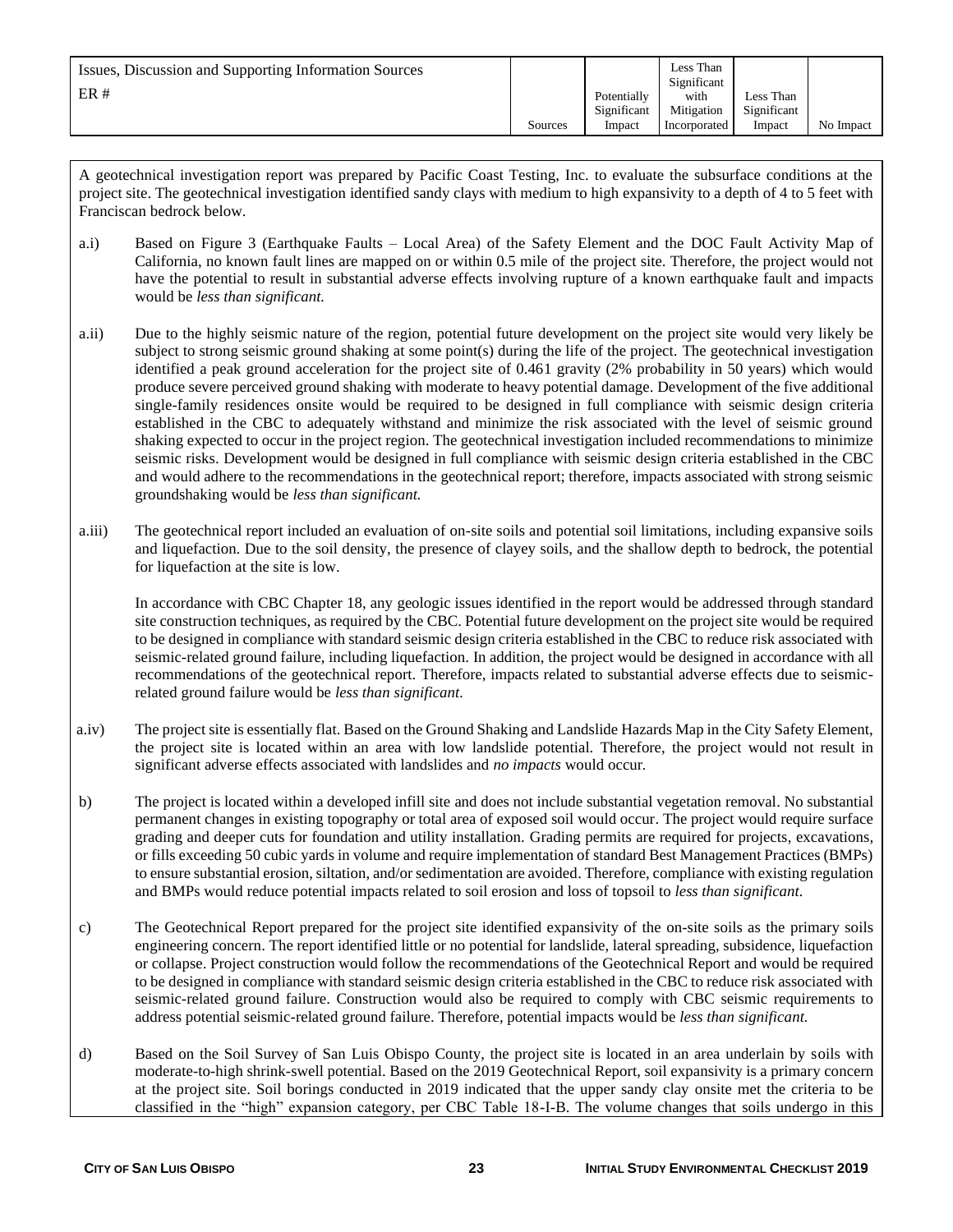| Issues, Discussion and Supporting Information Sources<br>ER # | Sources | Potentially Significant Impact | Less Than Significant with Mitigation Incorporated | Less Than Significant Impact | No Impact |
|---|---|---|---|---|---|

A geotechnical investigation report was prepared by Pacific Coast Testing, Inc. to evaluate the subsurface conditions at the project site. The geotechnical investigation identified sandy clays with medium to high expansivity to a depth of 4 to 5 feet with Franciscan bedrock below.

a.i) Based on Figure 3 (Earthquake Faults – Local Area) of the Safety Element and the DOC Fault Activity Map of California, no known fault lines are mapped on or within 0.5 mile of the project site. Therefore, the project would not have the potential to result in substantial adverse effects involving rupture of a known earthquake fault and impacts would be *less than significant.*

a.ii) Due to the highly seismic nature of the region, potential future development on the project site would very likely be subject to strong seismic ground shaking at some point(s) during the life of the project. The geotechnical investigation identified a peak ground acceleration for the project site of 0.461 gravity (2% probability in 50 years) which would produce severe perceived ground shaking with moderate to heavy potential damage. Development of the five additional single-family residences onsite would be required to be designed in full compliance with seismic design criteria established in the CBC to adequately withstand and minimize the risk associated with the level of seismic ground shaking expected to occur in the project region. The geotechnical investigation included recommendations to minimize seismic risks. Development would be designed in full compliance with seismic design criteria established in the CBC and would adhere to the recommendations in the geotechnical report; therefore, impacts associated with strong seismic groundshaking would be *less than significant.*

a.iii) The geotechnical report included an evaluation of on-site soils and potential soil limitations, including expansive soils and liquefaction. Due to the soil density, the presence of clayey soils, and the shallow depth to bedrock, the potential for liquefaction at the site is low.

In accordance with CBC Chapter 18, any geologic issues identified in the report would be addressed through standard site construction techniques, as required by the CBC. Potential future development on the project site would be required to be designed in compliance with standard seismic design criteria established in the CBC to reduce risk associated with seismic-related ground failure, including liquefaction. In addition, the project would be designed in accordance with all recommendations of the geotechnical report. Therefore, impacts related to substantial adverse effects due to seismic-related ground failure would be *less than significant.*

a.iv) The project site is essentially flat. Based on the Ground Shaking and Landslide Hazards Map in the City Safety Element, the project site is located within an area with low landslide potential. Therefore, the project would not result in significant adverse effects associated with landslides and *no impacts* would occur.

b) The project is located within a developed infill site and does not include substantial vegetation removal. No substantial permanent changes in existing topography or total area of exposed soil would occur. The project would require surface grading and deeper cuts for foundation and utility installation. Grading permits are required for projects, excavations, or fills exceeding 50 cubic yards in volume and require implementation of standard Best Management Practices (BMPs) to ensure substantial erosion, siltation, and/or sedimentation are avoided. Therefore, compliance with existing regulation and BMPs would reduce potential impacts related to soil erosion and loss of topsoil to *less than significant.*

c) The Geotechnical Report prepared for the project site identified expansivity of the on-site soils as the primary soils engineering concern. The report identified little or no potential for landslide, lateral spreading, subsidence, liquefaction or collapse. Project construction would follow the recommendations of the Geotechnical Report and would be required to be designed in compliance with standard seismic design criteria established in the CBC to reduce risk associated with seismic-related ground failure. Construction would also be required to comply with CBC seismic requirements to address potential seismic-related ground failure. Therefore, potential impacts would be *less than significant.*

d) Based on the Soil Survey of San Luis Obispo County, the project site is located in an area underlain by soils with moderate-to-high shrink-swell potential. Based on the 2019 Geotechnical Report, soil expansivity is a primary concern at the project site. Soil borings conducted in 2019 indicated that the upper sandy clay onsite met the criteria to be classified in the "high" expansion category, per CBC Table 18-I-B. The volume changes that soils undergo in this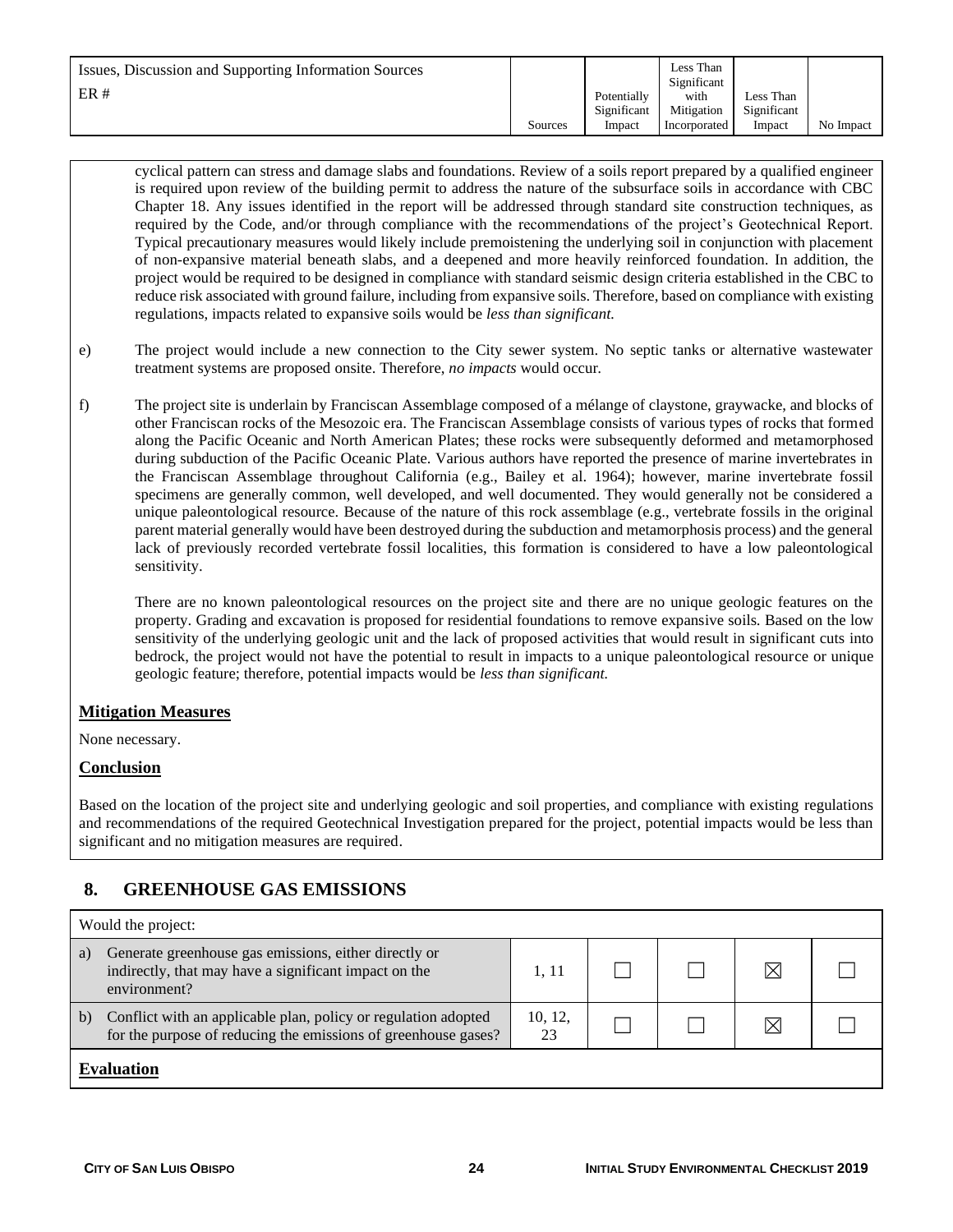| Issues, Discussion and Supporting Information Sources ER # | Sources | Potentially Significant Impact | Less Than Significant with Mitigation Incorporated | Less Than Significant Impact | No Impact |
|---|---|---|---|---|---|

cyclical pattern can stress and damage slabs and foundations. Review of a soils report prepared by a qualified engineer is required upon review of the building permit to address the nature of the subsurface soils in accordance with CBC Chapter 18. Any issues identified in the report will be addressed through standard site construction techniques, as required by the Code, and/or through compliance with the recommendations of the project's Geotechnical Report. Typical precautionary measures would likely include premoistening the underlying soil in conjunction with placement of non-expansive material beneath slabs, and a deepened and more heavily reinforced foundation. In addition, the project would be required to be designed in compliance with standard seismic design criteria established in the CBC to reduce risk associated with ground failure, including from expansive soils. Therefore, based on compliance with existing regulations, impacts related to expansive soils would be *less than significant.*

e) The project would include a new connection to the City sewer system. No septic tanks or alternative wastewater treatment systems are proposed onsite. Therefore, *no impacts* would occur.

f) The project site is underlain by Franciscan Assemblage composed of a mélange of claystone, graywacke, and blocks of other Franciscan rocks of the Mesozoic era. The Franciscan Assemblage consists of various types of rocks that formed along the Pacific Oceanic and North American Plates; these rocks were subsequently deformed and metamorphosed during subduction of the Pacific Oceanic Plate. Various authors have reported the presence of marine invertebrates in the Franciscan Assemblage throughout California (e.g., Bailey et al. 1964); however, marine invertebrate fossil specimens are generally common, well developed, and well documented. They would generally not be considered a unique paleontological resource. Because of the nature of this rock assemblage (e.g., vertebrate fossils in the original parent material generally would have been destroyed during the subduction and metamorphosis process) and the general lack of previously recorded vertebrate fossil localities, this formation is considered to have a low paleontological sensitivity.

There are no known paleontological resources on the project site and there are no unique geologic features on the property. Grading and excavation is proposed for residential foundations to remove expansive soils. Based on the low sensitivity of the underlying geologic unit and the lack of proposed activities that would result in significant cuts into bedrock, the project would not have the potential to result in impacts to a unique paleontological resource or unique geologic feature; therefore, potential impacts would be *less than significant.*

**Mitigation Measures**

None necessary.

**Conclusion**

Based on the location of the project site and underlying geologic and soil properties, and compliance with existing regulations and recommendations of the required Geotechnical Investigation prepared for the project, potential impacts would be less than significant and no mitigation measures are required.

## 8. GREENHOUSE GAS EMISSIONS

| Would the project: | Sources | Potentially Significant Impact | Less Than Significant with Mitigation Incorporated | Less Than Significant Impact | No Impact |
|---|---|---|---|---|---|
| a) Generate greenhouse gas emissions, either directly or indirectly, that may have a significant impact on the environment? | 1, 11 | ☐ | ☐ | ☒ | ☐ |
| b) Conflict with an applicable plan, policy or regulation adopted for the purpose of reducing the emissions of greenhouse gases? | 10, 12, 23 | ☐ | ☐ | ☒ | ☐ |

**Evaluation**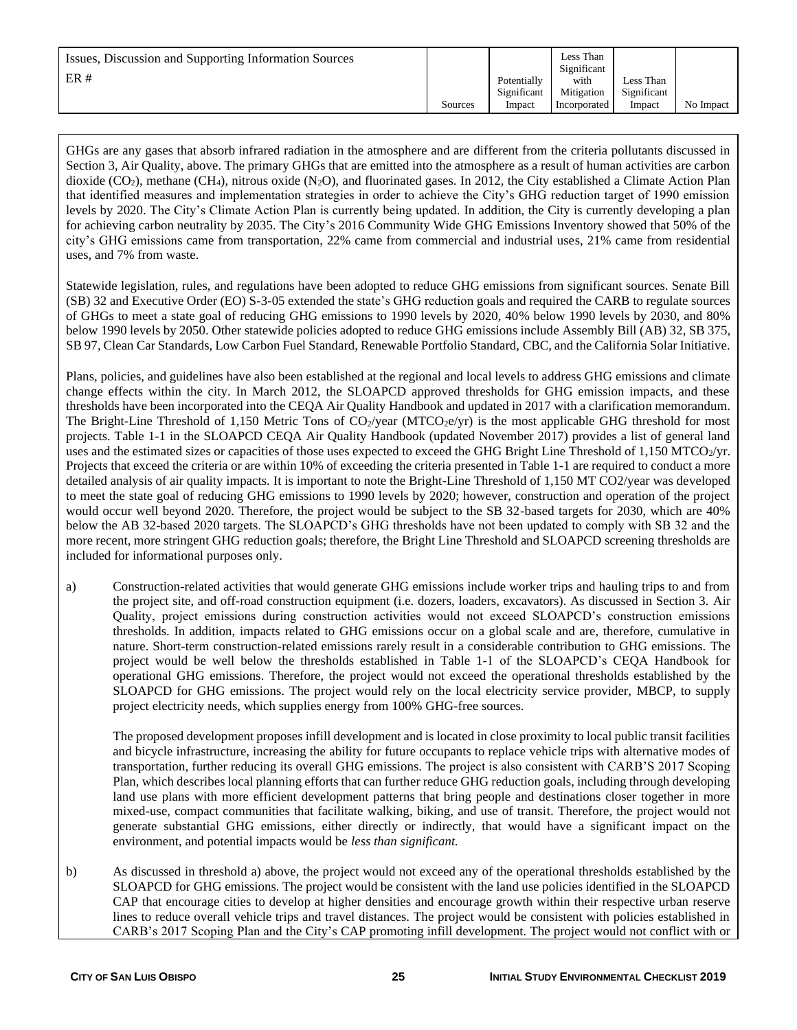| Issues, Discussion and Supporting Information Sources<br>ER # | Sources | Potentially Significant Impact | Less Than Significant with Mitigation Incorporated | Less Than Significant Impact | No Impact |
|---|---|---|---|---|---|

GHGs are any gases that absorb infrared radiation in the atmosphere and are different from the criteria pollutants discussed in Section 3, Air Quality, above. The primary GHGs that are emitted into the atmosphere as a result of human activities are carbon dioxide ($CO_2$), methane ($CH_4$), nitrous oxide ($N_2O$), and fluorinated gases. In 2012, the City established a Climate Action Plan that identified measures and implementation strategies in order to achieve the City's GHG reduction target of 1990 emission levels by 2020. The City's Climate Action Plan is currently being updated. In addition, the City is currently developing a plan for achieving carbon neutrality by 2035. The City's 2016 Community Wide GHG Emissions Inventory showed that 50% of the city's GHG emissions came from transportation, 22% came from commercial and industrial uses, 21% came from residential uses, and 7% from waste.

Statewide legislation, rules, and regulations have been adopted to reduce GHG emissions from significant sources. Senate Bill (SB) 32 and Executive Order (EO) S-3-05 extended the state's GHG reduction goals and required the CARB to regulate sources of GHGs to meet a state goal of reducing GHG emissions to 1990 levels by 2020, 40% below 1990 levels by 2030, and 80% below 1990 levels by 2050. Other statewide policies adopted to reduce GHG emissions include Assembly Bill (AB) 32, SB 375, SB 97, Clean Car Standards, Low Carbon Fuel Standard, Renewable Portfolio Standard, CBC, and the California Solar Initiative.

Plans, policies, and guidelines have also been established at the regional and local levels to address GHG emissions and climate change effects within the city. In March 2012, the SLOAPCD approved thresholds for GHG emission impacts, and these thresholds have been incorporated into the CEQA Air Quality Handbook and updated in 2017 with a clarification memorandum. The Bright-Line Threshold of 1,150 Metric Tons of $CO_2$/year ($MTCO_2e$/yr) is the most applicable GHG threshold for most projects. Table 1-1 in the SLOAPCD CEQA Air Quality Handbook (updated November 2017) provides a list of general land uses and the estimated sizes or capacities of those uses expected to exceed the GHG Bright Line Threshold of 1,150 $MTCO_2$/yr. Projects that exceed the criteria or are within 10% of exceeding the criteria presented in Table 1-1 are required to conduct a more detailed analysis of air quality impacts. It is important to note the Bright-Line Threshold of 1,150 MT CO2/year was developed to meet the state goal of reducing GHG emissions to 1990 levels by 2020; however, construction and operation of the project would occur well beyond 2020. Therefore, the project would be subject to the SB 32-based targets for 2030, which are 40% below the AB 32-based 2020 targets. The SLOAPCD's GHG thresholds have not been updated to comply with SB 32 and the more recent, more stringent GHG reduction goals; therefore, the Bright Line Threshold and SLOAPCD screening thresholds are included for informational purposes only.

a) Construction-related activities that would generate GHG emissions include worker trips and hauling trips to and from the project site, and off-road construction equipment (i.e. dozers, loaders, excavators). As discussed in Section 3. Air Quality, project emissions during construction activities would not exceed SLOAPCD's construction emissions thresholds. In addition, impacts related to GHG emissions occur on a global scale and are, therefore, cumulative in nature. Short-term construction-related emissions rarely result in a considerable contribution to GHG emissions. The project would be well below the thresholds established in Table 1-1 of the SLOAPCD's CEQA Handbook for operational GHG emissions. Therefore, the project would not exceed the operational thresholds established by the SLOAPCD for GHG emissions. The project would rely on the local electricity service provider, MBCP, to supply project electricity needs, which supplies energy from 100% GHG-free sources.

   The proposed development proposes infill development and is located in close proximity to local public transit facilities and bicycle infrastructure, increasing the ability for future occupants to replace vehicle trips with alternative modes of transportation, further reducing its overall GHG emissions. The project is also consistent with CARB'S 2017 Scoping Plan, which describes local planning efforts that can further reduce GHG reduction goals, including through developing land use plans with more efficient development patterns that bring people and destinations closer together in more mixed-use, compact communities that facilitate walking, biking, and use of transit. Therefore, the project would not generate substantial GHG emissions, either directly or indirectly, that would have a significant impact on the environment, and potential impacts would be *less than significant.*

b) As discussed in threshold a) above, the project would not exceed any of the operational thresholds established by the SLOAPCD for GHG emissions. The project would be consistent with the land use policies identified in the SLOAPCD CAP that encourage cities to develop at higher densities and encourage growth within their respective urban reserve lines to reduce overall vehicle trips and travel distances. The project would be consistent with policies established in CARB's 2017 Scoping Plan and the City's CAP promoting infill development. The project would not conflict with or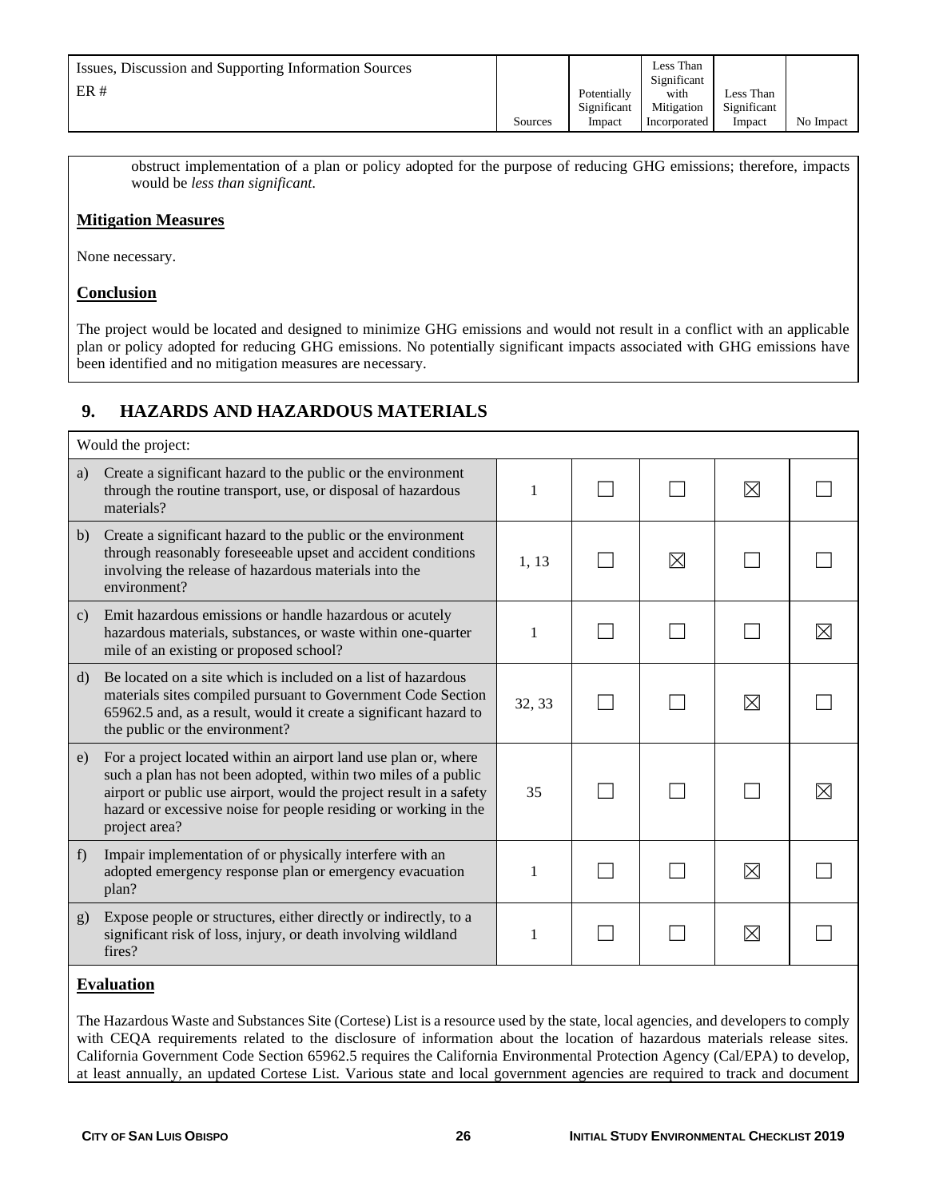| Issues, Discussion and Supporting Information Sources ER # | Sources | Potentially Significant Impact | Less Than Significant with Mitigation Incorporated | Less Than Significant Impact | No Impact |
|---|---|---|---|---|---|

obstruct implementation of a plan or policy adopted for the purpose of reducing GHG emissions; therefore, impacts would be *less than significant.*

**Mitigation Measures**

None necessary.

**Conclusion**

The project would be located and designed to minimize GHG emissions and would not result in a conflict with an applicable plan or policy adopted for reducing GHG emissions. No potentially significant impacts associated with GHG emissions have been identified and no mitigation measures are necessary.

## 9. HAZARDS AND HAZARDOUS MATERIALS

| Would the project: | Sources | Potentially Significant Impact | Less Than Significant with Mitigation Incorporated | Less Than Significant Impact | No Impact |
|---|---|---|---|---|---|
| a) Create a significant hazard to the public or the environment through the routine transport, use, or disposal of hazardous materials? | 1 | ☐ | ☐ | ☒ | ☐ |
| b) Create a significant hazard to the public or the environment through reasonably foreseeable upset and accident conditions involving the release of hazardous materials into the environment? | 1, 13 | ☐ | ☒ | ☐ | ☐ |
| c) Emit hazardous emissions or handle hazardous or acutely hazardous materials, substances, or waste within one-quarter mile of an existing or proposed school? | 1 | ☐ | ☐ | ☐ | ☒ |
| d) Be located on a site which is included on a list of hazardous materials sites compiled pursuant to Government Code Section 65962.5 and, as a result, would it create a significant hazard to the public or the environment? | 32, 33 | ☐ | ☐ | ☒ | ☐ |
| e) For a project located within an airport land use plan or, where such a plan has not been adopted, within two miles of a public airport or public use airport, would the project result in a safety hazard or excessive noise for people residing or working in the project area? | 35 | ☐ | ☐ | ☐ | ☒ |
| f) Impair implementation of or physically interfere with an adopted emergency response plan or emergency evacuation plan? | 1 | ☐ | ☐ | ☒ | ☐ |
| g) Expose people or structures, either directly or indirectly, to a significant risk of loss, injury, or death involving wildland fires? | 1 | ☐ | ☐ | ☒ | ☐ |

**Evaluation**

The Hazardous Waste and Substances Site (Cortese) List is a resource used by the state, local agencies, and developers to comply with CEQA requirements related to the disclosure of information about the location of hazardous materials release sites. California Government Code Section 65962.5 requires the California Environmental Protection Agency (Cal/EPA) to develop, at least annually, an updated Cortese List. Various state and local government agencies are required to track and document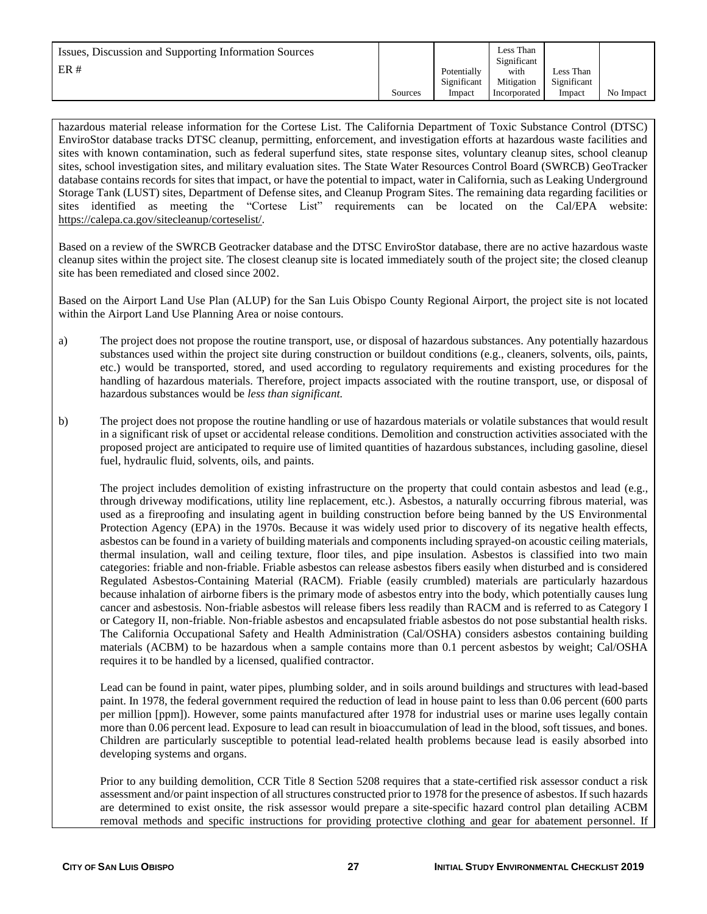| Issues, Discussion and Supporting Information Sources<br>ER # | Sources | Potentially Significant Impact | Less Than Significant with Mitigation Incorporated | Less Than Significant Impact | No Impact |
|---|---|---|---|---|---|

hazardous material release information for the Cortese List. The California Department of Toxic Substance Control (DTSC) EnviroStor database tracks DTSC cleanup, permitting, enforcement, and investigation efforts at hazardous waste facilities and sites with known contamination, such as federal superfund sites, state response sites, voluntary cleanup sites, school cleanup sites, school investigation sites, and military evaluation sites. The State Water Resources Control Board (SWRCB) GeoTracker database contains records for sites that impact, or have the potential to impact, water in California, such as Leaking Underground Storage Tank (LUST) sites, Department of Defense sites, and Cleanup Program Sites. The remaining data regarding facilities or sites identified as meeting the "Cortese List" requirements can be located on the Cal/EPA website: https://calepa.ca.gov/sitecleanup/corteselist/.

Based on a review of the SWRCB Geotracker database and the DTSC EnviroStor database, there are no active hazardous waste cleanup sites within the project site. The closest cleanup site is located immediately south of the project site; the closed cleanup site has been remediated and closed since 2002.

Based on the Airport Land Use Plan (ALUP) for the San Luis Obispo County Regional Airport, the project site is not located within the Airport Land Use Planning Area or noise contours.

a) The project does not propose the routine transport, use, or disposal of hazardous substances. Any potentially hazardous substances used within the project site during construction or buildout conditions (e.g., cleaners, solvents, oils, paints, etc.) would be transported, stored, and used according to regulatory requirements and existing procedures for the handling of hazardous materials. Therefore, project impacts associated with the routine transport, use, or disposal of hazardous substances would be *less than significant.*

b) The project does not propose the routine handling or use of hazardous materials or volatile substances that would result in a significant risk of upset or accidental release conditions. Demolition and construction activities associated with the proposed project are anticipated to require use of limited quantities of hazardous substances, including gasoline, diesel fuel, hydraulic fluid, solvents, oils, and paints.

The project includes demolition of existing infrastructure on the property that could contain asbestos and lead (e.g., through driveway modifications, utility line replacement, etc.). Asbestos, a naturally occurring fibrous material, was used as a fireproofing and insulating agent in building construction before being banned by the US Environmental Protection Agency (EPA) in the 1970s. Because it was widely used prior to discovery of its negative health effects, asbestos can be found in a variety of building materials and components including sprayed-on acoustic ceiling materials, thermal insulation, wall and ceiling texture, floor tiles, and pipe insulation. Asbestos is classified into two main categories: friable and non-friable. Friable asbestos can release asbestos fibers easily when disturbed and is considered Regulated Asbestos-Containing Material (RACM). Friable (easily crumbled) materials are particularly hazardous because inhalation of airborne fibers is the primary mode of asbestos entry into the body, which potentially causes lung cancer and asbestosis. Non-friable asbestos will release fibers less readily than RACM and is referred to as Category I or Category II, non-friable. Non-friable asbestos and encapsulated friable asbestos do not pose substantial health risks. The California Occupational Safety and Health Administration (Cal/OSHA) considers asbestos containing building materials (ACBM) to be hazardous when a sample contains more than 0.1 percent asbestos by weight; Cal/OSHA requires it to be handled by a licensed, qualified contractor.

Lead can be found in paint, water pipes, plumbing solder, and in soils around buildings and structures with lead-based paint. In 1978, the federal government required the reduction of lead in house paint to less than 0.06 percent (600 parts per million [ppm]). However, some paints manufactured after 1978 for industrial uses or marine uses legally contain more than 0.06 percent lead. Exposure to lead can result in bioaccumulation of lead in the blood, soft tissues, and bones. Children are particularly susceptible to potential lead-related health problems because lead is easily absorbed into developing systems and organs.

Prior to any building demolition, CCR Title 8 Section 5208 requires that a state-certified risk assessor conduct a risk assessment and/or paint inspection of all structures constructed prior to 1978 for the presence of asbestos. If such hazards are determined to exist onsite, the risk assessor would prepare a site-specific hazard control plan detailing ACBM removal methods and specific instructions for providing protective clothing and gear for abatement personnel. If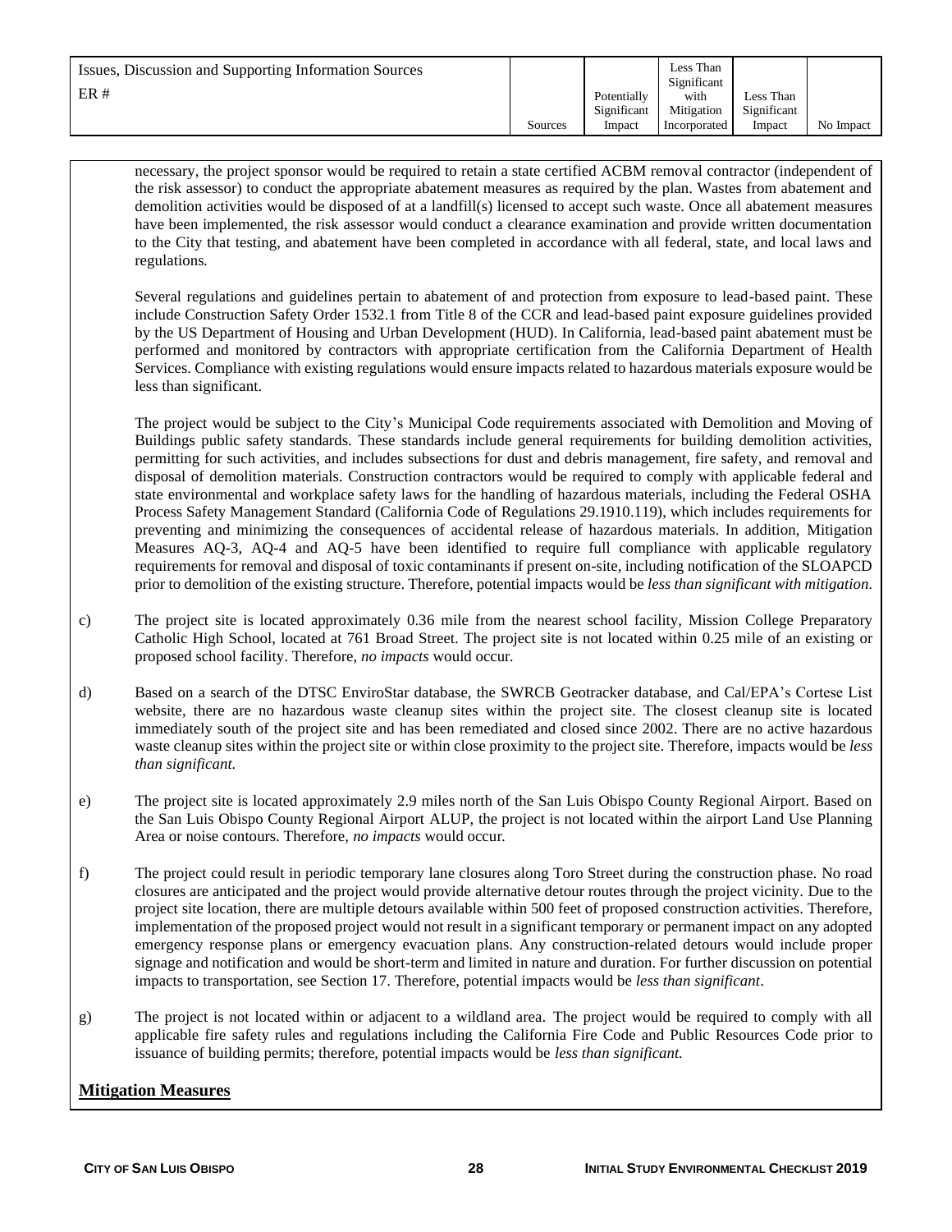| Issues, Discussion and Supporting Information Sources<br>ER # | Sources | Potentially Significant Impact | Less Than Significant with Mitigation Incorporated | Less Than Significant Impact | No Impact |
|---|---|---|---|---|---|

necessary, the project sponsor would be required to retain a state certified ACBM removal contractor (independent of the risk assessor) to conduct the appropriate abatement measures as required by the plan. Wastes from abatement and demolition activities would be disposed of at a landfill(s) licensed to accept such waste. Once all abatement measures have been implemented, the risk assessor would conduct a clearance examination and provide written documentation to the City that testing, and abatement have been completed in accordance with all federal, state, and local laws and regulations.

Several regulations and guidelines pertain to abatement of and protection from exposure to lead-based paint. These include Construction Safety Order 1532.1 from Title 8 of the CCR and lead-based paint exposure guidelines provided by the US Department of Housing and Urban Development (HUD). In California, lead-based paint abatement must be performed and monitored by contractors with appropriate certification from the California Department of Health Services. Compliance with existing regulations would ensure impacts related to hazardous materials exposure would be less than significant.

The project would be subject to the City's Municipal Code requirements associated with Demolition and Moving of Buildings public safety standards. These standards include general requirements for building demolition activities, permitting for such activities, and includes subsections for dust and debris management, fire safety, and removal and disposal of demolition materials. Construction contractors would be required to comply with applicable federal and state environmental and workplace safety laws for the handling of hazardous materials, including the Federal OSHA Process Safety Management Standard (California Code of Regulations 29.1910.119), which includes requirements for preventing and minimizing the consequences of accidental release of hazardous materials. In addition, Mitigation Measures AQ-3, AQ-4 and AQ-5 have been identified to require full compliance with applicable regulatory requirements for removal and disposal of toxic contaminants if present on-site, including notification of the SLOAPCD prior to demolition of the existing structure. Therefore, potential impacts would be *less than significant with mitigation*.

c) The project site is located approximately 0.36 mile from the nearest school facility, Mission College Preparatory Catholic High School, located at 761 Broad Street. The project site is not located within 0.25 mile of an existing or proposed school facility. Therefore, *no impacts* would occur.

d) Based on a search of the DTSC EnviroStar database, the SWRCB Geotracker database, and Cal/EPA's Cortese List website, there are no hazardous waste cleanup sites within the project site. The closest cleanup site is located immediately south of the project site and has been remediated and closed since 2002. There are no active hazardous waste cleanup sites within the project site or within close proximity to the project site. Therefore, impacts would be *less than significant.*

e) The project site is located approximately 2.9 miles north of the San Luis Obispo County Regional Airport. Based on the San Luis Obispo County Regional Airport ALUP, the project is not located within the airport Land Use Planning Area or noise contours. Therefore, *no impacts* would occur.

f) The project could result in periodic temporary lane closures along Toro Street during the construction phase. No road closures are anticipated and the project would provide alternative detour routes through the project vicinity. Due to the project site location, there are multiple detours available within 500 feet of proposed construction activities. Therefore, implementation of the proposed project would not result in a significant temporary or permanent impact on any adopted emergency response plans or emergency evacuation plans. Any construction-related detours would include proper signage and notification and would be short-term and limited in nature and duration. For further discussion on potential impacts to transportation, see Section 17. Therefore, potential impacts would be *less than significant*.

g) The project is not located within or adjacent to a wildland area. The project would be required to comply with all applicable fire safety rules and regulations including the California Fire Code and Public Resources Code prior to issuance of building permits; therefore, potential impacts would be *less than significant.*

**Mitigation Measures**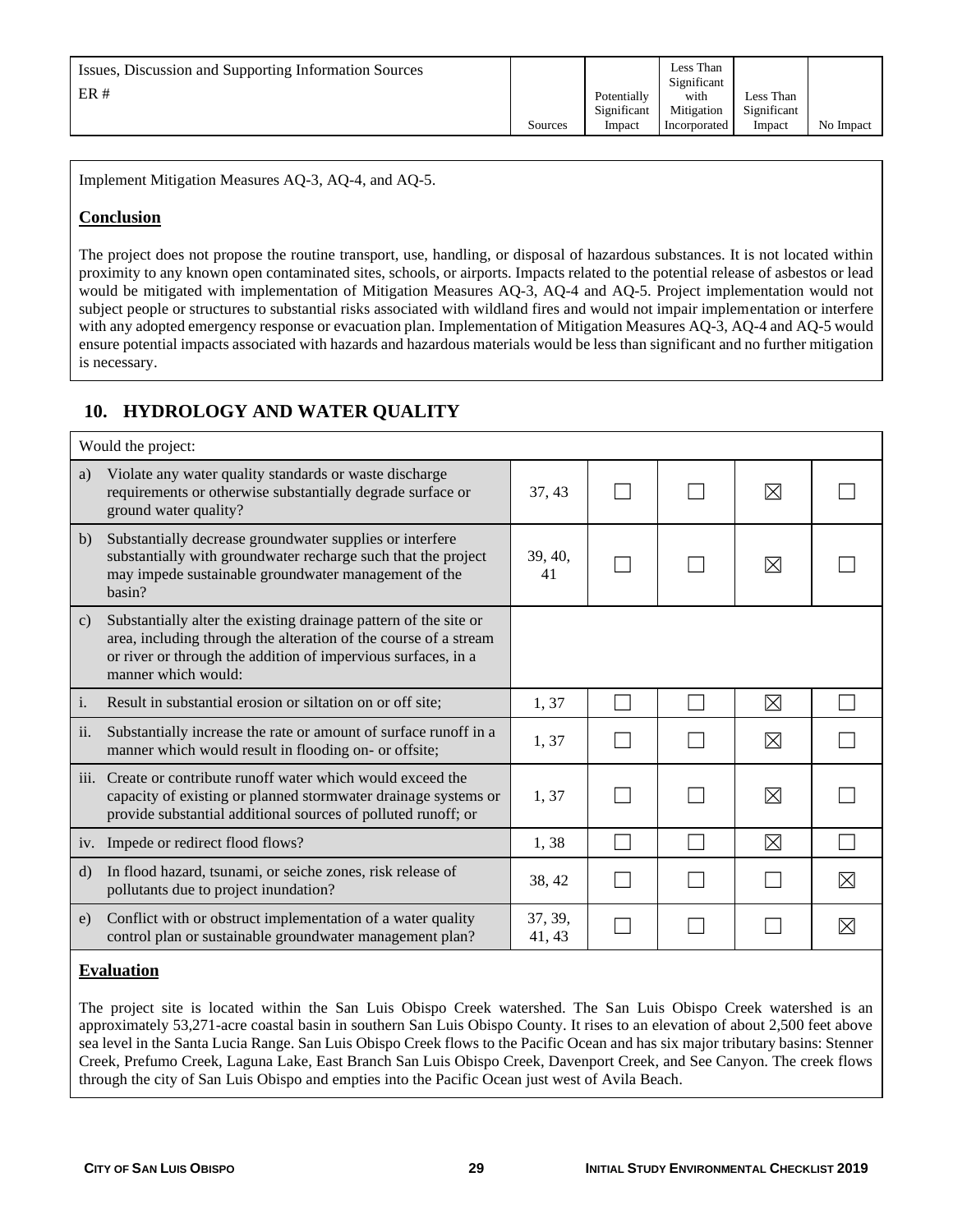| Issues, Discussion and Supporting Information Sources ER # | Sources | Potentially Significant Impact | Less Than Significant with Mitigation Incorporated | Less Than Significant Impact | No Impact |
|---|---|---|---|---|---|

Implement Mitigation Measures AQ-3, AQ-4, and AQ-5.

**Conclusion**

The project does not propose the routine transport, use, handling, or disposal of hazardous substances. It is not located within proximity to any known open contaminated sites, schools, or airports. Impacts related to the potential release of asbestos or lead would be mitigated with implementation of Mitigation Measures AQ-3, AQ-4 and AQ-5. Project implementation would not subject people or structures to substantial risks associated with wildland fires and would not impair implementation or interfere with any adopted emergency response or evacuation plan. Implementation of Mitigation Measures AQ-3, AQ-4 and AQ-5 would ensure potential impacts associated with hazards and hazardous materials would be less than significant and no further mitigation is necessary.

## 10. HYDROLOGY AND WATER QUALITY

| Would the project: | Sources | Potentially Significant Impact | Less Than Significant with Mitigation Incorporated | Less Than Significant Impact | No Impact |
|---|---|---|---|---|---|
| a) Violate any water quality standards or waste discharge requirements or otherwise substantially degrade surface or ground water quality? | 37, 43 | ☐ | ☐ | ☒ | ☐ |
| b) Substantially decrease groundwater supplies or interfere substantially with groundwater recharge such that the project may impede sustainable groundwater management of the basin? | 39, 40, 41 | ☐ | ☐ | ☒ | ☐ |
| c) Substantially alter the existing drainage pattern of the site or area, including through the alteration of the course of a stream or river or through the addition of impervious surfaces, in a manner which would: | | | | | |
| i. Result in substantial erosion or siltation on or off site; | 1, 37 | ☐ | ☐ | ☒ | ☐ |
| ii. Substantially increase the rate or amount of surface runoff in a manner which would result in flooding on- or offsite; | 1, 37 | ☐ | ☐ | ☒ | ☐ |
| iii. Create or contribute runoff water which would exceed the capacity of existing or planned stormwater drainage systems or provide substantial additional sources of polluted runoff; or | 1, 37 | ☐ | ☐ | ☒ | ☐ |
| iv. Impede or redirect flood flows? | 1, 38 | ☐ | ☐ | ☒ | ☐ |
| d) In flood hazard, tsunami, or seiche zones, risk release of pollutants due to project inundation? | 38, 42 | ☐ | ☐ | ☐ | ☒ |
| e) Conflict with or obstruct implementation of a water quality control plan or sustainable groundwater management plan? | 37, 39, 41, 43 | ☐ | ☐ | ☐ | ☒ |

**Evaluation**

The project site is located within the San Luis Obispo Creek watershed. The San Luis Obispo Creek watershed is an approximately 53,271-acre coastal basin in southern San Luis Obispo County. It rises to an elevation of about 2,500 feet above sea level in the Santa Lucia Range. San Luis Obispo Creek flows to the Pacific Ocean and has six major tributary basins: Stenner Creek, Prefumo Creek, Laguna Lake, East Branch San Luis Obispo Creek, Davenport Creek, and See Canyon. The creek flows through the city of San Luis Obispo and empties into the Pacific Ocean just west of Avila Beach.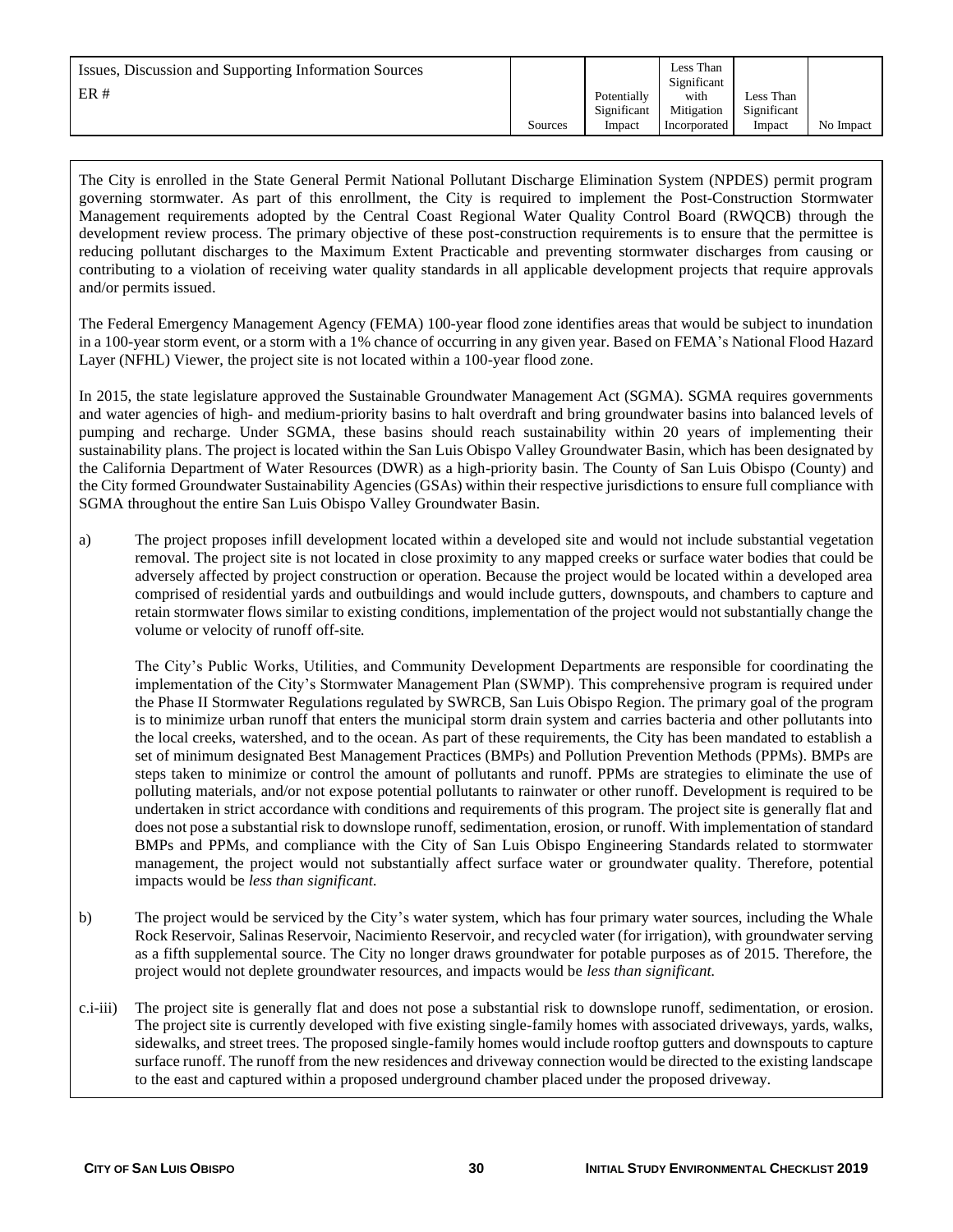| Issues, Discussion and Supporting Information Sources<br>ER # | Sources | Potentially Significant Impact | Less Than Significant with Mitigation Incorporated | Less Than Significant Impact | No Impact |
|---|---|---|---|---|---|

The City is enrolled in the State General Permit National Pollutant Discharge Elimination System (NPDES) permit program governing stormwater. As part of this enrollment, the City is required to implement the Post-Construction Stormwater Management requirements adopted by the Central Coast Regional Water Quality Control Board (RWQCB) through the development review process. The primary objective of these post-construction requirements is to ensure that the permittee is reducing pollutant discharges to the Maximum Extent Practicable and preventing stormwater discharges from causing or contributing to a violation of receiving water quality standards in all applicable development projects that require approvals and/or permits issued.

The Federal Emergency Management Agency (FEMA) 100-year flood zone identifies areas that would be subject to inundation in a 100-year storm event, or a storm with a 1% chance of occurring in any given year. Based on FEMA's National Flood Hazard Layer (NFHL) Viewer, the project site is not located within a 100-year flood zone.

In 2015, the state legislature approved the Sustainable Groundwater Management Act (SGMA). SGMA requires governments and water agencies of high- and medium-priority basins to halt overdraft and bring groundwater basins into balanced levels of pumping and recharge. Under SGMA, these basins should reach sustainability within 20 years of implementing their sustainability plans. The project is located within the San Luis Obispo Valley Groundwater Basin, which has been designated by the California Department of Water Resources (DWR) as a high-priority basin. The County of San Luis Obispo (County) and the City formed Groundwater Sustainability Agencies (GSAs) within their respective jurisdictions to ensure full compliance with SGMA throughout the entire San Luis Obispo Valley Groundwater Basin.

a) The project proposes infill development located within a developed site and would not include substantial vegetation removal. The project site is not located in close proximity to any mapped creeks or surface water bodies that could be adversely affected by project construction or operation. Because the project would be located within a developed area comprised of residential yards and outbuildings and would include gutters, downspouts, and chambers to capture and retain stormwater flows similar to existing conditions, implementation of the project would not substantially change the volume or velocity of runoff off-site.

The City's Public Works, Utilities, and Community Development Departments are responsible for coordinating the implementation of the City's Stormwater Management Plan (SWMP). This comprehensive program is required under the Phase II Stormwater Regulations regulated by SWRCB, San Luis Obispo Region. The primary goal of the program is to minimize urban runoff that enters the municipal storm drain system and carries bacteria and other pollutants into the local creeks, watershed, and to the ocean. As part of these requirements, the City has been mandated to establish a set of minimum designated Best Management Practices (BMPs) and Pollution Prevention Methods (PPMs). BMPs are steps taken to minimize or control the amount of pollutants and runoff. PPMs are strategies to eliminate the use of polluting materials, and/or not expose potential pollutants to rainwater or other runoff. Development is required to be undertaken in strict accordance with conditions and requirements of this program. The project site is generally flat and does not pose a substantial risk to downslope runoff, sedimentation, erosion, or runoff. With implementation of standard BMPs and PPMs, and compliance with the City of San Luis Obispo Engineering Standards related to stormwater management, the project would not substantially affect surface water or groundwater quality. Therefore, potential impacts would be *less than significant.*

b) The project would be serviced by the City's water system, which has four primary water sources, including the Whale Rock Reservoir, Salinas Reservoir, Nacimiento Reservoir, and recycled water (for irrigation), with groundwater serving as a fifth supplemental source. The City no longer draws groundwater for potable purposes as of 2015. Therefore, the project would not deplete groundwater resources, and impacts would be *less than significant.*

c.i-iii) The project site is generally flat and does not pose a substantial risk to downslope runoff, sedimentation, or erosion. The project site is currently developed with five existing single-family homes with associated driveways, yards, walks, sidewalks, and street trees. The proposed single-family homes would include rooftop gutters and downspouts to capture surface runoff. The runoff from the new residences and driveway connection would be directed to the existing landscape to the east and captured within a proposed underground chamber placed under the proposed driveway.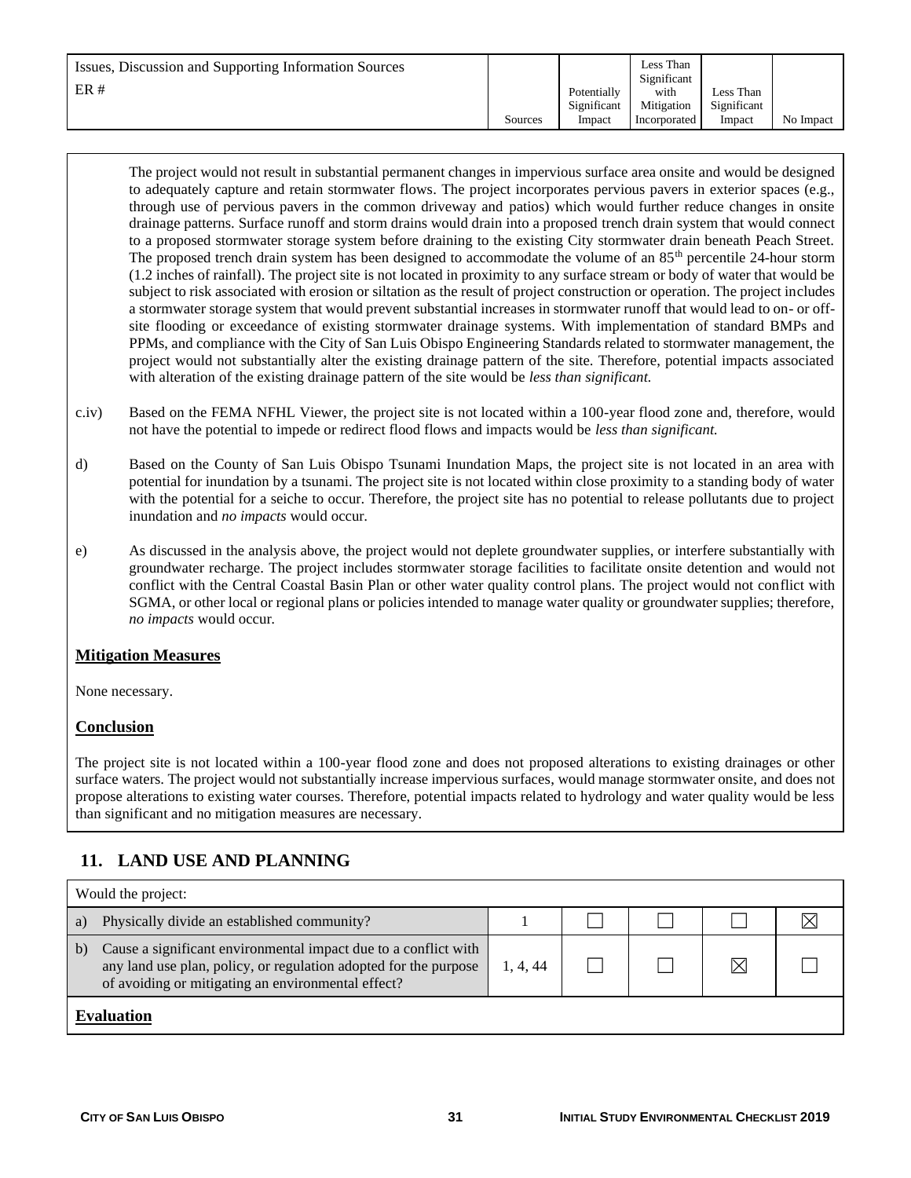| Issues, Discussion and Supporting Information Sources<br>ER # | Sources | Potentially Significant Impact | Less Than Significant with Mitigation Incorporated | Less Than Significant Impact | No Impact |
|---|---|---|---|---|---|

The project would not result in substantial permanent changes in impervious surface area onsite and would be designed to adequately capture and retain stormwater flows. The project incorporates pervious pavers in exterior spaces (e.g., through use of pervious pavers in the common driveway and patios) which would further reduce changes in onsite drainage patterns. Surface runoff and storm drains would drain into a proposed trench drain system that would connect to a proposed stormwater storage system before draining to the existing City stormwater drain beneath Peach Street. The proposed trench drain system has been designed to accommodate the volume of an 85th percentile 24-hour storm (1.2 inches of rainfall). The project site is not located in proximity to any surface stream or body of water that would be subject to risk associated with erosion or siltation as the result of project construction or operation. The project includes a stormwater storage system that would prevent substantial increases in stormwater runoff that would lead to on- or off-site flooding or exceedance of existing stormwater drainage systems. With implementation of standard BMPs and PPMs, and compliance with the City of San Luis Obispo Engineering Standards related to stormwater management, the project would not substantially alter the existing drainage pattern of the site. Therefore, potential impacts associated with alteration of the existing drainage pattern of the site would be *less than significant.*

c.iv) Based on the FEMA NFHL Viewer, the project site is not located within a 100-year flood zone and, therefore, would not have the potential to impede or redirect flood flows and impacts would be *less than significant.*

d) Based on the County of San Luis Obispo Tsunami Inundation Maps, the project site is not located in an area with potential for inundation by a tsunami. The project site is not located within close proximity to a standing body of water with the potential for a seiche to occur. Therefore, the project site has no potential to release pollutants due to project inundation and *no impacts* would occur.

e) As discussed in the analysis above, the project would not deplete groundwater supplies, or interfere substantially with groundwater recharge. The project includes stormwater storage facilities to facilitate onsite detention and would not conflict with the Central Coastal Basin Plan or other water quality control plans. The project would not conflict with SGMA, or other local or regional plans or policies intended to manage water quality or groundwater supplies; therefore, *no impacts* would occur.

**Mitigation Measures**

None necessary.

**Conclusion**

The project site is not located within a 100-year flood zone and does not proposed alterations to existing drainages or other surface waters. The project would not substantially increase impervious surfaces, would manage stormwater onsite, and does not propose alterations to existing water courses. Therefore, potential impacts related to hydrology and water quality would be less than significant and no mitigation measures are necessary.

## 11. LAND USE AND PLANNING

| Would the project: | Sources | Potentially Significant Impact | Less Than Significant with Mitigation Incorporated | Less Than Significant Impact | No Impact |
|---|---|---|---|---|---|
| a) Physically divide an established community? | 1 | ☐ | ☐ | ☐ | ☒ |
| b) Cause a significant environmental impact due to a conflict with any land use plan, policy, or regulation adopted for the purpose of avoiding or mitigating an environmental effect? | 1, 4, 44 | ☐ | ☐ | ☒ | ☐ |

**Evaluation**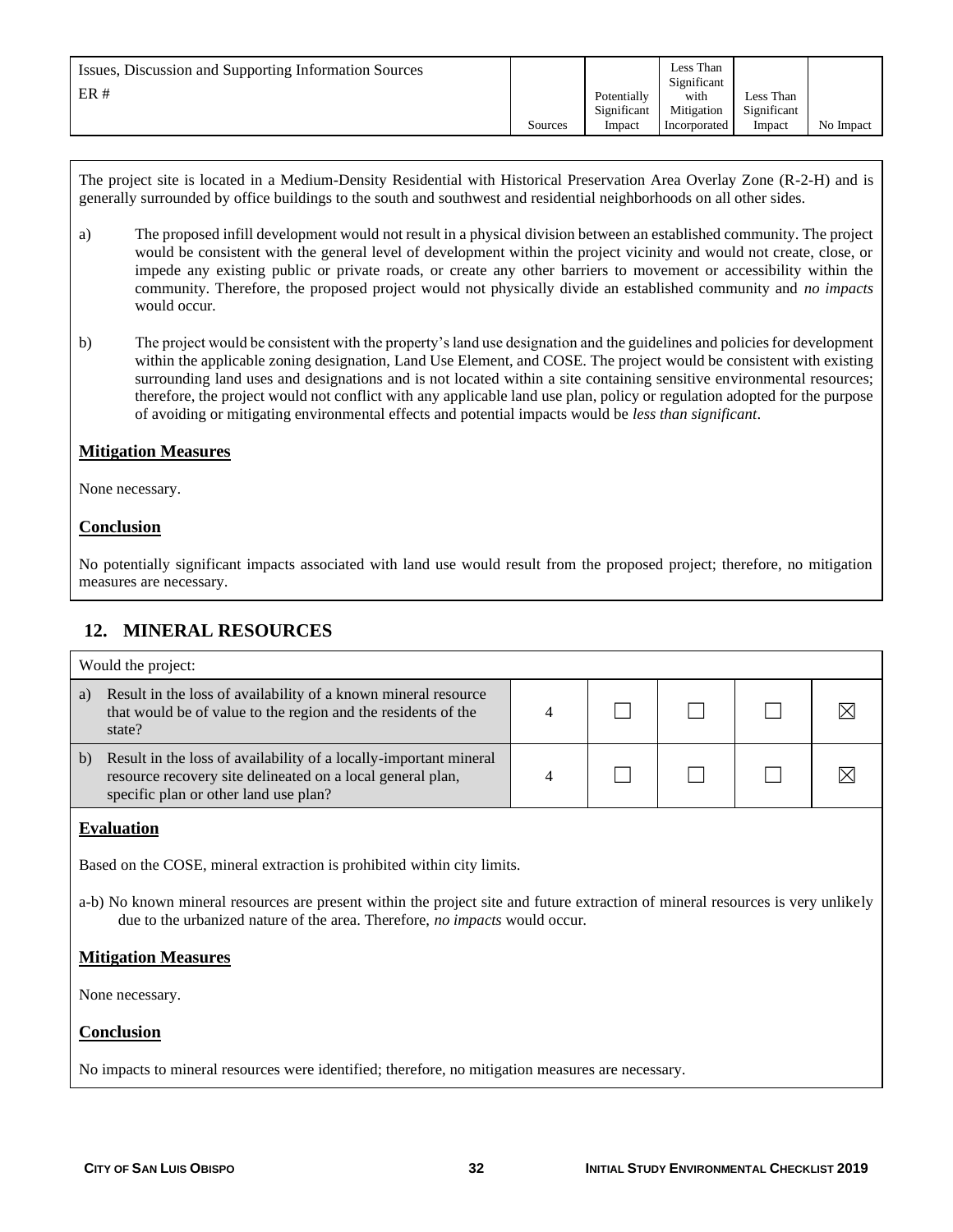| Issues, Discussion and Supporting Information Sources<br>ER # | Sources | Potentially Significant Impact | Less Than Significant with Mitigation Incorporated | Less Than Significant Impact | No Impact |
|---|---|---|---|---|---|

The project site is located in a Medium-Density Residential with Historical Preservation Area Overlay Zone (R-2-H) and is generally surrounded by office buildings to the south and southwest and residential neighborhoods on all other sides.

a) The proposed infill development would not result in a physical division between an established community. The project would be consistent with the general level of development within the project vicinity and would not create, close, or impede any existing public or private roads, or create any other barriers to movement or accessibility within the community. Therefore, the proposed project would not physically divide an established community and *no impacts* would occur.

b) The project would be consistent with the property's land use designation and the guidelines and policies for development within the applicable zoning designation, Land Use Element, and COSE. The project would be consistent with existing surrounding land uses and designations and is not located within a site containing sensitive environmental resources; therefore, the project would not conflict with any applicable land use plan, policy or regulation adopted for the purpose of avoiding or mitigating environmental effects and potential impacts would be *less than significant*.

**Mitigation Measures**

None necessary.

**Conclusion**

No potentially significant impacts associated with land use would result from the proposed project; therefore, no mitigation measures are necessary.

## 12. MINERAL RESOURCES

| Would the project: | Sources | Potentially Significant Impact | Less Than Significant with Mitigation Incorporated | Less Than Significant Impact | No Impact |
|---|---|---|---|---|---|
| a) Result in the loss of availability of a known mineral resource that would be of value to the region and the residents of the state? | 4 | ☐ | ☐ | ☐ | ☒ |
| b) Result in the loss of availability of a locally-important mineral resource recovery site delineated on a local general plan, specific plan or other land use plan? | 4 | ☐ | ☐ | ☐ | ☒ |

**Evaluation**

Based on the COSE, mineral extraction is prohibited within city limits.

a-b) No known mineral resources are present within the project site and future extraction of mineral resources is very unlikely due to the urbanized nature of the area. Therefore, *no impacts* would occur.

**Mitigation Measures**

None necessary.

**Conclusion**

No impacts to mineral resources were identified; therefore, no mitigation measures are necessary.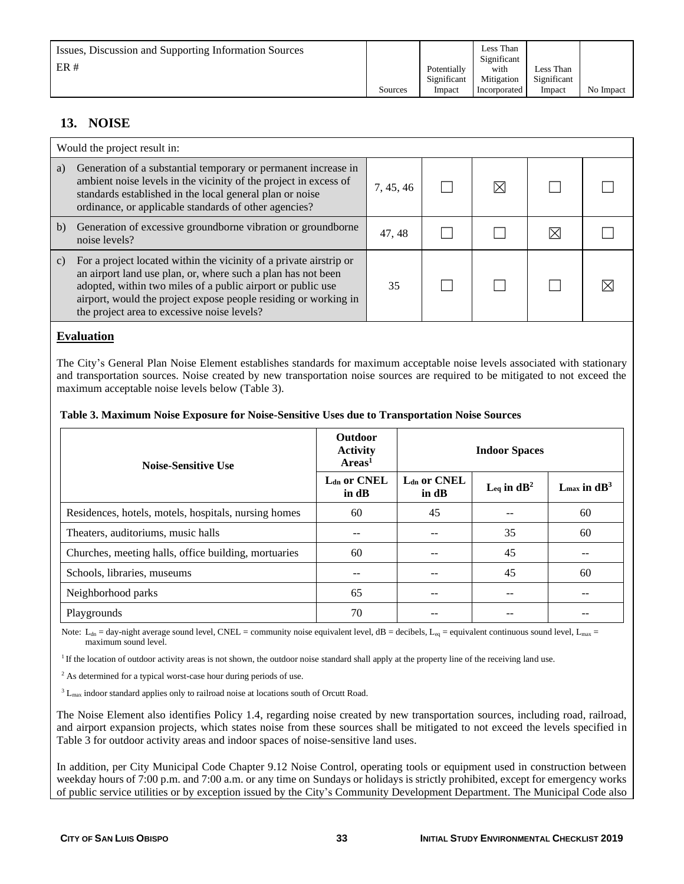| Issues, Discussion and Supporting Information Sources<br>ER # | Sources | Potentially Significant Impact | Less Than Significant with Mitigation Incorporated | Less Than Significant Impact | No Impact |
|---|---|---|---|---|---|

## 13. NOISE

| Would the project result in: | | | | | |
|---|---|---|---|---|---|
| a) Generation of a substantial temporary or permanent increase in ambient noise levels in the vicinity of the project in excess of standards established in the local general plan or noise ordinance, or applicable standards of other agencies? | 7, 45, 46 | ☐ | ☒ | ☐ | ☐ |
| b) Generation of excessive groundborne vibration or groundborne noise levels? | 47, 48 | ☐ | ☐ | ☒ | ☐ |
| c) For a project located within the vicinity of a private airstrip or an airport land use plan, or, where such a plan has not been adopted, within two miles of a public airport or public use airport, would the project expose people residing or working in the project area to excessive noise levels? | 35 | ☐ | ☐ | ☐ | ☒ |

### Evaluation

The City's General Plan Noise Element establishes standards for maximum acceptable noise levels associated with stationary and transportation sources. Noise created by new transportation noise sources are required to be mitigated to not exceed the maximum acceptable noise levels below (Table 3).

**Table 3. Maximum Noise Exposure for Noise-Sensitive Uses due to Transportation Noise Sources**

| Noise-Sensitive Use | Outdoor Activity Areas[1] | Indoor Spaces | | |
|---|---|---|---|---|
| | $L_{dn}$ or CNEL in dB | $L_{dn}$ or CNEL in dB | $L_{eq}$ in dB[2] | $L_{max}$ in dB[3] |
| Residences, hotels, motels, hospitals, nursing homes | 60 | 45 | -- | 60 |
| Theaters, auditoriums, music halls | -- | -- | 35 | 60 |
| Churches, meeting halls, office building, mortuaries | 60 | -- | 45 | -- |
| Schools, libraries, museums | -- | -- | 45 | 60 |
| Neighborhood parks | 65 | -- | -- | -- |
| Playgrounds | 70 | -- | -- | -- |

Note: $L_{dn}$ = day-night average sound level, CNEL = community noise equivalent level, dB = decibels, $L_{eq}$ = equivalent continuous sound level, $L_{max}$ = maximum sound level.

[1] If the location of outdoor activity areas is not shown, the outdoor noise standard shall apply at the property line of the receiving land use.

[2] As determined for a typical worst-case hour during periods of use.

[3] $L_{max}$ indoor standard applies only to railroad noise at locations south of Orcutt Road.

The Noise Element also identifies Policy 1.4, regarding noise created by new transportation sources, including road, railroad, and airport expansion projects, which states noise from these sources shall be mitigated to not exceed the levels specified in Table 3 for outdoor activity areas and indoor spaces of noise-sensitive land uses.

In addition, per City Municipal Code Chapter 9.12 Noise Control, operating tools or equipment used in construction between weekday hours of 7:00 p.m. and 7:00 a.m. or any time on Sundays or holidays is strictly prohibited, except for emergency works of public service utilities or by exception issued by the City's Community Development Department. The Municipal Code also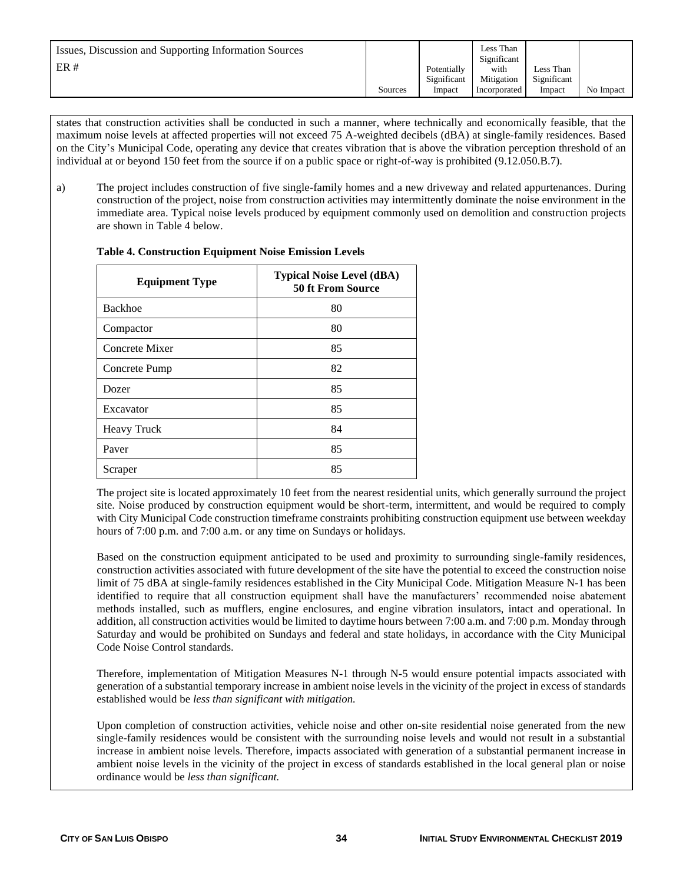| Issues, Discussion and Supporting Information Sources<br>ER # | Sources | Potentially Significant Impact | Less Than Significant with Mitigation Incorporated | Less Than Significant Impact | No Impact |
|---|---|---|---|---|---|

states that construction activities shall be conducted in such a manner, where technically and economically feasible, that the maximum noise levels at affected properties will not exceed 75 A-weighted decibels (dBA) at single-family residences. Based on the City's Municipal Code, operating any device that creates vibration that is above the vibration perception threshold of an individual at or beyond 150 feet from the source if on a public space or right-of-way is prohibited (9.12.050.B.7).

a) The project includes construction of five single-family homes and a new driveway and related appurtenances. During construction of the project, noise from construction activities may intermittently dominate the noise environment in the immediate area. Typical noise levels produced by equipment commonly used on demolition and construction projects are shown in Table 4 below.

**Table 4. Construction Equipment Noise Emission Levels**

| Equipment Type | Typical Noise Level (dBA) 50 ft From Source |
|---|---|
| Backhoe | 80 |
| Compactor | 80 |
| Concrete Mixer | 85 |
| Concrete Pump | 82 |
| Dozer | 85 |
| Excavator | 85 |
| Heavy Truck | 84 |
| Paver | 85 |
| Scraper | 85 |

The project site is located approximately 10 feet from the nearest residential units, which generally surround the project site. Noise produced by construction equipment would be short-term, intermittent, and would be required to comply with City Municipal Code construction timeframe constraints prohibiting construction equipment use between weekday hours of 7:00 p.m. and 7:00 a.m. or any time on Sundays or holidays.

Based on the construction equipment anticipated to be used and proximity to surrounding single-family residences, construction activities associated with future development of the site have the potential to exceed the construction noise limit of 75 dBA at single-family residences established in the City Municipal Code. Mitigation Measure N-1 has been identified to require that all construction equipment shall have the manufacturers' recommended noise abatement methods installed, such as mufflers, engine enclosures, and engine vibration insulators, intact and operational. In addition, all construction activities would be limited to daytime hours between 7:00 a.m. and 7:00 p.m. Monday through Saturday and would be prohibited on Sundays and federal and state holidays, in accordance with the City Municipal Code Noise Control standards.

Therefore, implementation of Mitigation Measures N-1 through N-5 would ensure potential impacts associated with generation of a substantial temporary increase in ambient noise levels in the vicinity of the project in excess of standards established would be *less than significant with mitigation.*

Upon completion of construction activities, vehicle noise and other on-site residential noise generated from the new single-family residences would be consistent with the surrounding noise levels and would not result in a substantial increase in ambient noise levels. Therefore, impacts associated with generation of a substantial permanent increase in ambient noise levels in the vicinity of the project in excess of standards established in the local general plan or noise ordinance would be *less than significant.*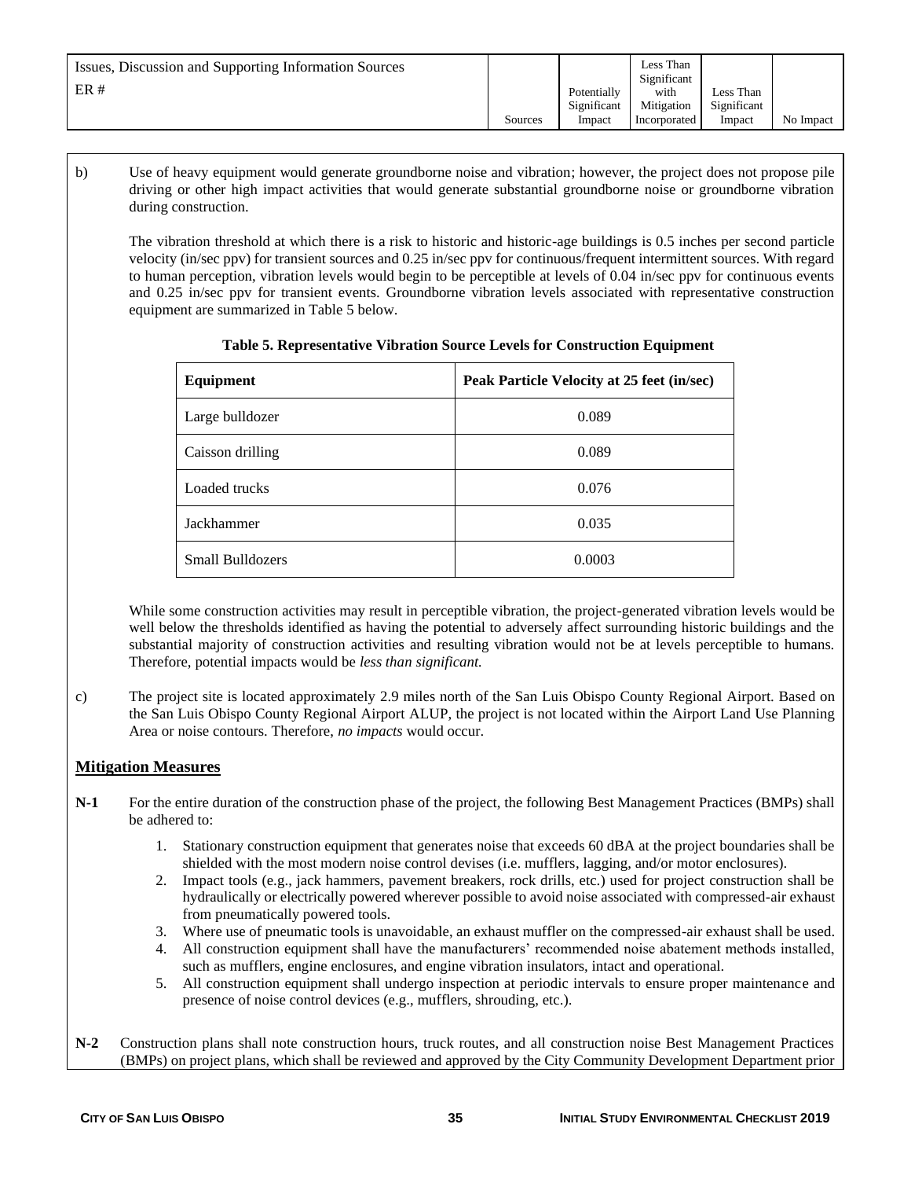| Issues, Discussion and Supporting Information Sources ER # | Sources | Potentially Significant Impact | Less Than Significant with Mitigation Incorporated | Less Than Significant Impact | No Impact |
|---|---|---|---|---|---|

b) Use of heavy equipment would generate groundborne noise and vibration; however, the project does not propose pile driving or other high impact activities that would generate substantial groundborne noise or groundborne vibration during construction.

The vibration threshold at which there is a risk to historic and historic-age buildings is 0.5 inches per second particle velocity (in/sec ppv) for transient sources and 0.25 in/sec ppv for continuous/frequent intermittent sources. With regard to human perception, vibration levels would begin to be perceptible at levels of 0.04 in/sec ppv for continuous events and 0.25 in/sec ppv for transient events. Groundborne vibration levels associated with representative construction equipment are summarized in Table 5 below.

**Table 5. Representative Vibration Source Levels for Construction Equipment**

| Equipment | Peak Particle Velocity at 25 feet (in/sec) |
|---|---|
| Large bulldozer | 0.089 |
| Caisson drilling | 0.089 |
| Loaded trucks | 0.076 |
| Jackhammer | 0.035 |
| Small Bulldozers | 0.0003 |

While some construction activities may result in perceptible vibration, the project-generated vibration levels would be well below the thresholds identified as having the potential to adversely affect surrounding historic buildings and the substantial majority of construction activities and resulting vibration would not be at levels perceptible to humans. Therefore, potential impacts would be *less than significant.*

c) The project site is located approximately 2.9 miles north of the San Luis Obispo County Regional Airport. Based on the San Luis Obispo County Regional Airport ALUP, the project is not located within the Airport Land Use Planning Area or noise contours. Therefore, *no impacts* would occur.

## Mitigation Measures

**N-1** For the entire duration of the construction phase of the project, the following Best Management Practices (BMPs) shall be adhered to:

1. Stationary construction equipment that generates noise that exceeds 60 dBA at the project boundaries shall be shielded with the most modern noise control devises (i.e. mufflers, lagging, and/or motor enclosures).
2. Impact tools (e.g., jack hammers, pavement breakers, rock drills, etc.) used for project construction shall be hydraulically or electrically powered wherever possible to avoid noise associated with compressed-air exhaust from pneumatically powered tools.
3. Where use of pneumatic tools is unavoidable, an exhaust muffler on the compressed-air exhaust shall be used.
4. All construction equipment shall have the manufacturers' recommended noise abatement methods installed, such as mufflers, engine enclosures, and engine vibration insulators, intact and operational.
5. All construction equipment shall undergo inspection at periodic intervals to ensure proper maintenance and presence of noise control devices (e.g., mufflers, shrouding, etc.).

**N-2** Construction plans shall note construction hours, truck routes, and all construction noise Best Management Practices (BMPs) on project plans, which shall be reviewed and approved by the City Community Development Department prior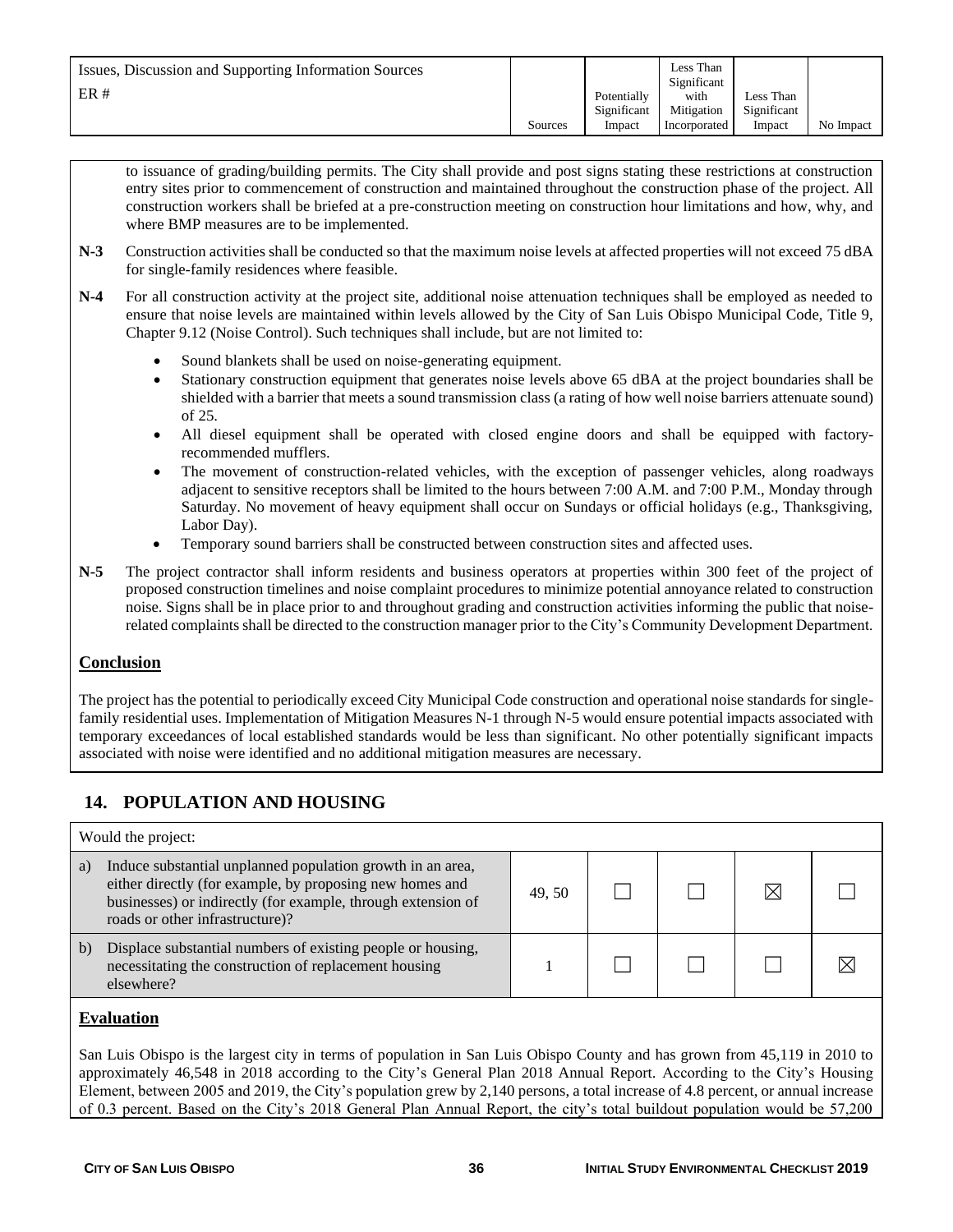| Issues, Discussion and Supporting Information Sources<br>ER # | Sources | Potentially Significant Impact | Less Than Significant with Mitigation Incorporated | Less Than Significant Impact | No Impact |
|---|---|---|---|---|---|

to issuance of grading/building permits. The City shall provide and post signs stating these restrictions at construction entry sites prior to commencement of construction and maintained throughout the construction phase of the project. All construction workers shall be briefed at a pre-construction meeting on construction hour limitations and how, why, and where BMP measures are to be implemented.

**N-3** Construction activities shall be conducted so that the maximum noise levels at affected properties will not exceed 75 dBA for single-family residences where feasible.

**N-4** For all construction activity at the project site, additional noise attenuation techniques shall be employed as needed to ensure that noise levels are maintained within levels allowed by the City of San Luis Obispo Municipal Code, Title 9, Chapter 9.12 (Noise Control). Such techniques shall include, but are not limited to:

- Sound blankets shall be used on noise-generating equipment.
- Stationary construction equipment that generates noise levels above 65 dBA at the project boundaries shall be shielded with a barrier that meets a sound transmission class (a rating of how well noise barriers attenuate sound) of 25.
- All diesel equipment shall be operated with closed engine doors and shall be equipped with factory-recommended mufflers.
- The movement of construction-related vehicles, with the exception of passenger vehicles, along roadways adjacent to sensitive receptors shall be limited to the hours between 7:00 A.M. and 7:00 P.M., Monday through Saturday. No movement of heavy equipment shall occur on Sundays or official holidays (e.g., Thanksgiving, Labor Day).
- Temporary sound barriers shall be constructed between construction sites and affected uses.

**N-5** The project contractor shall inform residents and business operators at properties within 300 feet of the project of proposed construction timelines and noise complaint procedures to minimize potential annoyance related to construction noise. Signs shall be in place prior to and throughout grading and construction activities informing the public that noise-related complaints shall be directed to the construction manager prior to the City's Community Development Department.

**Conclusion**

The project has the potential to periodically exceed City Municipal Code construction and operational noise standards for single-family residential uses. Implementation of Mitigation Measures N-1 through N-5 would ensure potential impacts associated with temporary exceedances of local established standards would be less than significant. No other potentially significant impacts associated with noise were identified and no additional mitigation measures are necessary.

## 14. POPULATION AND HOUSING

| Would the project: | Sources | Potentially Significant Impact | Less Than Significant with Mitigation Incorporated | Less Than Significant Impact | No Impact |
|---|---|---|---|---|---|
| a) Induce substantial unplanned population growth in an area, either directly (for example, by proposing new homes and businesses) or indirectly (for example, through extension of roads or other infrastructure)? | 49, 50 | ☐ | ☐ | ☒ | ☐ |
| b) Displace substantial numbers of existing people or housing, necessitating the construction of replacement housing elsewhere? | 1 | ☐ | ☐ | ☐ | ☒ |

**Evaluation**

San Luis Obispo is the largest city in terms of population in San Luis Obispo County and has grown from 45,119 in 2010 to approximately 46,548 in 2018 according to the City's General Plan 2018 Annual Report. According to the City's Housing Element, between 2005 and 2019, the City's population grew by 2,140 persons, a total increase of 4.8 percent, or annual increase of 0.3 percent. Based on the City's 2018 General Plan Annual Report, the city's total buildout population would be 57,200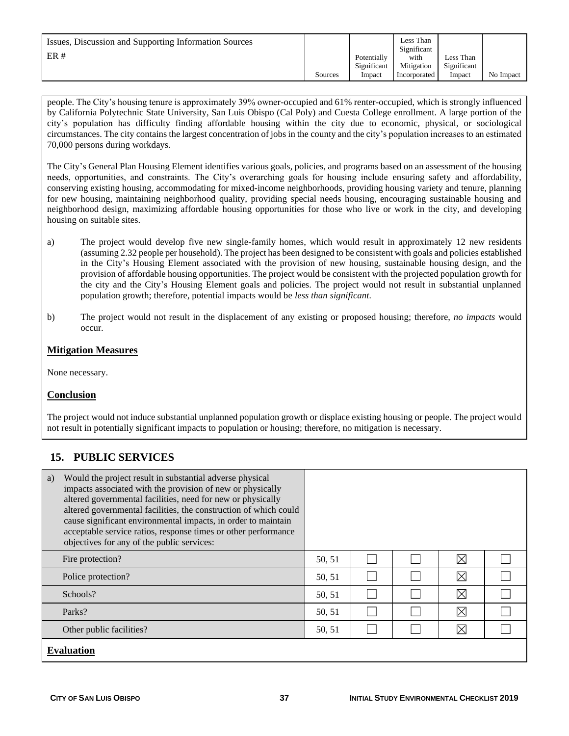| Issues, Discussion and Supporting Information Sources<br>ER # | Sources | Potentially Significant Impact | Less Than Significant with Mitigation Incorporated | Less Than Significant Impact | No Impact |
|---|---|---|---|---|---|

people. The City's housing tenure is approximately 39% owner-occupied and 61% renter-occupied, which is strongly influenced by California Polytechnic State University, San Luis Obispo (Cal Poly) and Cuesta College enrollment. A large portion of the city's population has difficulty finding affordable housing within the city due to economic, physical, or sociological circumstances. The city contains the largest concentration of jobs in the county and the city's population increases to an estimated 70,000 persons during workdays.

The City's General Plan Housing Element identifies various goals, policies, and programs based on an assessment of the housing needs, opportunities, and constraints. The City's overarching goals for housing include ensuring safety and affordability, conserving existing housing, accommodating for mixed-income neighborhoods, providing housing variety and tenure, planning for new housing, maintaining neighborhood quality, providing special needs housing, encouraging sustainable housing and neighborhood design, maximizing affordable housing opportunities for those who live or work in the city, and developing housing on suitable sites.

a) The project would develop five new single-family homes, which would result in approximately 12 new residents (assuming 2.32 people per household). The project has been designed to be consistent with goals and policies established in the City's Housing Element associated with the provision of new housing, sustainable housing design, and the provision of affordable housing opportunities. The project would be consistent with the projected population growth for the city and the City's Housing Element goals and policies. The project would not result in substantial unplanned population growth; therefore, potential impacts would be *less than significant*.

b) The project would not result in the displacement of any existing or proposed housing; therefore, *no impacts* would occur.

**Mitigation Measures**

None necessary.

**Conclusion**

The project would not induce substantial unplanned population growth or displace existing housing or people. The project would not result in potentially significant impacts to population or housing; therefore, no mitigation is necessary.

## 15. PUBLIC SERVICES

| a) Would the project result in substantial adverse physical impacts associated with the provision of new or physically altered governmental facilities, need for new or physically altered governmental facilities, the construction of which could cause significant environmental impacts, in order to maintain acceptable service ratios, response times or other performance objectives for any of the public services: | | | | | |
|---|---|---|---|---|---|
| Fire protection? | 50, 51 | ☐ | ☐ | ☒ | ☐ |
| Police protection? | 50, 51 | ☐ | ☐ | ☒ | ☐ |
| Schools? | 50, 51 | ☐ | ☐ | ☒ | ☐ |
| Parks? | 50, 51 | ☐ | ☐ | ☒ | ☐ |
| Other public facilities? | 50, 51 | ☐ | ☐ | ☒ | ☐ |

**Evaluation**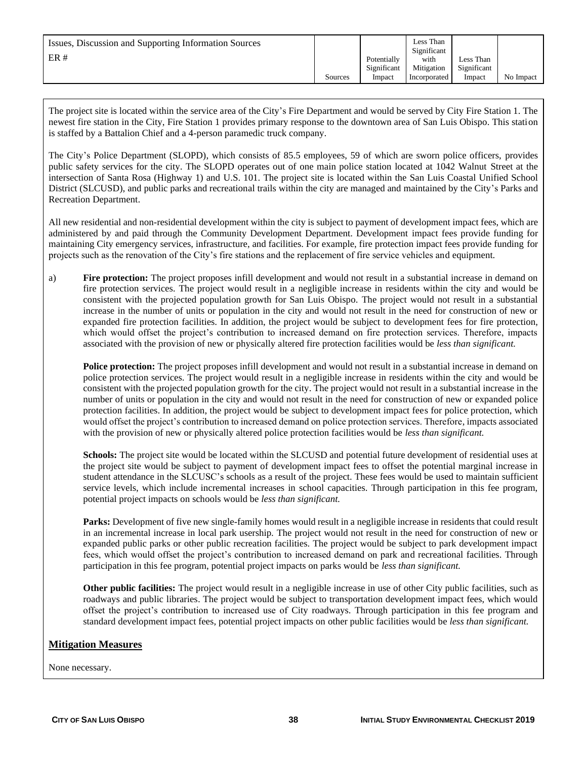| Issues, Discussion and Supporting Information Sources<br>ER # | Sources | Potentially Significant Impact | Less Than Significant with Mitigation Incorporated | Less Than Significant Impact | No Impact |
|---|---|---|---|---|---|

The project site is located within the service area of the City's Fire Department and would be served by City Fire Station 1. The newest fire station in the City, Fire Station 1 provides primary response to the downtown area of San Luis Obispo. This station is staffed by a Battalion Chief and a 4-person paramedic truck company.

The City's Police Department (SLOPD), which consists of 85.5 employees, 59 of which are sworn police officers, provides public safety services for the city. The SLOPD operates out of one main police station located at 1042 Walnut Street at the intersection of Santa Rosa (Highway 1) and U.S. 101. The project site is located within the San Luis Coastal Unified School District (SLCUSD), and public parks and recreational trails within the city are managed and maintained by the City's Parks and Recreation Department.

All new residential and non-residential development within the city is subject to payment of development impact fees, which are administered by and paid through the Community Development Department. Development impact fees provide funding for maintaining City emergency services, infrastructure, and facilities. For example, fire protection impact fees provide funding for projects such as the renovation of the City's fire stations and the replacement of fire service vehicles and equipment.

a) **Fire protection:** The project proposes infill development and would not result in a substantial increase in demand on fire protection services. The project would result in a negligible increase in residents within the city and would be consistent with the projected population growth for San Luis Obispo. The project would not result in a substantial increase in the number of units or population in the city and would not result in the need for construction of new or expanded fire protection facilities. In addition, the project would be subject to development fees for fire protection, which would offset the project's contribution to increased demand on fire protection services. Therefore, impacts associated with the provision of new or physically altered fire protection facilities would be *less than significant.*

**Police protection:** The project proposes infill development and would not result in a substantial increase in demand on police protection services. The project would result in a negligible increase in residents within the city and would be consistent with the projected population growth for the city. The project would not result in a substantial increase in the number of units or population in the city and would not result in the need for construction of new or expanded police protection facilities. In addition, the project would be subject to development impact fees for police protection, which would offset the project's contribution to increased demand on police protection services. Therefore, impacts associated with the provision of new or physically altered police protection facilities would be *less than significant.*

**Schools:** The project site would be located within the SLCUSD and potential future development of residential uses at the project site would be subject to payment of development impact fees to offset the potential marginal increase in student attendance in the SLCUSC's schools as a result of the project. These fees would be used to maintain sufficient service levels, which include incremental increases in school capacities. Through participation in this fee program, potential project impacts on schools would be *less than significant.*

**Parks:** Development of five new single-family homes would result in a negligible increase in residents that could result in an incremental increase in local park usership. The project would not result in the need for construction of new or expanded public parks or other public recreation facilities. The project would be subject to park development impact fees, which would offset the project's contribution to increased demand on park and recreational facilities. Through participation in this fee program, potential project impacts on parks would be *less than significant.*

**Other public facilities:** The project would result in a negligible increase in use of other City public facilities, such as roadways and public libraries. The project would be subject to transportation development impact fees, which would offset the project's contribution to increased use of City roadways. Through participation in this fee program and standard development impact fees, potential project impacts on other public facilities would be *less than significant.*

## Mitigation Measures

None necessary.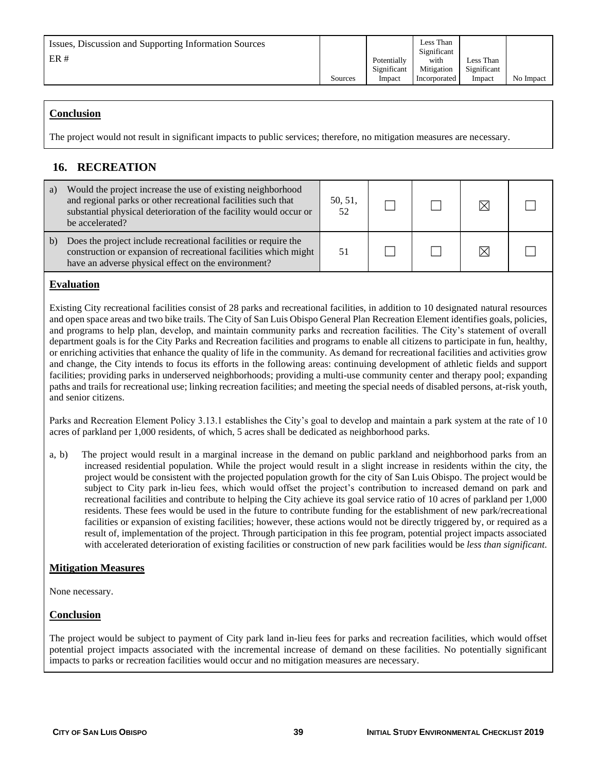| Issues, Discussion and Supporting Information Sources<br>ER # | Sources | Potentially Significant Impact | Less Than Significant with Mitigation Incorporated | Less Than Significant Impact | No Impact |
|---|---|---|---|---|---|

## Conclusion

The project would not result in significant impacts to public services; therefore, no mitigation measures are necessary.

## 16. RECREATION

| | Sources | Potentially Significant Impact | Less Than Significant with Mitigation Incorporated | Less Than Significant Impact | No Impact |
|---|---|---|---|---|---|
| a) Would the project increase the use of existing neighborhood and regional parks or other recreational facilities such that substantial physical deterioration of the facility would occur or be accelerated? | 50, 51, 52 | ☐ | ☐ | ☒ | ☐ |
| b) Does the project include recreational facilities or require the construction or expansion of recreational facilities which might have an adverse physical effect on the environment? | 51 | ☐ | ☐ | ☒ | ☐ |

## Evaluation

Existing City recreational facilities consist of 28 parks and recreational facilities, in addition to 10 designated natural resources and open space areas and two bike trails. The City of San Luis Obispo General Plan Recreation Element identifies goals, policies, and programs to help plan, develop, and maintain community parks and recreation facilities. The City's statement of overall department goals is for the City Parks and Recreation facilities and programs to enable all citizens to participate in fun, healthy, or enriching activities that enhance the quality of life in the community. As demand for recreational facilities and activities grow and change, the City intends to focus its efforts in the following areas: continuing development of athletic fields and support facilities; providing parks in underserved neighborhoods; providing a multi-use community center and therapy pool; expanding paths and trails for recreational use; linking recreation facilities; and meeting the special needs of disabled persons, at-risk youth, and senior citizens.

Parks and Recreation Element Policy 3.13.1 establishes the City's goal to develop and maintain a park system at the rate of 10 acres of parkland per 1,000 residents, of which, 5 acres shall be dedicated as neighborhood parks.

a, b) The project would result in a marginal increase in the demand on public parkland and neighborhood parks from an increased residential population. While the project would result in a slight increase in residents within the city, the project would be consistent with the projected population growth for the city of San Luis Obispo. The project would be subject to City park in-lieu fees, which would offset the project's contribution to increased demand on park and recreational facilities and contribute to helping the City achieve its goal service ratio of 10 acres of parkland per 1,000 residents. These fees would be used in the future to contribute funding for the establishment of new park/recreational facilities or expansion of existing facilities; however, these actions would not be directly triggered by, or required as a result of, implementation of the project. Through participation in this fee program, potential project impacts associated with accelerated deterioration of existing facilities or construction of new park facilities would be *less than significant*.

## Mitigation Measures

None necessary.

## Conclusion

The project would be subject to payment of City park land in-lieu fees for parks and recreation facilities, which would offset potential project impacts associated with the incremental increase of demand on these facilities. No potentially significant impacts to parks or recreation facilities would occur and no mitigation measures are necessary.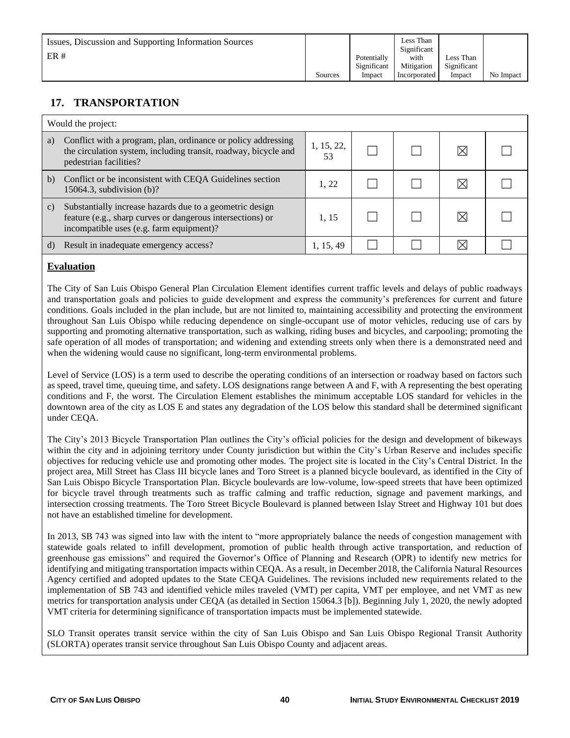| Issues, Discussion and Supporting Information Sources<br>ER # | Sources | Potentially Significant Impact | Less Than Significant with Mitigation Incorporated | Less Than Significant Impact | No Impact |
|---|---|---|---|---|---|

## 17. TRANSPORTATION

| Would the project: | | | | | |
|---|---|---|---|---|---|
| a) Conflict with a program, plan, ordinance or policy addressing the circulation system, including transit, roadway, bicycle and pedestrian facilities? | 1, 15, 22, 53 | ☐ | ☐ | ☒ | ☐ |
| b) Conflict or be inconsistent with CEQA Guidelines section 15064.3, subdivision (b)? | 1, 22 | ☐ | ☐ | ☒ | ☐ |
| c) Substantially increase hazards due to a geometric design feature (e.g., sharp curves or dangerous intersections) or incompatible uses (e.g. farm equipment)? | 1, 15 | ☐ | ☐ | ☒ | ☐ |
| d) Result in inadequate emergency access? | 1, 15, 49 | ☐ | ☐ | ☒ | ☐ |

**Evaluation**

The City of San Luis Obispo General Plan Circulation Element identifies current traffic levels and delays of public roadways and transportation goals and policies to guide development and express the community's preferences for current and future conditions. Goals included in the plan include, but are not limited to, maintaining accessibility and protecting the environment throughout San Luis Obispo while reducing dependence on single-occupant use of motor vehicles, reducing use of cars by supporting and promoting alternative transportation, such as walking, riding buses and bicycles, and carpooling; promoting the safe operation of all modes of transportation; and widening and extending streets only when there is a demonstrated need and when the widening would cause no significant, long-term environmental problems.

Level of Service (LOS) is a term used to describe the operating conditions of an intersection or roadway based on factors such as speed, travel time, queuing time, and safety. LOS designations range between A and F, with A representing the best operating conditions and F, the worst. The Circulation Element establishes the minimum acceptable LOS standard for vehicles in the downtown area of the city as LOS E and states any degradation of the LOS below this standard shall be determined significant under CEQA.

The City's 2013 Bicycle Transportation Plan outlines the City's official policies for the design and development of bikeways within the city and in adjoining territory under County jurisdiction but within the City's Urban Reserve and includes specific objectives for reducing vehicle use and promoting other modes. The project site is located in the City's Central District. In the project area, Mill Street has Class III bicycle lanes and Toro Street is a planned bicycle boulevard, as identified in the City of San Luis Obispo Bicycle Transportation Plan. Bicycle boulevards are low-volume, low-speed streets that have been optimized for bicycle travel through treatments such as traffic calming and traffic reduction, signage and pavement markings, and intersection crossing treatments. The Toro Street Bicycle Boulevard is planned between Islay Street and Highway 101 but does not have an established timeline for development.

In 2013, SB 743 was signed into law with the intent to "more appropriately balance the needs of congestion management with statewide goals related to infill development, promotion of public health through active transportation, and reduction of greenhouse gas emissions" and required the Governor's Office of Planning and Research (OPR) to identify new metrics for identifying and mitigating transportation impacts within CEQA. As a result, in December 2018, the California Natural Resources Agency certified and adopted updates to the State CEQA Guidelines. The revisions included new requirements related to the implementation of SB 743 and identified vehicle miles traveled (VMT) per capita, VMT per employee, and net VMT as new metrics for transportation analysis under CEQA (as detailed in Section 15064.3 [b]). Beginning July 1, 2020, the newly adopted VMT criteria for determining significance of transportation impacts must be implemented statewide.

SLO Transit operates transit service within the city of San Luis Obispo and San Luis Obispo Regional Transit Authority (SLORTA) operates transit service throughout San Luis Obispo County and adjacent areas.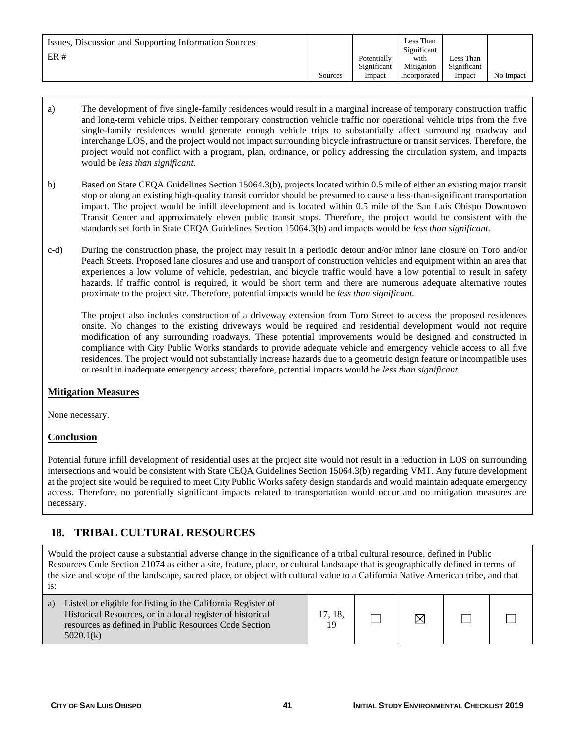| Issues, Discussion and Supporting Information Sources<br>ER # | Sources | Potentially Significant Impact | Less Than Significant with Mitigation Incorporated | Less Than Significant Impact | No Impact |
|---|---|---|---|---|---|

a) The development of five single-family residences would result in a marginal increase of temporary construction traffic and long-term vehicle trips. Neither temporary construction vehicle traffic nor operational vehicle trips from the five single-family residences would generate enough vehicle trips to substantially affect surrounding roadway and interchange LOS, and the project would not impact surrounding bicycle infrastructure or transit services. Therefore, the project would not conflict with a program, plan, ordinance, or policy addressing the circulation system, and impacts would be *less than significant.*

b) Based on State CEQA Guidelines Section 15064.3(b), projects located within 0.5 mile of either an existing major transit stop or along an existing high-quality transit corridor should be presumed to cause a less-than-significant transportation impact. The project would be infill development and is located within 0.5 mile of the San Luis Obispo Downtown Transit Center and approximately eleven public transit stops. Therefore, the project would be consistent with the standards set forth in State CEQA Guidelines Section 15064.3(b) and impacts would be *less than significant.*

c-d) During the construction phase, the project may result in a periodic detour and/or minor lane closure on Toro and/or Peach Streets. Proposed lane closures and use and transport of construction vehicles and equipment within an area that experiences a low volume of vehicle, pedestrian, and bicycle traffic would have a low potential to result in safety hazards. If traffic control is required, it would be short term and there are numerous adequate alternative routes proximate to the project site. Therefore, potential impacts would be *less than significant.*

The project also includes construction of a driveway extension from Toro Street to access the proposed residences onsite. No changes to the existing driveways would be required and residential development would not require modification of any surrounding roadways. These potential improvements would be designed and constructed in compliance with City Public Works standards to provide adequate vehicle and emergency vehicle access to all five residences. The project would not substantially increase hazards due to a geometric design feature or incompatible uses or result in inadequate emergency access; therefore, potential impacts would be *less than significant*.

**Mitigation Measures**

None necessary.

**Conclusion**

Potential future infill development of residential uses at the project site would not result in a reduction in LOS on surrounding intersections and would be consistent with State CEQA Guidelines Section 15064.3(b) regarding VMT. Any future development at the project site would be required to meet City Public Works safety design standards and would maintain adequate emergency access. Therefore, no potentially significant impacts related to transportation would occur and no mitigation measures are necessary.

## 18. TRIBAL CULTURAL RESOURCES

Would the project cause a substantial adverse change in the significance of a tribal cultural resource, defined in Public Resources Code Section 21074 as either a site, feature, place, or cultural landscape that is geographically defined in terms of the size and scope of the landscape, sacred place, or object with cultural value to a California Native American tribe, and that is:

| | Sources | Potentially Significant Impact | Less Than Significant with Mitigation Incorporated | Less Than Significant Impact | No Impact |
|---|---|---|---|---|---|
| a) Listed or eligible for listing in the California Register of Historical Resources, or in a local register of historical resources as defined in Public Resources Code Section 5020.1(k) | 17, 18, 19 | ☐ | ☒ | ☐ | ☐ |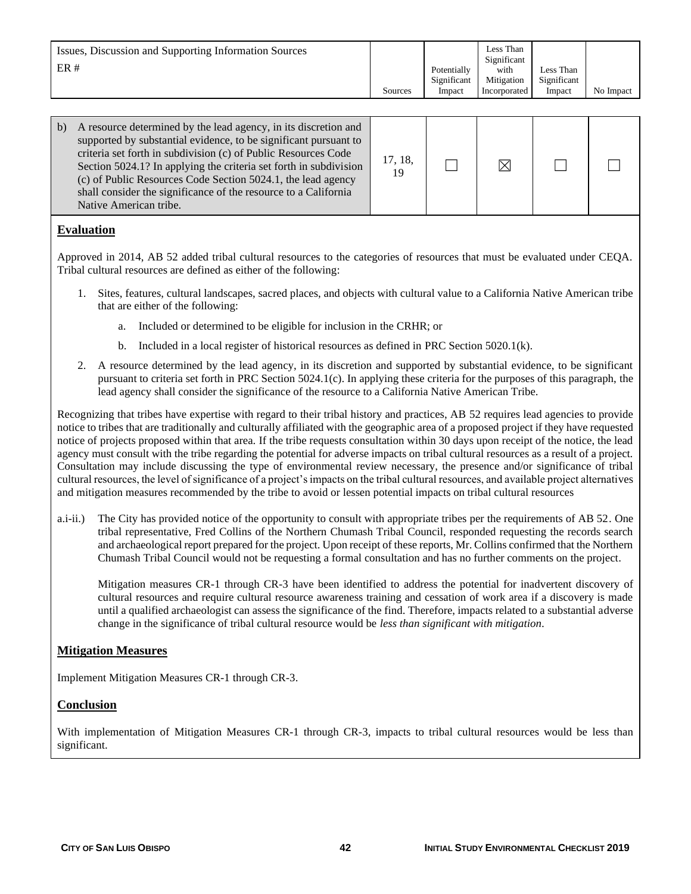| Issues, Discussion and Supporting Information Sources<br>ER # | Sources | Potentially Significant Impact | Less Than Significant with Mitigation Incorporated | Less Than Significant Impact | No Impact |
|---|---|---|---|---|---|
| b) A resource determined by the lead agency, in its discretion and supported by substantial evidence, to be significant pursuant to criteria set forth in subdivision (c) of Public Resources Code Section 5024.1? In applying the criteria set forth in subdivision (c) of Public Resources Code Section 5024.1, the lead agency shall consider the significance of the resource to a California Native American tribe. | 17, 18, 19 | ☐ | ☒ | ☐ | ☐ |

## Evaluation

Approved in 2014, AB 52 added tribal cultural resources to the categories of resources that must be evaluated under CEQA. Tribal cultural resources are defined as either of the following:

1. Sites, features, cultural landscapes, sacred places, and objects with cultural value to a California Native American tribe that are either of the following:
   a. Included or determined to be eligible for inclusion in the CRHR; or
   b. Included in a local register of historical resources as defined in PRC Section 5020.1(k).
2. A resource determined by the lead agency, in its discretion and supported by substantial evidence, to be significant pursuant to criteria set forth in PRC Section 5024.1(c). In applying these criteria for the purposes of this paragraph, the lead agency shall consider the significance of the resource to a California Native American Tribe.

Recognizing that tribes have expertise with regard to their tribal history and practices, AB 52 requires lead agencies to provide notice to tribes that are traditionally and culturally affiliated with the geographic area of a proposed project if they have requested notice of projects proposed within that area. If the tribe requests consultation within 30 days upon receipt of the notice, the lead agency must consult with the tribe regarding the potential for adverse impacts on tribal cultural resources as a result of a project. Consultation may include discussing the type of environmental review necessary, the presence and/or significance of tribal cultural resources, the level of significance of a project's impacts on the tribal cultural resources, and available project alternatives and mitigation measures recommended by the tribe to avoid or lessen potential impacts on tribal cultural resources

a.i-ii.) The City has provided notice of the opportunity to consult with appropriate tribes per the requirements of AB 52. One tribal representative, Fred Collins of the Northern Chumash Tribal Council, responded requesting the records search and archaeological report prepared for the project. Upon receipt of these reports, Mr. Collins confirmed that the Northern Chumash Tribal Council would not be requesting a formal consultation and has no further comments on the project.

Mitigation measures CR-1 through CR-3 have been identified to address the potential for inadvertent discovery of cultural resources and require cultural resource awareness training and cessation of work area if a discovery is made until a qualified archaeologist can assess the significance of the find. Therefore, impacts related to a substantial adverse change in the significance of tribal cultural resource would be *less than significant with mitigation*.

## Mitigation Measures

Implement Mitigation Measures CR-1 through CR-3.

## Conclusion

With implementation of Mitigation Measures CR-1 through CR-3, impacts to tribal cultural resources would be less than significant.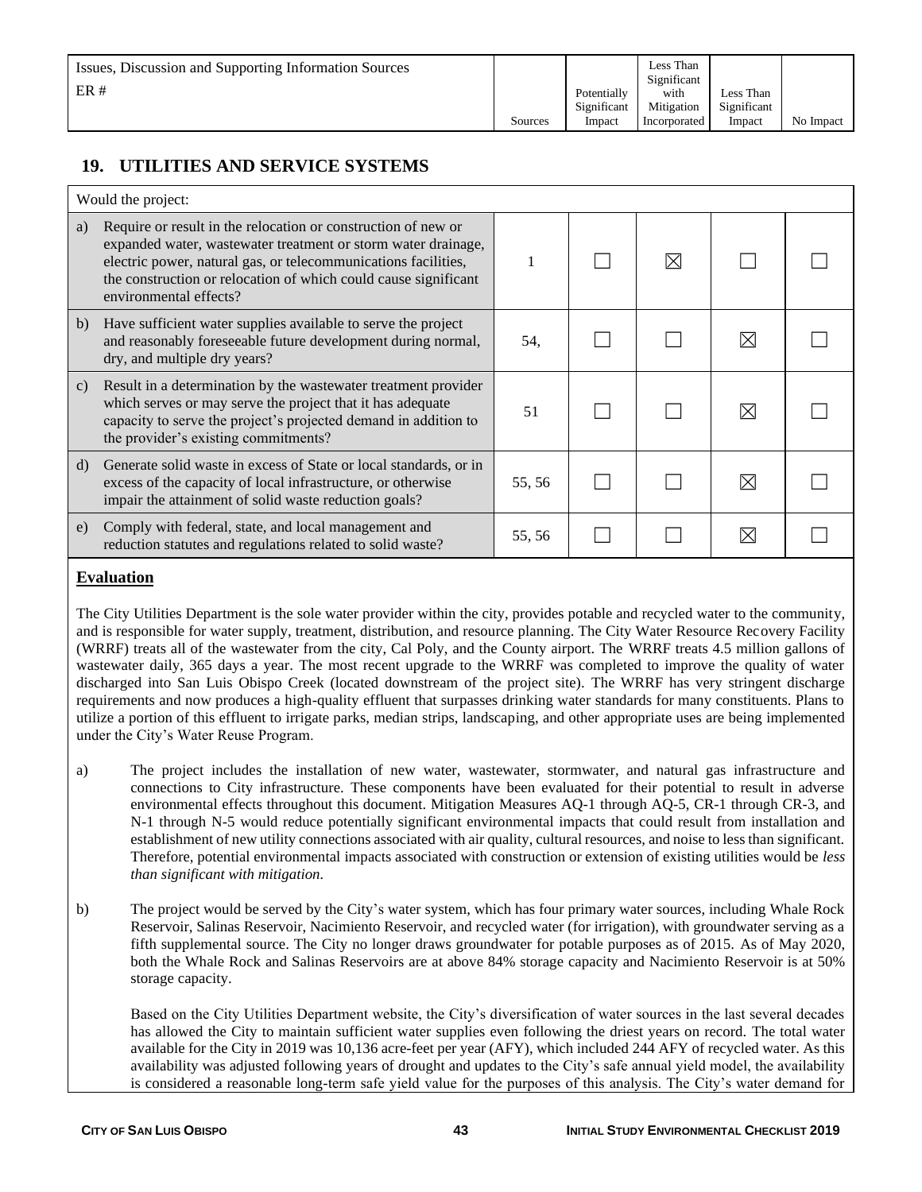| Issues, Discussion and Supporting Information Sources<br>ER # | Sources | Potentially Significant Impact | Less Than Significant with Mitigation Incorporated | Less Than Significant Impact | No Impact |
|---|---|---|---|---|---|

## 19. UTILITIES AND SERVICE SYSTEMS

| Would the project: | | | | | |
|---|---|---|---|---|---|
| a) Require or result in the relocation or construction of new or expanded water, wastewater treatment or storm water drainage, electric power, natural gas, or telecommunications facilities, the construction or relocation of which could cause significant environmental effects? | 1 | ☐ | ☒ | ☐ | ☐ |
| b) Have sufficient water supplies available to serve the project and reasonably foreseeable future development during normal, dry, and multiple dry years? | 54, | ☐ | ☐ | ☒ | ☐ |
| c) Result in a determination by the wastewater treatment provider which serves or may serve the project that it has adequate capacity to serve the project's projected demand in addition to the provider's existing commitments? | 51 | ☐ | ☐ | ☒ | ☐ |
| d) Generate solid waste in excess of State or local standards, or in excess of the capacity of local infrastructure, or otherwise impair the attainment of solid waste reduction goals? | 55, 56 | ☐ | ☐ | ☒ | ☐ |
| e) Comply with federal, state, and local management and reduction statutes and regulations related to solid waste? | 55, 56 | ☐ | ☐ | ☒ | ☐ |

**Evaluation**

The City Utilities Department is the sole water provider within the city, provides potable and recycled water to the community, and is responsible for water supply, treatment, distribution, and resource planning. The City Water Resource Recovery Facility (WRRF) treats all of the wastewater from the city, Cal Poly, and the County airport. The WRRF treats 4.5 million gallons of wastewater daily, 365 days a year. The most recent upgrade to the WRRF was completed to improve the quality of water discharged into San Luis Obispo Creek (located downstream of the project site). The WRRF has very stringent discharge requirements and now produces a high-quality effluent that surpasses drinking water standards for many constituents. Plans to utilize a portion of this effluent to irrigate parks, median strips, landscaping, and other appropriate uses are being implemented under the City's Water Reuse Program.

a) The project includes the installation of new water, wastewater, stormwater, and natural gas infrastructure and connections to City infrastructure. These components have been evaluated for their potential to result in adverse environmental effects throughout this document. Mitigation Measures AQ-1 through AQ-5, CR-1 through CR-3, and N-1 through N-5 would reduce potentially significant environmental impacts that could result from installation and establishment of new utility connections associated with air quality, cultural resources, and noise to less than significant. Therefore, potential environmental impacts associated with construction or extension of existing utilities would be *less than significant with mitigation.*

b) The project would be served by the City's water system, which has four primary water sources, including Whale Rock Reservoir, Salinas Reservoir, Nacimiento Reservoir, and recycled water (for irrigation), with groundwater serving as a fifth supplemental source. The City no longer draws groundwater for potable purposes as of 2015. As of May 2020, both the Whale Rock and Salinas Reservoirs are at above 84% storage capacity and Nacimiento Reservoir is at 50% storage capacity.

Based on the City Utilities Department website, the City's diversification of water sources in the last several decades has allowed the City to maintain sufficient water supplies even following the driest years on record. The total water available for the City in 2019 was 10,136 acre-feet per year (AFY), which included 244 AFY of recycled water. As this availability was adjusted following years of drought and updates to the City's safe annual yield model, the availability is considered a reasonable long-term safe yield value for the purposes of this analysis. The City's water demand for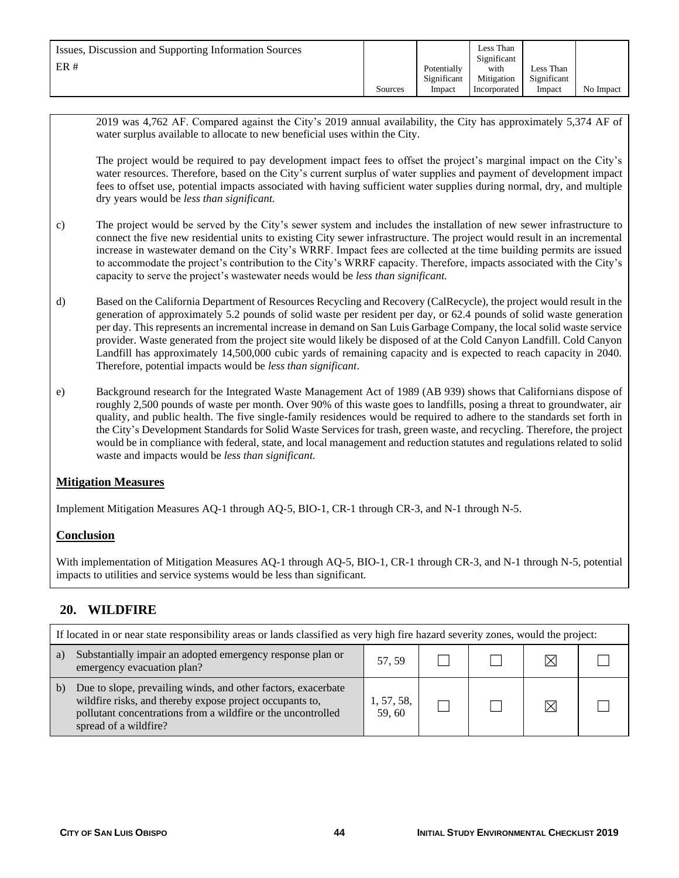| Issues, Discussion and Supporting Information Sources<br>ER # | Sources | Potentially Significant Impact | Less Than Significant with Mitigation Incorporated | Less Than Significant Impact | No Impact |
|---|---|---|---|---|---|

2019 was 4,762 AF. Compared against the City's 2019 annual availability, the City has approximately 5,374 AF of water surplus available to allocate to new beneficial uses within the City.

The project would be required to pay development impact fees to offset the project's marginal impact on the City's water resources. Therefore, based on the City's current surplus of water supplies and payment of development impact fees to offset use, potential impacts associated with having sufficient water supplies during normal, dry, and multiple dry years would be *less than significant.*

c) The project would be served by the City's sewer system and includes the installation of new sewer infrastructure to connect the five new residential units to existing City sewer infrastructure. The project would result in an incremental increase in wastewater demand on the City's WRRF. Impact fees are collected at the time building permits are issued to accommodate the project's contribution to the City's WRRF capacity. Therefore, impacts associated with the City's capacity to serve the project's wastewater needs would be *less than significant.*

d) Based on the California Department of Resources Recycling and Recovery (CalRecycle), the project would result in the generation of approximately 5.2 pounds of solid waste per resident per day, or 62.4 pounds of solid waste generation per day. This represents an incremental increase in demand on San Luis Garbage Company, the local solid waste service provider. Waste generated from the project site would likely be disposed of at the Cold Canyon Landfill. Cold Canyon Landfill has approximately 14,500,000 cubic yards of remaining capacity and is expected to reach capacity in 2040. Therefore, potential impacts would be *less than significant*.

e) Background research for the Integrated Waste Management Act of 1989 (AB 939) shows that Californians dispose of roughly 2,500 pounds of waste per month. Over 90% of this waste goes to landfills, posing a threat to groundwater, air quality, and public health. The five single-family residences would be required to adhere to the standards set forth in the City's Development Standards for Solid Waste Services for trash, green waste, and recycling. Therefore, the project would be in compliance with federal, state, and local management and reduction statutes and regulations related to solid waste and impacts would be *less than significant.*

**Mitigation Measures**

Implement Mitigation Measures AQ-1 through AQ-5, BIO-1, CR-1 through CR-3, and N-1 through N-5.

**Conclusion**

With implementation of Mitigation Measures AQ-1 through AQ-5, BIO-1, CR-1 through CR-3, and N-1 through N-5, potential impacts to utilities and service systems would be less than significant.

## 20. WILDFIRE

| If located in or near state responsibility areas or lands classified as very high fire hazard severity zones, would the project: | | | | | |
|---|---|---|---|---|---|
| a) Substantially impair an adopted emergency response plan or emergency evacuation plan? | 57, 59 | ☐ | ☐ | ☒ | ☐ |
| b) Due to slope, prevailing winds, and other factors, exacerbate wildfire risks, and thereby expose project occupants to, pollutant concentrations from a wildfire or the uncontrolled spread of a wildfire? | 1, 57, 58, 59, 60 | ☐ | ☐ | ☒ | ☐ |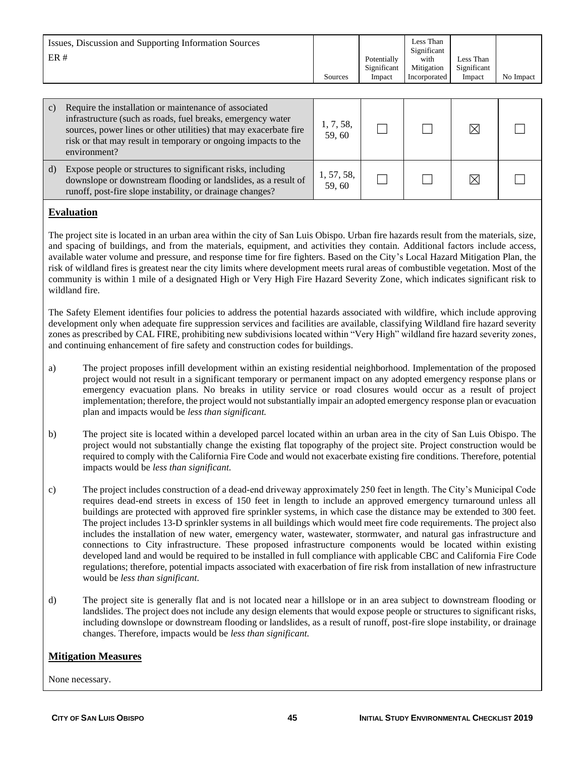| Issues, Discussion and Supporting Information Sources ER # | Sources | Potentially Significant Impact | Less Than Significant with Mitigation Incorporated | Less Than Significant Impact | No Impact |
|---|---|---|---|---|---|
| c) Require the installation or maintenance of associated infrastructure (such as roads, fuel breaks, emergency water sources, power lines or other utilities) that may exacerbate fire risk or that may result in temporary or ongoing impacts to the environment? | 1, 7, 58, 59, 60 | ☐ | ☐ | ☒ | ☐ |
| d) Expose people or structures to significant risks, including downslope or downstream flooding or landslides, as a result of runoff, post-fire slope instability, or drainage changes? | 1, 57, 58, 59, 60 | ☐ | ☐ | ☒ | ☐ |

## Evaluation

The project site is located in an urban area within the city of San Luis Obispo. Urban fire hazards result from the materials, size, and spacing of buildings, and from the materials, equipment, and activities they contain. Additional factors include access, available water volume and pressure, and response time for fire fighters. Based on the City's Local Hazard Mitigation Plan, the risk of wildland fires is greatest near the city limits where development meets rural areas of combustible vegetation. Most of the community is within 1 mile of a designated High or Very High Fire Hazard Severity Zone, which indicates significant risk to wildland fire.

The Safety Element identifies four policies to address the potential hazards associated with wildfire, which include approving development only when adequate fire suppression services and facilities are available, classifying Wildland fire hazard severity zones as prescribed by CAL FIRE, prohibiting new subdivisions located within "Very High" wildland fire hazard severity zones, and continuing enhancement of fire safety and construction codes for buildings.

a) The project proposes infill development within an existing residential neighborhood. Implementation of the proposed project would not result in a significant temporary or permanent impact on any adopted emergency response plans or emergency evacuation plans. No breaks in utility service or road closures would occur as a result of project implementation; therefore, the project would not substantially impair an adopted emergency response plan or evacuation plan and impacts would be *less than significant.*

b) The project site is located within a developed parcel located within an urban area in the city of San Luis Obispo. The project would not substantially change the existing flat topography of the project site. Project construction would be required to comply with the California Fire Code and would not exacerbate existing fire conditions. Therefore, potential impacts would be *less than significant.*

c) The project includes construction of a dead-end driveway approximately 250 feet in length. The City's Municipal Code requires dead-end streets in excess of 150 feet in length to include an approved emergency turnaround unless all buildings are protected with approved fire sprinkler systems, in which case the distance may be extended to 300 feet. The project includes 13-D sprinkler systems in all buildings which would meet fire code requirements. The project also includes the installation of new water, emergency water, wastewater, stormwater, and natural gas infrastructure and connections to City infrastructure. These proposed infrastructure components would be located within existing developed land and would be required to be installed in full compliance with applicable CBC and California Fire Code regulations; therefore, potential impacts associated with exacerbation of fire risk from installation of new infrastructure would be *less than significant.*

d) The project site is generally flat and is not located near a hillslope or in an area subject to downstream flooding or landslides. The project does not include any design elements that would expose people or structures to significant risks, including downslope or downstream flooding or landslides, as a result of runoff, post-fire slope instability, or drainage changes. Therefore, impacts would be *less than significant.*

## Mitigation Measures

None necessary.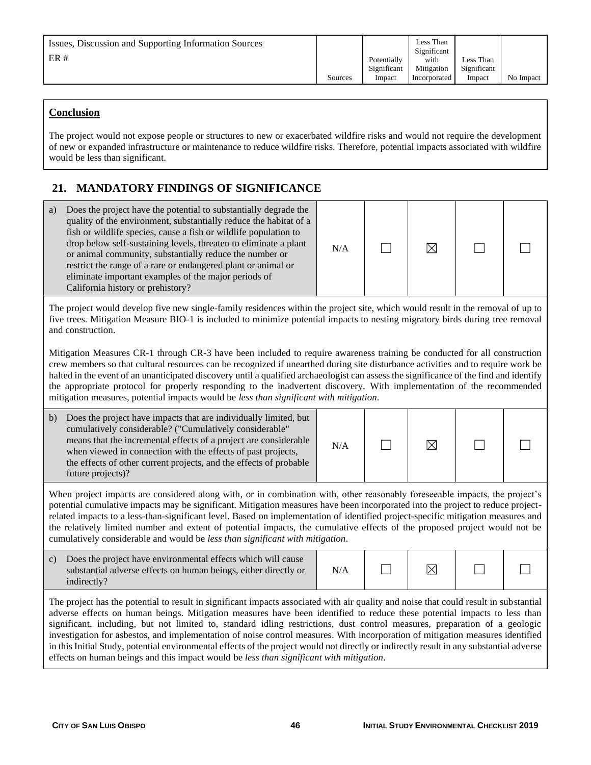| Issues, Discussion and Supporting Information Sources<br>ER # | Sources | Potentially Significant Impact | Less Than Significant with Mitigation Incorporated | Less Than Significant Impact | No Impact |
|---|---|---|---|---|---|

**Conclusion**

The project would not expose people or structures to new or exacerbated wildfire risks and would not require the development of new or expanded infrastructure or maintenance to reduce wildfire risks. Therefore, potential impacts associated with wildfire would be less than significant.

## 21. MANDATORY FINDINGS OF SIGNIFICANCE

| | Sources | Potentially Significant Impact | Less Than Significant with Mitigation Incorporated | Less Than Significant Impact | No Impact |
|---|---|---|---|---|---|
| a) Does the project have the potential to substantially degrade the quality of the environment, substantially reduce the habitat of a fish or wildlife species, cause a fish or wildlife population to drop below self-sustaining levels, threaten to eliminate a plant or animal community, substantially reduce the number or restrict the range of a rare or endangered plant or animal or eliminate important examples of the major periods of California history or prehistory? | N/A | ☐ | ☒ | ☐ | ☐ |

The project would develop five new single-family residences within the project site, which would result in the removal of up to five trees. Mitigation Measure BIO-1 is included to minimize potential impacts to nesting migratory birds during tree removal and construction.

Mitigation Measures CR-1 through CR-3 have been included to require awareness training be conducted for all construction crew members so that cultural resources can be recognized if unearthed during site disturbance activities and to require work be halted in the event of an unanticipated discovery until a qualified archaeologist can assess the significance of the find and identify the appropriate protocol for properly responding to the inadvertent discovery. With implementation of the recommended mitigation measures, potential impacts would be *less than significant with mitigation*.

| | Sources | Potentially Significant Impact | Less Than Significant with Mitigation Incorporated | Less Than Significant Impact | No Impact |
|---|---|---|---|---|---|
| b) Does the project have impacts that are individually limited, but cumulatively considerable? ("Cumulatively considerable" means that the incremental effects of a project are considerable when viewed in connection with the effects of past projects, the effects of other current projects, and the effects of probable future projects)? | N/A | ☐ | ☒ | ☐ | ☐ |

When project impacts are considered along with, or in combination with, other reasonably foreseeable impacts, the project's potential cumulative impacts may be significant. Mitigation measures have been incorporated into the project to reduce project-related impacts to a less-than-significant level. Based on implementation of identified project-specific mitigation measures and the relatively limited number and extent of potential impacts, the cumulative effects of the proposed project would not be cumulatively considerable and would be *less than significant with mitigation*.

| | Sources | Potentially Significant Impact | Less Than Significant with Mitigation Incorporated | Less Than Significant Impact | No Impact |
|---|---|---|---|---|---|
| c) Does the project have environmental effects which will cause substantial adverse effects on human beings, either directly or indirectly? | N/A | ☐ | ☒ | ☐ | ☐ |

The project has the potential to result in significant impacts associated with air quality and noise that could result in substantial adverse effects on human beings. Mitigation measures have been identified to reduce these potential impacts to less than significant, including, but not limited to, standard idling restrictions, dust control measures, preparation of a geologic investigation for asbestos, and implementation of noise control measures. With incorporation of mitigation measures identified in this Initial Study, potential environmental effects of the project would not directly or indirectly result in any substantial adverse effects on human beings and this impact would be *less than significant with mitigation*.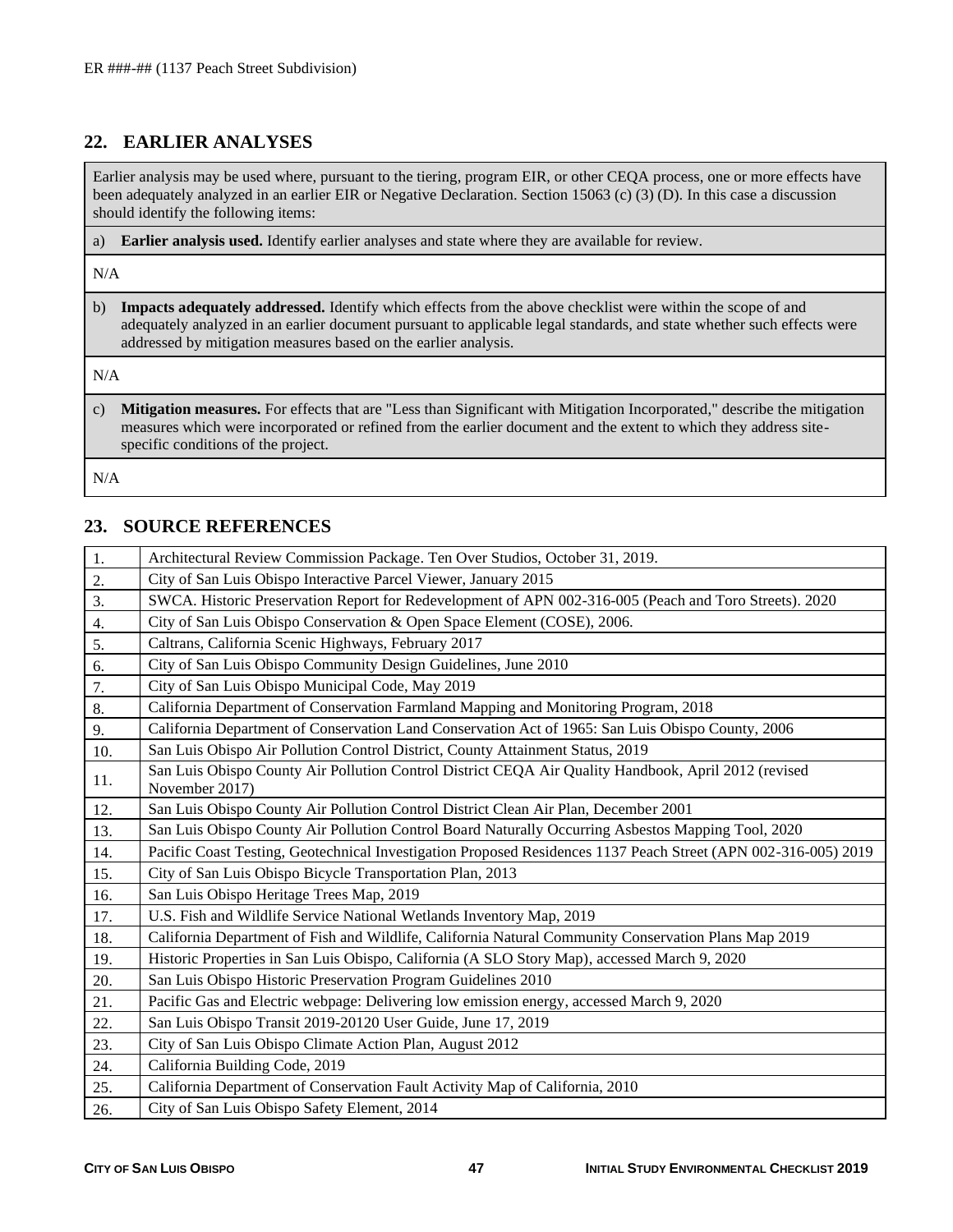## 22. EARLIER ANALYSES

Earlier analysis may be used where, pursuant to the tiering, program EIR, or other CEQA process, one or more effects have been adequately analyzed in an earlier EIR or Negative Declaration. Section 15063 (c) (3) (D). In this case a discussion should identify the following items:

a) **Earlier analysis used.** Identify earlier analyses and state where they are available for review.

N/A

b) **Impacts adequately addressed.** Identify which effects from the above checklist were within the scope of and adequately analyzed in an earlier document pursuant to applicable legal standards, and state whether such effects were addressed by mitigation measures based on the earlier analysis.

N/A

c) **Mitigation measures.** For effects that are "Less than Significant with Mitigation Incorporated," describe the mitigation measures which were incorporated or refined from the earlier document and the extent to which they address site-specific conditions of the project.

N/A

## 23. SOURCE REFERENCES

| | |
|---|---|
| 1. | Architectural Review Commission Package. Ten Over Studios, October 31, 2019. |
| 2. | City of San Luis Obispo Interactive Parcel Viewer, January 2015 |
| 3. | SWCA. Historic Preservation Report for Redevelopment of APN 002-316-005 (Peach and Toro Streets). 2020 |
| 4. | City of San Luis Obispo Conservation & Open Space Element (COSE), 2006. |
| 5. | Caltrans, California Scenic Highways, February 2017 |
| 6. | City of San Luis Obispo Community Design Guidelines, June 2010 |
| 7. | City of San Luis Obispo Municipal Code, May 2019 |
| 8. | California Department of Conservation Farmland Mapping and Monitoring Program, 2018 |
| 9. | California Department of Conservation Land Conservation Act of 1965: San Luis Obispo County, 2006 |
| 10. | San Luis Obispo Air Pollution Control District, County Attainment Status, 2019 |
| 11. | San Luis Obispo County Air Pollution Control District CEQA Air Quality Handbook, April 2012 (revised November 2017) |
| 12. | San Luis Obispo County Air Pollution Control District Clean Air Plan, December 2001 |
| 13. | San Luis Obispo County Air Pollution Control Board Naturally Occurring Asbestos Mapping Tool, 2020 |
| 14. | Pacific Coast Testing, Geotechnical Investigation Proposed Residences 1137 Peach Street (APN 002-316-005) 2019 |
| 15. | City of San Luis Obispo Bicycle Transportation Plan, 2013 |
| 16. | San Luis Obispo Heritage Trees Map, 2019 |
| 17. | U.S. Fish and Wildlife Service National Wetlands Inventory Map, 2019 |
| 18. | California Department of Fish and Wildlife, California Natural Community Conservation Plans Map 2019 |
| 19. | Historic Properties in San Luis Obispo, California (A SLO Story Map), accessed March 9, 2020 |
| 20. | San Luis Obispo Historic Preservation Program Guidelines 2010 |
| 21. | Pacific Gas and Electric webpage: Delivering low emission energy, accessed March 9, 2020 |
| 22. | San Luis Obispo Transit 2019-20120 User Guide, June 17, 2019 |
| 23. | City of San Luis Obispo Climate Action Plan, August 2012 |
| 24. | California Building Code, 2019 |
| 25. | California Department of Conservation Fault Activity Map of California, 2010 |
| 26. | City of San Luis Obispo Safety Element, 2014 |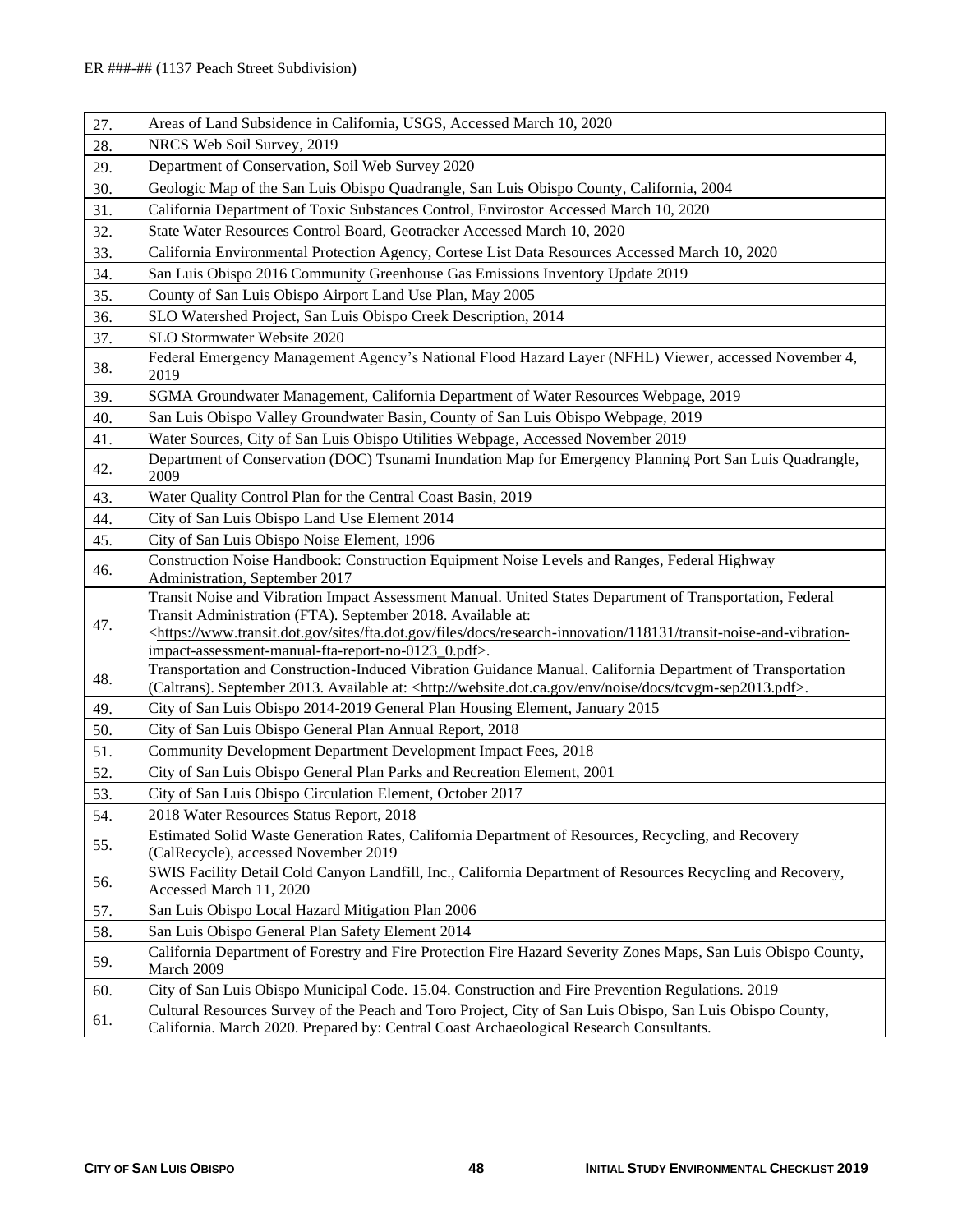| | |
|---|---|
| 27. | Areas of Land Subsidence in California, USGS, Accessed March 10, 2020 |
| 28. | NRCS Web Soil Survey, 2019 |
| 29. | Department of Conservation, Soil Web Survey 2020 |
| 30. | Geologic Map of the San Luis Obispo Quadrangle, San Luis Obispo County, California, 2004 |
| 31. | California Department of Toxic Substances Control, Envirostor Accessed March 10, 2020 |
| 32. | State Water Resources Control Board, Geotracker Accessed March 10, 2020 |
| 33. | California Environmental Protection Agency, Cortese List Data Resources Accessed March 10, 2020 |
| 34. | San Luis Obispo 2016 Community Greenhouse Gas Emissions Inventory Update 2019 |
| 35. | County of San Luis Obispo Airport Land Use Plan, May 2005 |
| 36. | SLO Watershed Project, San Luis Obispo Creek Description, 2014 |
| 37. | SLO Stormwater Website 2020 |
| 38. | Federal Emergency Management Agency's National Flood Hazard Layer (NFHL) Viewer, accessed November 4, 2019 |
| 39. | SGMA Groundwater Management, California Department of Water Resources Webpage, 2019 |
| 40. | San Luis Obispo Valley Groundwater Basin, County of San Luis Obispo Webpage, 2019 |
| 41. | Water Sources, City of San Luis Obispo Utilities Webpage, Accessed November 2019 |
| 42. | Department of Conservation (DOC) Tsunami Inundation Map for Emergency Planning Port San Luis Quadrangle, 2009 |
| 43. | Water Quality Control Plan for the Central Coast Basin, 2019 |
| 44. | City of San Luis Obispo Land Use Element 2014 |
| 45. | City of San Luis Obispo Noise Element, 1996 |
| 46. | Construction Noise Handbook: Construction Equipment Noise Levels and Ranges, Federal Highway Administration, September 2017 |
| 47. | Transit Noise and Vibration Impact Assessment Manual. United States Department of Transportation, Federal Transit Administration (FTA). September 2018. Available at: <https://www.transit.dot.gov/sites/fta.dot.gov/files/docs/research-innovation/118131/transit-noise-and-vibration-impact-assessment-manual-fta-report-no-0123_0.pdf>. |
| 48. | Transportation and Construction-Induced Vibration Guidance Manual. California Department of Transportation (Caltrans). September 2013. Available at: <http://website.dot.ca.gov/env/noise/docs/tcvgm-sep2013.pdf>. |
| 49. | City of San Luis Obispo 2014-2019 General Plan Housing Element, January 2015 |
| 50. | City of San Luis Obispo General Plan Annual Report, 2018 |
| 51. | Community Development Department Development Impact Fees, 2018 |
| 52. | City of San Luis Obispo General Plan Parks and Recreation Element, 2001 |
| 53. | City of San Luis Obispo Circulation Element, October 2017 |
| 54. | 2018 Water Resources Status Report, 2018 |
| 55. | Estimated Solid Waste Generation Rates, California Department of Resources, Recycling, and Recovery (CalRecycle), accessed November 2019 |
| 56. | SWIS Facility Detail Cold Canyon Landfill, Inc., California Department of Resources Recycling and Recovery, Accessed March 11, 2020 |
| 57. | San Luis Obispo Local Hazard Mitigation Plan 2006 |
| 58. | San Luis Obispo General Plan Safety Element 2014 |
| 59. | California Department of Forestry and Fire Protection Fire Hazard Severity Zones Maps, San Luis Obispo County, March 2009 |
| 60. | City of San Luis Obispo Municipal Code. 15.04. Construction and Fire Prevention Regulations. 2019 |
| 61. | Cultural Resources Survey of the Peach and Toro Project, City of San Luis Obispo, San Luis Obispo County, California. March 2020. Prepared by: Central Coast Archaeological Research Consultants. |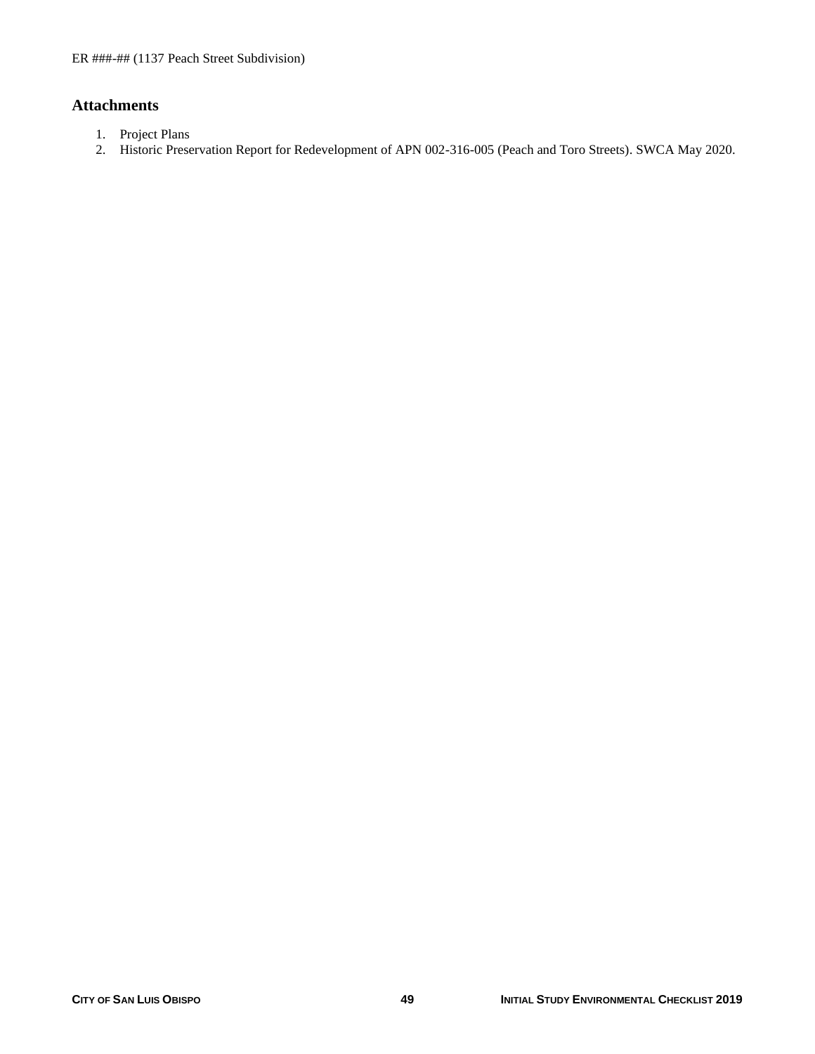## Attachments

1. Project Plans
2. Historic Preservation Report for Redevelopment of APN 002-316-005 (Peach and Toro Streets). SWCA May 2020.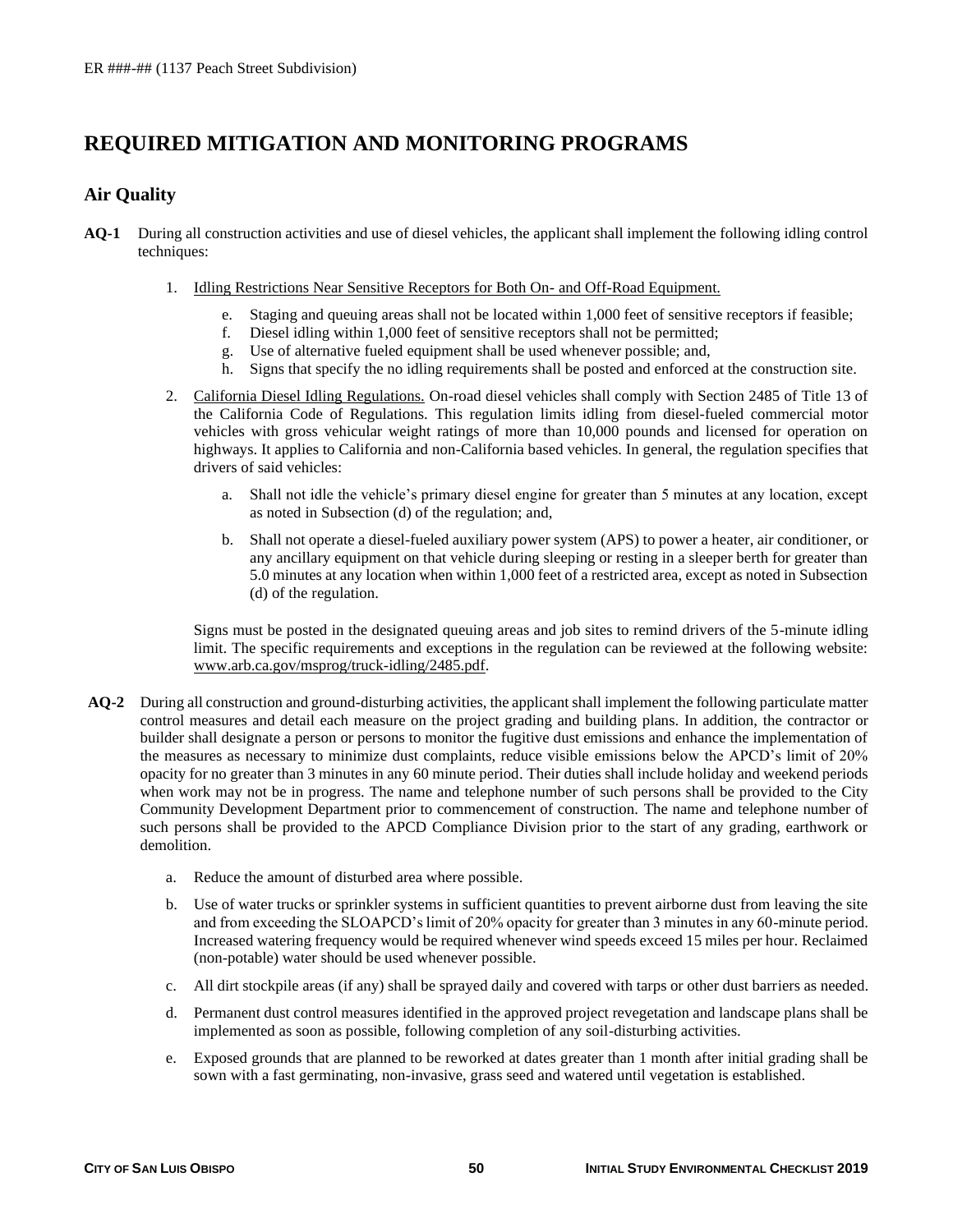# REQUIRED MITIGATION AND MONITORING PROGRAMS

## Air Quality

**AQ-1** During all construction activities and use of diesel vehicles, the applicant shall implement the following idling control techniques:

1. Idling Restrictions Near Sensitive Receptors for Both On- and Off-Road Equipment.

    e. Staging and queuing areas shall not be located within 1,000 feet of sensitive receptors if feasible;
    f. Diesel idling within 1,000 feet of sensitive receptors shall not be permitted;
    g. Use of alternative fueled equipment shall be used whenever possible; and,
    h. Signs that specify the no idling requirements shall be posted and enforced at the construction site.

2. California Diesel Idling Regulations. On-road diesel vehicles shall comply with Section 2485 of Title 13 of the California Code of Regulations. This regulation limits idling from diesel-fueled commercial motor vehicles with gross vehicular weight ratings of more than 10,000 pounds and licensed for operation on highways. It applies to California and non-California based vehicles. In general, the regulation specifies that drivers of said vehicles:

    a. Shall not idle the vehicle's primary diesel engine for greater than 5 minutes at any location, except as noted in Subsection (d) of the regulation; and,

    b. Shall not operate a diesel-fueled auxiliary power system (APS) to power a heater, air conditioner, or any ancillary equipment on that vehicle during sleeping or resting in a sleeper berth for greater than 5.0 minutes at any location when within 1,000 feet of a restricted area, except as noted in Subsection (d) of the regulation.

    Signs must be posted in the designated queuing areas and job sites to remind drivers of the 5-minute idling limit. The specific requirements and exceptions in the regulation can be reviewed at the following website: www.arb.ca.gov/msprog/truck-idling/2485.pdf.

**AQ-2** During all construction and ground-disturbing activities, the applicant shall implement the following particulate matter control measures and detail each measure on the project grading and building plans. In addition, the contractor or builder shall designate a person or persons to monitor the fugitive dust emissions and enhance the implementation of the measures as necessary to minimize dust complaints, reduce visible emissions below the APCD's limit of 20% opacity for no greater than 3 minutes in any 60 minute period. Their duties shall include holiday and weekend periods when work may not be in progress. The name and telephone number of such persons shall be provided to the City Community Development Department prior to commencement of construction. The name and telephone number of such persons shall be provided to the APCD Compliance Division prior to the start of any grading, earthwork or demolition.

a. Reduce the amount of disturbed area where possible.

b. Use of water trucks or sprinkler systems in sufficient quantities to prevent airborne dust from leaving the site and from exceeding the SLOAPCD's limit of 20% opacity for greater than 3 minutes in any 60-minute period. Increased watering frequency would be required whenever wind speeds exceed 15 miles per hour. Reclaimed (non-potable) water should be used whenever possible.

c. All dirt stockpile areas (if any) shall be sprayed daily and covered with tarps or other dust barriers as needed.

d. Permanent dust control measures identified in the approved project revegetation and landscape plans shall be implemented as soon as possible, following completion of any soil-disturbing activities.

e. Exposed grounds that are planned to be reworked at dates greater than 1 month after initial grading shall be sown with a fast germinating, non-invasive, grass seed and watered until vegetation is established.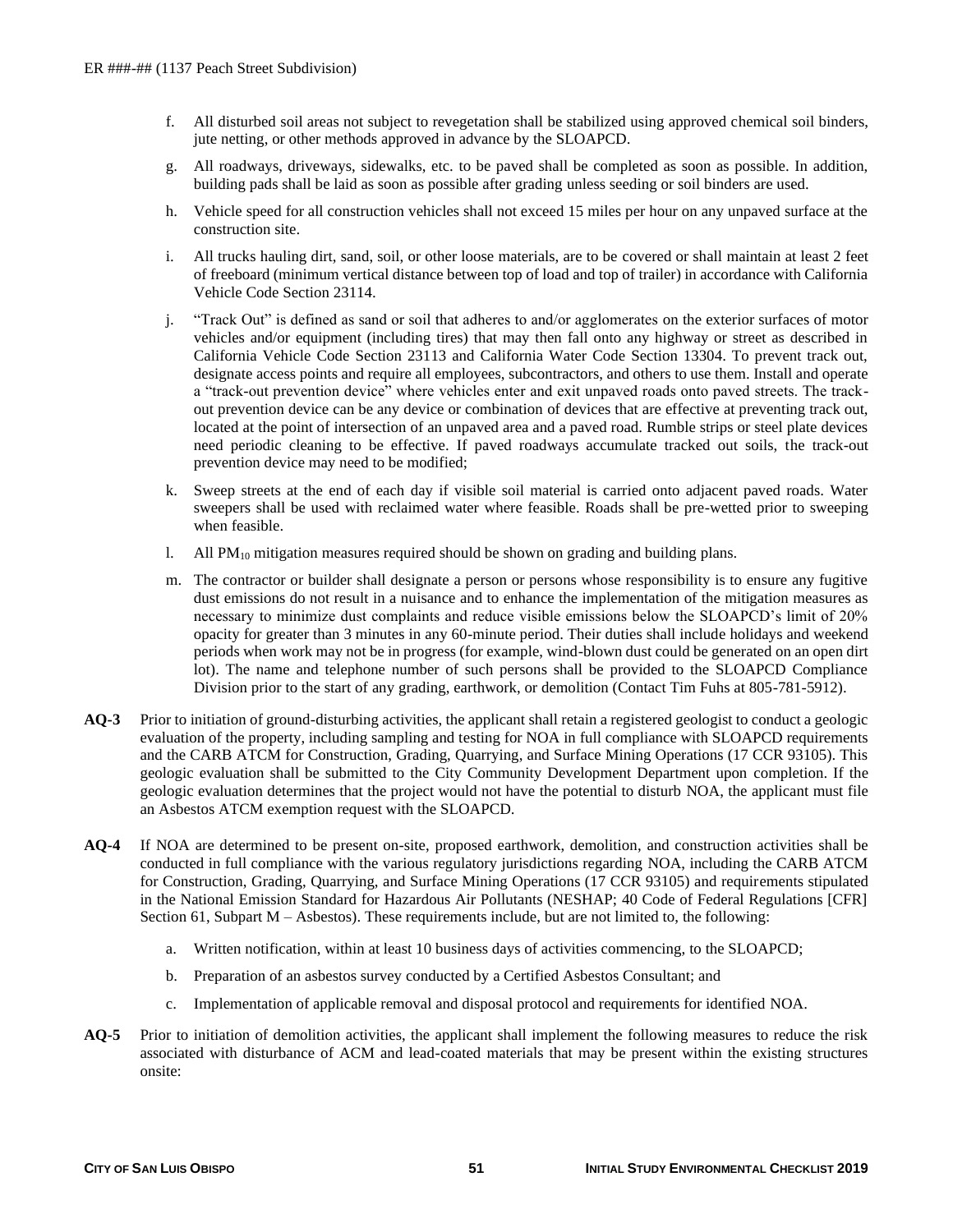f. All disturbed soil areas not subject to revegetation shall be stabilized using approved chemical soil binders, jute netting, or other methods approved in advance by the SLOAPCD.

g. All roadways, driveways, sidewalks, etc. to be paved shall be completed as soon as possible. In addition, building pads shall be laid as soon as possible after grading unless seeding or soil binders are used.

h. Vehicle speed for all construction vehicles shall not exceed 15 miles per hour on any unpaved surface at the construction site.

i. All trucks hauling dirt, sand, soil, or other loose materials, are to be covered or shall maintain at least 2 feet of freeboard (minimum vertical distance between top of load and top of trailer) in accordance with California Vehicle Code Section 23114.

j. "Track Out" is defined as sand or soil that adheres to and/or agglomerates on the exterior surfaces of motor vehicles and/or equipment (including tires) that may then fall onto any highway or street as described in California Vehicle Code Section 23113 and California Water Code Section 13304. To prevent track out, designate access points and require all employees, subcontractors, and others to use them. Install and operate a "track-out prevention device" where vehicles enter and exit unpaved roads onto paved streets. The track-out prevention device can be any device or combination of devices that are effective at preventing track out, located at the point of intersection of an unpaved area and a paved road. Rumble strips or steel plate devices need periodic cleaning to be effective. If paved roadways accumulate tracked out soils, the track-out prevention device may need to be modified;

k. Sweep streets at the end of each day if visible soil material is carried onto adjacent paved roads. Water sweepers shall be used with reclaimed water where feasible. Roads shall be pre-wetted prior to sweeping when feasible.

l. All $PM_{10}$ mitigation measures required should be shown on grading and building plans.

m. The contractor or builder shall designate a person or persons whose responsibility is to ensure any fugitive dust emissions do not result in a nuisance and to enhance the implementation of the mitigation measures as necessary to minimize dust complaints and reduce visible emissions below the SLOAPCD's limit of 20% opacity for greater than 3 minutes in any 60-minute period. Their duties shall include holidays and weekend periods when work may not be in progress (for example, wind-blown dust could be generated on an open dirt lot). The name and telephone number of such persons shall be provided to the SLOAPCD Compliance Division prior to the start of any grading, earthwork, or demolition (Contact Tim Fuhs at 805-781-5912).

**AQ-3** Prior to initiation of ground-disturbing activities, the applicant shall retain a registered geologist to conduct a geologic evaluation of the property, including sampling and testing for NOA in full compliance with SLOAPCD requirements and the CARB ATCM for Construction, Grading, Quarrying, and Surface Mining Operations (17 CCR 93105). This geologic evaluation shall be submitted to the City Community Development Department upon completion. If the geologic evaluation determines that the project would not have the potential to disturb NOA, the applicant must file an Asbestos ATCM exemption request with the SLOAPCD.

**AQ-4** If NOA are determined to be present on-site, proposed earthwork, demolition, and construction activities shall be conducted in full compliance with the various regulatory jurisdictions regarding NOA, including the CARB ATCM for Construction, Grading, Quarrying, and Surface Mining Operations (17 CCR 93105) and requirements stipulated in the National Emission Standard for Hazardous Air Pollutants (NESHAP; 40 Code of Federal Regulations [CFR] Section 61, Subpart M – Asbestos). These requirements include, but are not limited to, the following:

a. Written notification, within at least 10 business days of activities commencing, to the SLOAPCD;

b. Preparation of an asbestos survey conducted by a Certified Asbestos Consultant; and

c. Implementation of applicable removal and disposal protocol and requirements for identified NOA.

**AQ-5** Prior to initiation of demolition activities, the applicant shall implement the following measures to reduce the risk associated with disturbance of ACM and lead-coated materials that may be present within the existing structures onsite: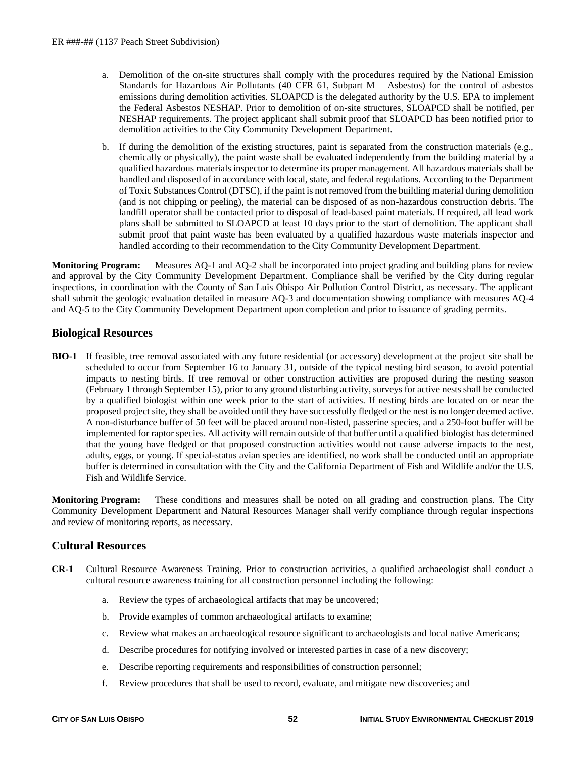a. Demolition of the on-site structures shall comply with the procedures required by the National Emission Standards for Hazardous Air Pollutants (40 CFR 61, Subpart M – Asbestos) for the control of asbestos emissions during demolition activities. SLOAPCD is the delegated authority by the U.S. EPA to implement the Federal Asbestos NESHAP. Prior to demolition of on-site structures, SLOAPCD shall be notified, per NESHAP requirements. The project applicant shall submit proof that SLOAPCD has been notified prior to demolition activities to the City Community Development Department.

b. If during the demolition of the existing structures, paint is separated from the construction materials (e.g., chemically or physically), the paint waste shall be evaluated independently from the building material by a qualified hazardous materials inspector to determine its proper management. All hazardous materials shall be handled and disposed of in accordance with local, state, and federal regulations. According to the Department of Toxic Substances Control (DTSC), if the paint is not removed from the building material during demolition (and is not chipping or peeling), the material can be disposed of as non-hazardous construction debris. The landfill operator shall be contacted prior to disposal of lead-based paint materials. If required, all lead work plans shall be submitted to SLOAPCD at least 10 days prior to the start of demolition. The applicant shall submit proof that paint waste has been evaluated by a qualified hazardous waste materials inspector and handled according to their recommendation to the City Community Development Department.

**Monitoring Program:** Measures AQ-1 and AQ-2 shall be incorporated into project grading and building plans for review and approval by the City Community Development Department. Compliance shall be verified by the City during regular inspections, in coordination with the County of San Luis Obispo Air Pollution Control District, as necessary. The applicant shall submit the geologic evaluation detailed in measure AQ-3 and documentation showing compliance with measures AQ-4 and AQ-5 to the City Community Development Department upon completion and prior to issuance of grading permits.

## Biological Resources

**BIO-1** If feasible, tree removal associated with any future residential (or accessory) development at the project site shall be scheduled to occur from September 16 to January 31, outside of the typical nesting bird season, to avoid potential impacts to nesting birds. If tree removal or other construction activities are proposed during the nesting season (February 1 through September 15), prior to any ground disturbing activity, surveys for active nests shall be conducted by a qualified biologist within one week prior to the start of activities. If nesting birds are located on or near the proposed project site, they shall be avoided until they have successfully fledged or the nest is no longer deemed active. A non-disturbance buffer of 50 feet will be placed around non-listed, passerine species, and a 250-foot buffer will be implemented for raptor species. All activity will remain outside of that buffer until a qualified biologist has determined that the young have fledged or that proposed construction activities would not cause adverse impacts to the nest, adults, eggs, or young. If special-status avian species are identified, no work shall be conducted until an appropriate buffer is determined in consultation with the City and the California Department of Fish and Wildlife and/or the U.S. Fish and Wildlife Service.

**Monitoring Program:** These conditions and measures shall be noted on all grading and construction plans. The City Community Development Department and Natural Resources Manager shall verify compliance through regular inspections and review of monitoring reports, as necessary.

## Cultural Resources

**CR-1** Cultural Resource Awareness Training. Prior to construction activities, a qualified archaeologist shall conduct a cultural resource awareness training for all construction personnel including the following:

a. Review the types of archaeological artifacts that may be uncovered;

b. Provide examples of common archaeological artifacts to examine;

c. Review what makes an archaeological resource significant to archaeologists and local native Americans;

d. Describe procedures for notifying involved or interested parties in case of a new discovery;

e. Describe reporting requirements and responsibilities of construction personnel;

f. Review procedures that shall be used to record, evaluate, and mitigate new discoveries; and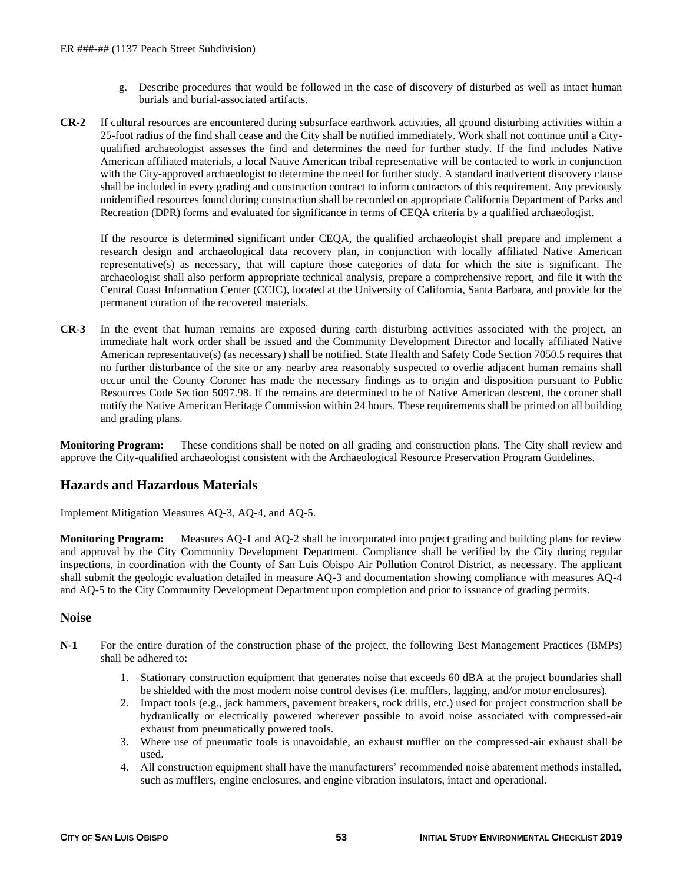g. Describe procedures that would be followed in the case of discovery of disturbed as well as intact human burials and burial-associated artifacts.

**CR-2** If cultural resources are encountered during subsurface earthwork activities, all ground disturbing activities within a 25-foot radius of the find shall cease and the City shall be notified immediately. Work shall not continue until a City-qualified archaeologist assesses the find and determines the need for further study. If the find includes Native American affiliated materials, a local Native American tribal representative will be contacted to work in conjunction with the City-approved archaeologist to determine the need for further study. A standard inadvertent discovery clause shall be included in every grading and construction contract to inform contractors of this requirement. Any previously unidentified resources found during construction shall be recorded on appropriate California Department of Parks and Recreation (DPR) forms and evaluated for significance in terms of CEQA criteria by a qualified archaeologist.

If the resource is determined significant under CEQA, the qualified archaeologist shall prepare and implement a research design and archaeological data recovery plan, in conjunction with locally affiliated Native American representative(s) as necessary, that will capture those categories of data for which the site is significant. The archaeologist shall also perform appropriate technical analysis, prepare a comprehensive report, and file it with the Central Coast Information Center (CCIC), located at the University of California, Santa Barbara, and provide for the permanent curation of the recovered materials.

**CR-3** In the event that human remains are exposed during earth disturbing activities associated with the project, an immediate halt work order shall be issued and the Community Development Director and locally affiliated Native American representative(s) (as necessary) shall be notified. State Health and Safety Code Section 7050.5 requires that no further disturbance of the site or any nearby area reasonably suspected to overlie adjacent human remains shall occur until the County Coroner has made the necessary findings as to origin and disposition pursuant to Public Resources Code Section 5097.98. If the remains are determined to be of Native American descent, the coroner shall notify the Native American Heritage Commission within 24 hours. These requirements shall be printed on all building and grading plans.

**Monitoring Program:** These conditions shall be noted on all grading and construction plans. The City shall review and approve the City-qualified archaeologist consistent with the Archaeological Resource Preservation Program Guidelines.

## Hazards and Hazardous Materials

Implement Mitigation Measures AQ-3, AQ-4, and AQ-5.

**Monitoring Program:** Measures AQ-1 and AQ-2 shall be incorporated into project grading and building plans for review and approval by the City Community Development Department. Compliance shall be verified by the City during regular inspections, in coordination with the County of San Luis Obispo Air Pollution Control District, as necessary. The applicant shall submit the geologic evaluation detailed in measure AQ-3 and documentation showing compliance with measures AQ-4 and AQ-5 to the City Community Development Department upon completion and prior to issuance of grading permits.

## Noise

**N-1** For the entire duration of the construction phase of the project, the following Best Management Practices (BMPs) shall be adhered to:

1. Stationary construction equipment that generates noise that exceeds 60 dBA at the project boundaries shall be shielded with the most modern noise control devises (i.e. mufflers, lagging, and/or motor enclosures).
2. Impact tools (e.g., jack hammers, pavement breakers, rock drills, etc.) used for project construction shall be hydraulically or electrically powered wherever possible to avoid noise associated with compressed-air exhaust from pneumatically powered tools.
3. Where use of pneumatic tools is unavoidable, an exhaust muffler on the compressed-air exhaust shall be used.
4. All construction equipment shall have the manufacturers' recommended noise abatement methods installed, such as mufflers, engine enclosures, and engine vibration insulators, intact and operational.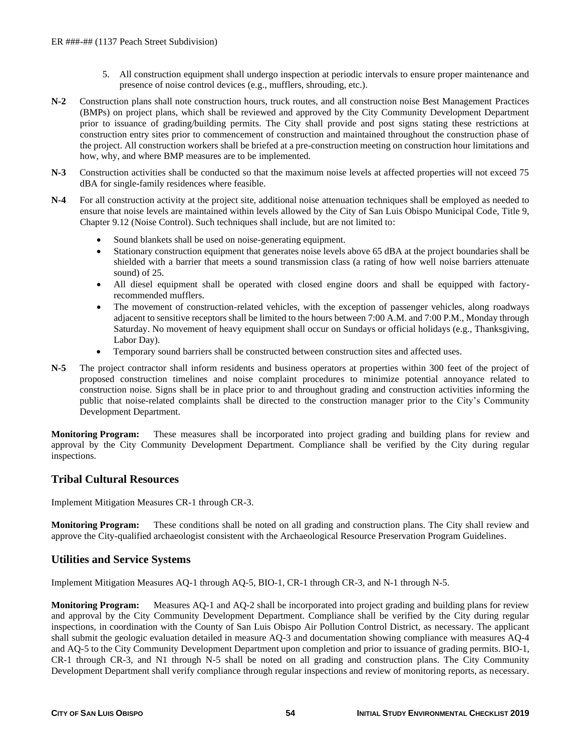5. All construction equipment shall undergo inspection at periodic intervals to ensure proper maintenance and presence of noise control devices (e.g., mufflers, shrouding, etc.).

**N-2** Construction plans shall note construction hours, truck routes, and all construction noise Best Management Practices (BMPs) on project plans, which shall be reviewed and approved by the City Community Development Department prior to issuance of grading/building permits. The City shall provide and post signs stating these restrictions at construction entry sites prior to commencement of construction and maintained throughout the construction phase of the project. All construction workers shall be briefed at a pre-construction meeting on construction hour limitations and how, why, and where BMP measures are to be implemented.

**N-3** Construction activities shall be conducted so that the maximum noise levels at affected properties will not exceed 75 dBA for single-family residences where feasible.

**N-4** For all construction activity at the project site, additional noise attenuation techniques shall be employed as needed to ensure that noise levels are maintained within levels allowed by the City of San Luis Obispo Municipal Code, Title 9, Chapter 9.12 (Noise Control). Such techniques shall include, but are not limited to:

- Sound blankets shall be used on noise-generating equipment.
- Stationary construction equipment that generates noise levels above 65 dBA at the project boundaries shall be shielded with a barrier that meets a sound transmission class (a rating of how well noise barriers attenuate sound) of 25.
- All diesel equipment shall be operated with closed engine doors and shall be equipped with factory-recommended mufflers.
- The movement of construction-related vehicles, with the exception of passenger vehicles, along roadways adjacent to sensitive receptors shall be limited to the hours between 7:00 A.M. and 7:00 P.M., Monday through Saturday. No movement of heavy equipment shall occur on Sundays or official holidays (e.g., Thanksgiving, Labor Day).
- Temporary sound barriers shall be constructed between construction sites and affected uses.

**N-5** The project contractor shall inform residents and business operators at properties within 300 feet of the project of proposed construction timelines and noise complaint procedures to minimize potential annoyance related to construction noise. Signs shall be in place prior to and throughout grading and construction activities informing the public that noise-related complaints shall be directed to the construction manager prior to the City's Community Development Department.

**Monitoring Program:** These measures shall be incorporated into project grading and building plans for review and approval by the City Community Development Department. Compliance shall be verified by the City during regular inspections.

## Tribal Cultural Resources

Implement Mitigation Measures CR-1 through CR-3.

**Monitoring Program:** These conditions shall be noted on all grading and construction plans. The City shall review and approve the City-qualified archaeologist consistent with the Archaeological Resource Preservation Program Guidelines.

## Utilities and Service Systems

Implement Mitigation Measures AQ-1 through AQ-5, BIO-1, CR-1 through CR-3, and N-1 through N-5.

**Monitoring Program:** Measures AQ-1 and AQ-2 shall be incorporated into project grading and building plans for review and approval by the City Community Development Department. Compliance shall be verified by the City during regular inspections, in coordination with the County of San Luis Obispo Air Pollution Control District, as necessary. The applicant shall submit the geologic evaluation detailed in measure AQ-3 and documentation showing compliance with measures AQ-4 and AQ-5 to the City Community Development Department upon completion and prior to issuance of grading permits. BIO-1, CR-1 through CR-3, and N1 through N-5 shall be noted on all grading and construction plans. The City Community Development Department shall verify compliance through regular inspections and review of monitoring reports, as necessary.